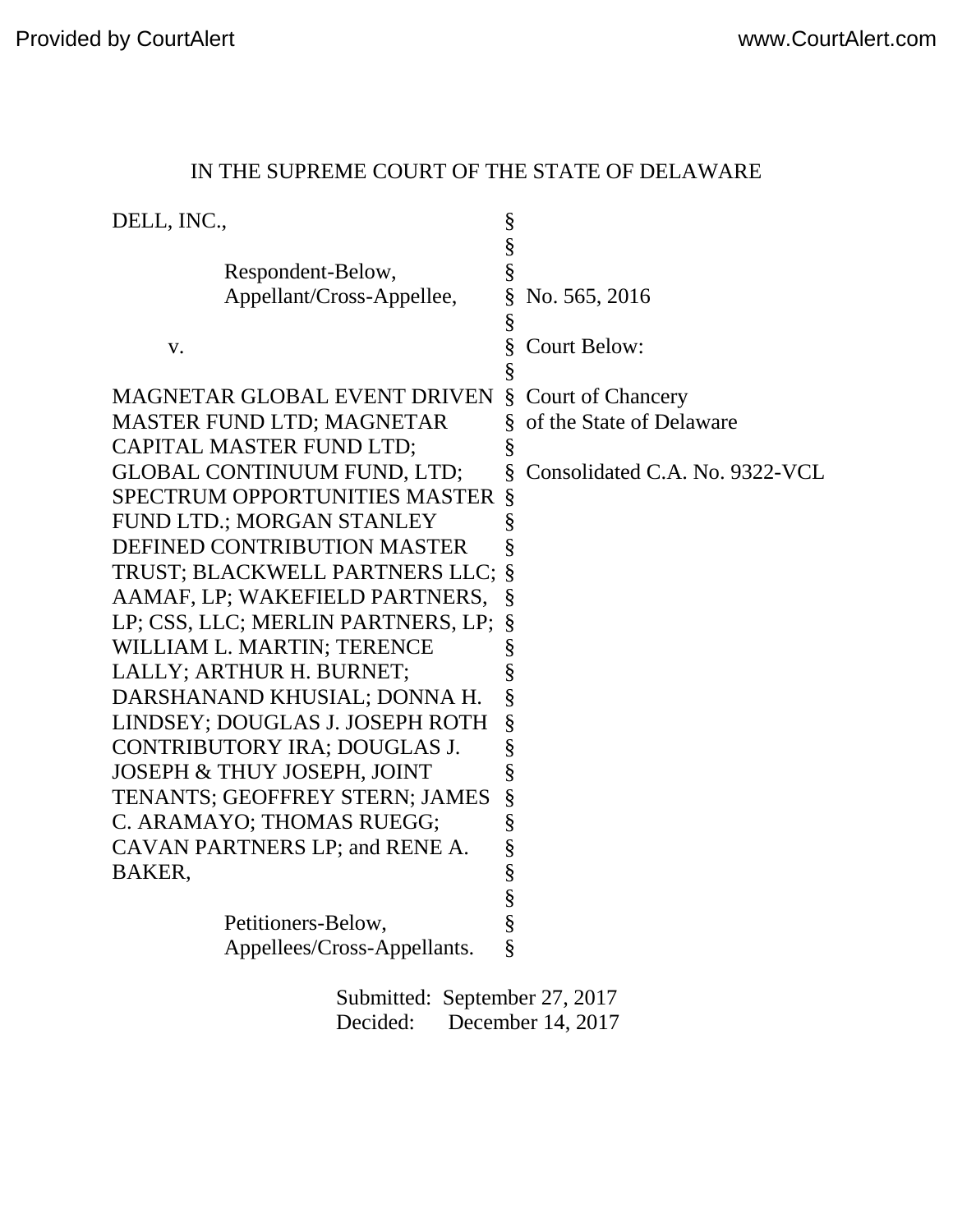IN THE SUPREME COURT OF THE STATE OF DELAWARE

| | | |
|---|---|---|
| DELL, INC., | § | |
| | § | |
| Respondent-Below, | § | |
| Appellant/Cross-Appellee, | § | No. 565, 2016 |
| | § | |
| v. | § | Court Below: |
| | § | |
| MAGNETAR GLOBAL EVENT DRIVEN MASTER FUND LTD; MAGNETAR CAPITAL MASTER FUND LTD; GLOBAL CONTINUUM FUND, LTD; SPECTRUM OPPORTUNITIES MASTER FUND LTD.; MORGAN STANLEY DEFINED CONTRIBUTION MASTER TRUST; BLACKWELL PARTNERS LLC; AAMAF, LP; WAKEFIELD PARTNERS, LP; CSS, LLC; MERLIN PARTNERS, LP; WILLIAM L. MARTIN; TERENCE LALLY; ARTHUR H. BURNET; DARSHANAND KHUSIAL; DONNA H. LINDSEY; DOUGLAS J. JOSEPH ROTH CONTRIBUTORY IRA; DOUGLAS J. JOSEPH & THUY JOSEPH, JOINT TENANTS; GEOFFREY STERN; JAMES C. ARAMAYO; THOMAS RUEGG; CAVAN PARTNERS LP; and RENE A. BAKER, | § | Court of Chancery of the State of Delaware<br><br>Consolidated C.A. No. 9322-VCL |
| | § | |
| Petitioners-Below, | § | |
| Appellees/Cross-Appellants. | § | |

Submitted: September 27, 2017
Decided: December 14, 2017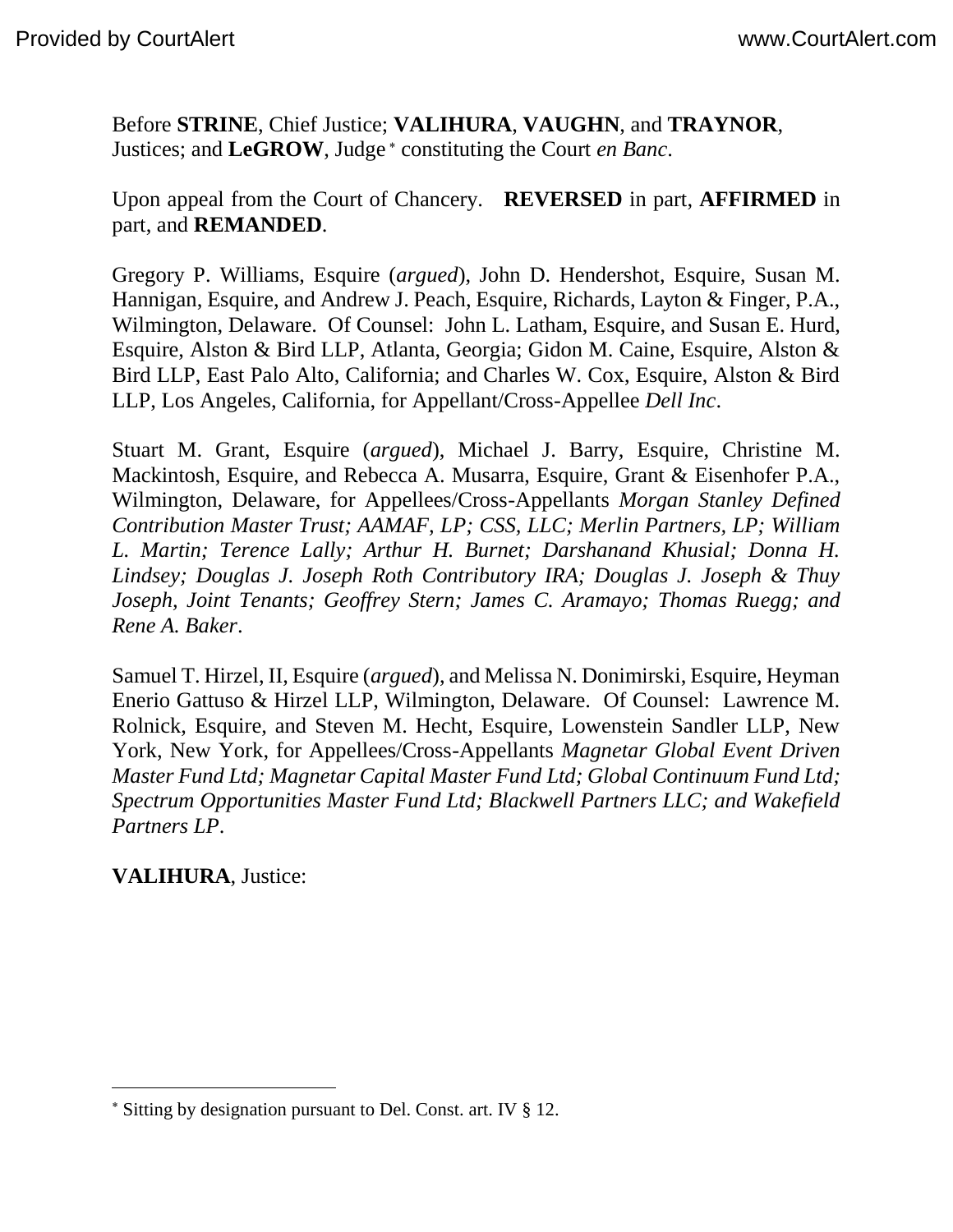Before **STRINE**, Chief Justice; **VALIHURA**, **VAUGHN**, and **TRAYNOR**, Justices; and **LeGROW**, Judge [*] constituting the Court *en Banc*.

Upon appeal from the Court of Chancery. **REVERSED** in part, **AFFIRMED** in part, and **REMANDED**.

Gregory P. Williams, Esquire (*argued*), John D. Hendershot, Esquire, Susan M. Hannigan, Esquire, and Andrew J. Peach, Esquire, Richards, Layton & Finger, P.A., Wilmington, Delaware. Of Counsel: John L. Latham, Esquire, and Susan E. Hurd, Esquire, Alston & Bird LLP, Atlanta, Georgia; Gidon M. Caine, Esquire, Alston & Bird LLP, East Palo Alto, California; and Charles W. Cox, Esquire, Alston & Bird LLP, Los Angeles, California, for Appellant/Cross-Appellee *Dell Inc*.

Stuart M. Grant, Esquire (*argued*), Michael J. Barry, Esquire, Christine M. Mackintosh, Esquire, and Rebecca A. Musarra, Esquire, Grant & Eisenhofer P.A., Wilmington, Delaware, for Appellees/Cross-Appellants *Morgan Stanley Defined Contribution Master Trust; AAMAF, LP; CSS, LLC; Merlin Partners, LP; William L. Martin; Terence Lally; Arthur H. Burnet; Darshanand Khusial; Donna H. Lindsey; Douglas J. Joseph Roth Contributory IRA; Douglas J. Joseph & Thuy Joseph, Joint Tenants; Geoffrey Stern; James C. Aramayo; Thomas Ruegg; and Rene A. Baker*.

Samuel T. Hirzel, II, Esquire (*argued*), and Melissa N. Donimirski, Esquire, Heyman Enerio Gattuso & Hirzel LLP, Wilmington, Delaware. Of Counsel: Lawrence M. Rolnick, Esquire, and Steven M. Hecht, Esquire, Lowenstein Sandler LLP, New York, New York, for Appellees/Cross-Appellants *Magnetar Global Event Driven Master Fund Ltd; Magnetar Capital Master Fund Ltd; Global Continuum Fund Ltd; Spectrum Opportunities Master Fund Ltd; Blackwell Partners LLC; and Wakefield Partners LP*.

**VALIHURA**, Justice:

---

[*] Sitting by designation pursuant to Del. Const. art. IV § 12.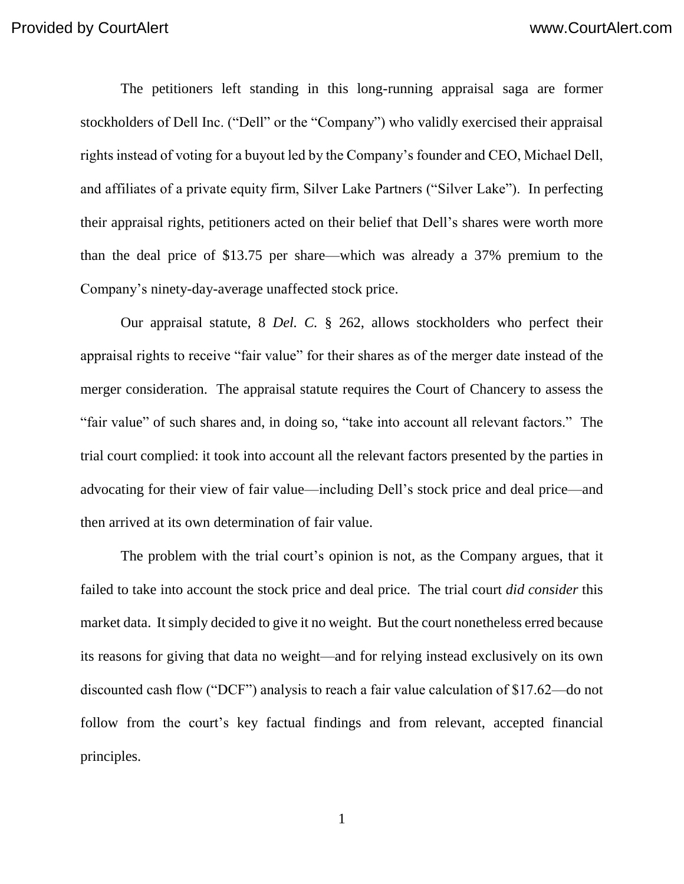The petitioners left standing in this long-running appraisal saga are former stockholders of Dell Inc. ("Dell" or the "Company") who validly exercised their appraisal rights instead of voting for a buyout led by the Company's founder and CEO, Michael Dell, and affiliates of a private equity firm, Silver Lake Partners ("Silver Lake"). In perfecting their appraisal rights, petitioners acted on their belief that Dell's shares were worth more than the deal price of $13.75 per share—which was already a 37% premium to the Company's ninety-day-average unaffected stock price.

Our appraisal statute, 8 *Del. C.* § 262, allows stockholders who perfect their appraisal rights to receive "fair value" for their shares as of the merger date instead of the merger consideration. The appraisal statute requires the Court of Chancery to assess the "fair value" of such shares and, in doing so, "take into account all relevant factors." The trial court complied: it took into account all the relevant factors presented by the parties in advocating for their view of fair value—including Dell's stock price and deal price—and then arrived at its own determination of fair value.

The problem with the trial court's opinion is not, as the Company argues, that it failed to take into account the stock price and deal price. The trial court *did consider* this market data. It simply decided to give it no weight. But the court nonetheless erred because its reasons for giving that data no weight—and for relying instead exclusively on its own discounted cash flow ("DCF") analysis to reach a fair value calculation of $17.62—do not follow from the court's key factual findings and from relevant, accepted financial principles.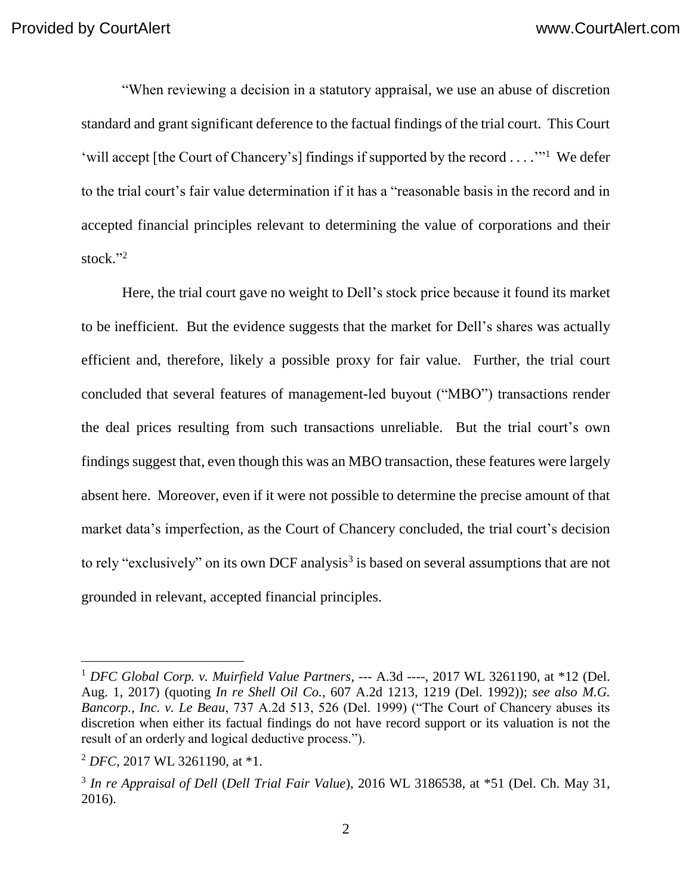"When reviewing a decision in a statutory appraisal, we use an abuse of discretion standard and grant significant deference to the factual findings of the trial court. This Court 'will accept [the Court of Chancery's] findings if supported by the record . . . .'"[1] We defer to the trial court's fair value determination if it has a "reasonable basis in the record and in accepted financial principles relevant to determining the value of corporations and their stock."[2]

Here, the trial court gave no weight to Dell's stock price because it found its market to be inefficient. But the evidence suggests that the market for Dell's shares was actually efficient and, therefore, likely a possible proxy for fair value. Further, the trial court concluded that several features of management-led buyout ("MBO") transactions render the deal prices resulting from such transactions unreliable. But the trial court's own findings suggest that, even though this was an MBO transaction, these features were largely absent here. Moreover, even if it were not possible to determine the precise amount of that market data's imperfection, as the Court of Chancery concluded, the trial court's decision to rely "exclusively" on its own DCF analysis[3] is based on several assumptions that are not grounded in relevant, accepted financial principles.

---

[1] *DFC Global Corp. v. Muirfield Value Partners*, --- A.3d ----, 2017 WL 3261190, at *12 (Del. Aug. 1, 2017) (quoting *In re Shell Oil Co.*, 607 A.2d 1213, 1219 (Del. 1992)); *see also M.G. Bancorp., Inc. v. Le Beau*, 737 A.2d 513, 526 (Del. 1999) ("The Court of Chancery abuses its discretion when either its factual findings do not have record support or its valuation is not the result of an orderly and logical deductive process.").

[2] *DFC*, 2017 WL 3261190, at *1.

[3] *In re Appraisal of Dell* (*Dell Trial Fair Value*), 2016 WL 3186538, at *51 (Del. Ch. May 31, 2016).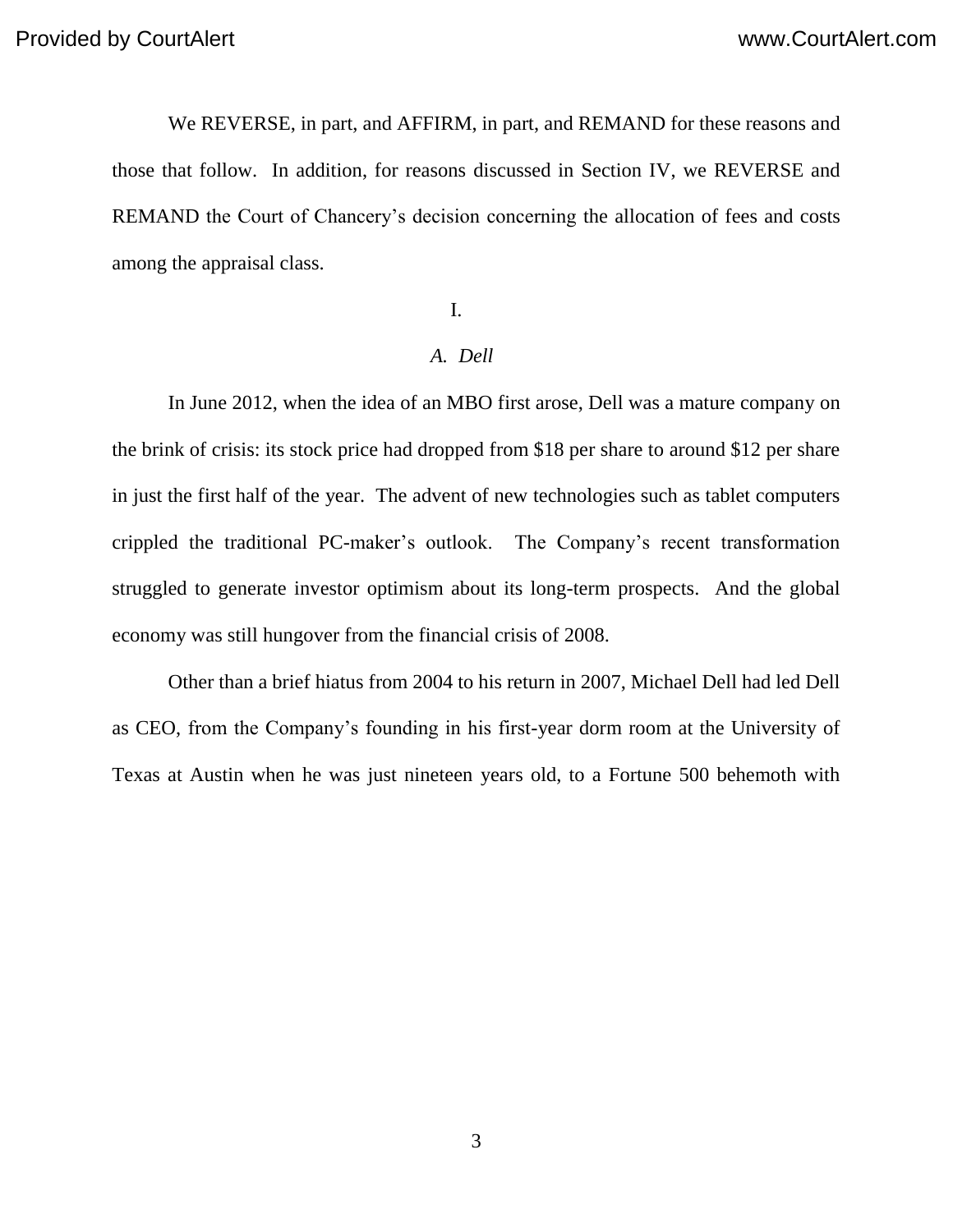We REVERSE, in part, and AFFIRM, in part, and REMAND for these reasons and those that follow. In addition, for reasons discussed in Section IV, we REVERSE and REMAND the Court of Chancery's decision concerning the allocation of fees and costs among the appraisal class.

## I.

### *A. Dell*

In June 2012, when the idea of an MBO first arose, Dell was a mature company on the brink of crisis: its stock price had dropped from $18 per share to around $12 per share in just the first half of the year. The advent of new technologies such as tablet computers crippled the traditional PC-maker's outlook. The Company's recent transformation struggled to generate investor optimism about its long-term prospects. And the global economy was still hungover from the financial crisis of 2008.

Other than a brief hiatus from 2004 to his return in 2007, Michael Dell had led Dell as CEO, from the Company's founding in his first-year dorm room at the University of Texas at Austin when he was just nineteen years old, to a Fortune 500 behemoth with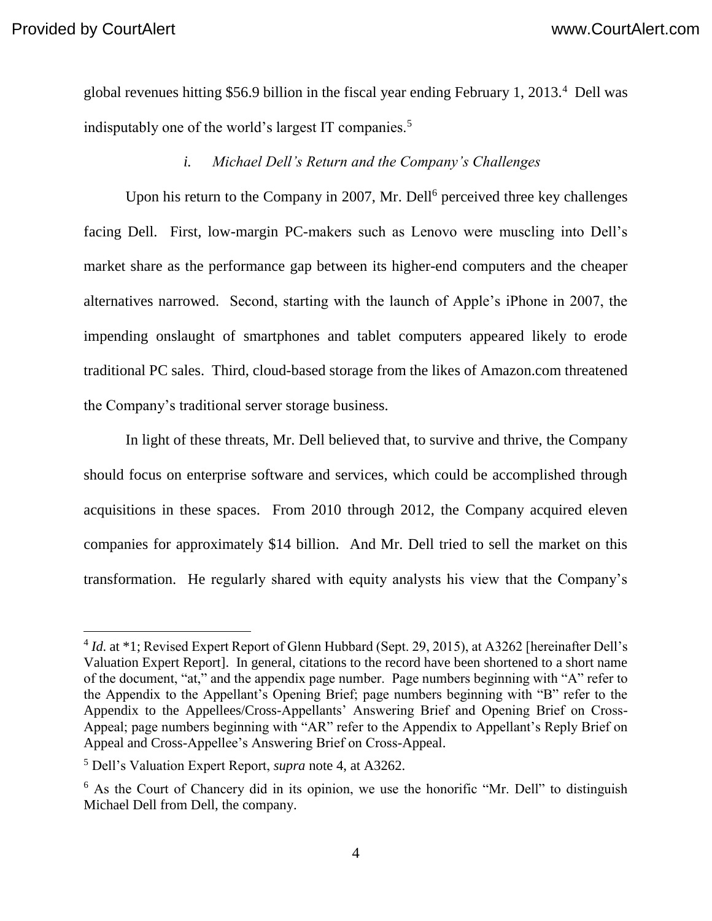global revenues hitting $56.9 billion in the fiscal year ending February 1, 2013.[4] Dell was indisputably one of the world's largest IT companies.[5]

### *i. Michael Dell's Return and the Company's Challenges*

Upon his return to the Company in 2007, Mr. Dell[6] perceived three key challenges facing Dell. First, low-margin PC-makers such as Lenovo were muscling into Dell's market share as the performance gap between its higher-end computers and the cheaper alternatives narrowed. Second, starting with the launch of Apple's iPhone in 2007, the impending onslaught of smartphones and tablet computers appeared likely to erode traditional PC sales. Third, cloud-based storage from the likes of Amazon.com threatened the Company's traditional server storage business.

In light of these threats, Mr. Dell believed that, to survive and thrive, the Company should focus on enterprise software and services, which could be accomplished through acquisitions in these spaces. From 2010 through 2012, the Company acquired eleven companies for approximately $14 billion. And Mr. Dell tried to sell the market on this transformation. He regularly shared with equity analysts his view that the Company's

---

[4] *Id.* at *1; Revised Expert Report of Glenn Hubbard (Sept. 29, 2015), at A3262 [hereinafter Dell's Valuation Expert Report]. In general, citations to the record have been shortened to a short name of the document, "at," and the appendix page number. Page numbers beginning with "A" refer to the Appendix to the Appellant's Opening Brief; page numbers beginning with "B" refer to the Appendix to the Appellees/Cross-Appellants' Answering Brief and Opening Brief on Cross-Appeal; page numbers beginning with "AR" refer to the Appendix to Appellant's Reply Brief on Appeal and Cross-Appellee's Answering Brief on Cross-Appeal.

[5] Dell's Valuation Expert Report, *supra* note 4, at A3262.

[6] As the Court of Chancery did in its opinion, we use the honorific "Mr. Dell" to distinguish Michael Dell from Dell, the company.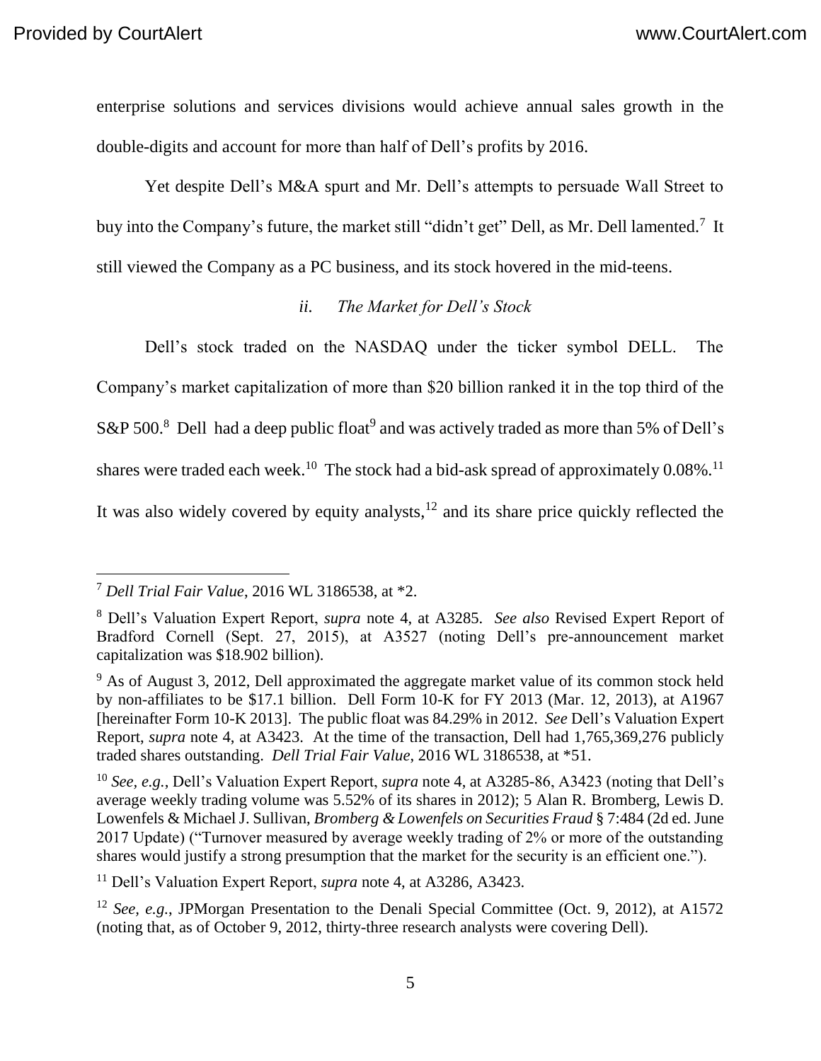enterprise solutions and services divisions would achieve annual sales growth in the double-digits and account for more than half of Dell's profits by 2016.

Yet despite Dell's M&A spurt and Mr. Dell's attempts to persuade Wall Street to buy into the Company's future, the market still "didn't get" Dell, as Mr. Dell lamented.[7] It still viewed the Company as a PC business, and its stock hovered in the mid-teens.

### *ii. The Market for Dell's Stock*

Dell's stock traded on the NASDAQ under the ticker symbol DELL. The Company's market capitalization of more than $20 billion ranked it in the top third of the S&P 500.[8] Dell had a deep public float[9] and was actively traded as more than 5% of Dell's shares were traded each week.[10] The stock had a bid-ask spread of approximately 0.08%.[11] It was also widely covered by equity analysts,[12] and its share price quickly reflected the

---

[7] *Dell Trial Fair Value*, 2016 WL 3186538, at *2.

[8] Dell's Valuation Expert Report, *supra* note 4, at A3285. *See also* Revised Expert Report of Bradford Cornell (Sept. 27, 2015), at A3527 (noting Dell's pre-announcement market capitalization was $18.902 billion).

[9] As of August 3, 2012, Dell approximated the aggregate market value of its common stock held by non-affiliates to be $17.1 billion. Dell Form 10-K for FY 2013 (Mar. 12, 2013), at A1967 [hereinafter Form 10-K 2013]. The public float was 84.29% in 2012. *See* Dell's Valuation Expert Report, *supra* note 4, at A3423. At the time of the transaction, Dell had 1,765,369,276 publicly traded shares outstanding. *Dell Trial Fair Value*, 2016 WL 3186538, at *51.

[10] *See, e.g.*, Dell's Valuation Expert Report, *supra* note 4, at A3285-86, A3423 (noting that Dell's average weekly trading volume was 5.52% of its shares in 2012); 5 Alan R. Bromberg, Lewis D. Lowenfels & Michael J. Sullivan, *Bromberg & Lowenfels on Securities Fraud* § 7:484 (2d ed. June 2017 Update) ("Turnover measured by average weekly trading of 2% or more of the outstanding shares would justify a strong presumption that the market for the security is an efficient one.").

[11] Dell's Valuation Expert Report, *supra* note 4, at A3286, A3423.

[12] *See, e.g.*, JPMorgan Presentation to the Denali Special Committee (Oct. 9, 2012), at A1572 (noting that, as of October 9, 2012, thirty-three research analysts were covering Dell).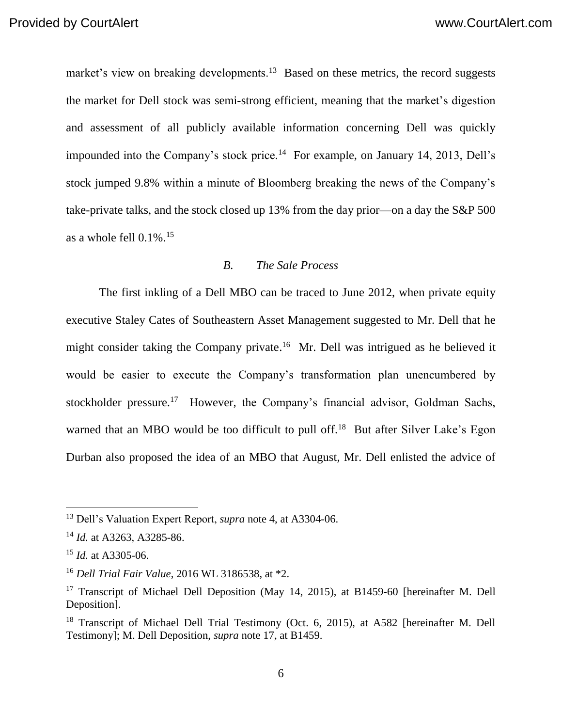market's view on breaking developments.[13] Based on these metrics, the record suggests the market for Dell stock was semi-strong efficient, meaning that the market's digestion and assessment of all publicly available information concerning Dell was quickly impounded into the Company's stock price.[14] For example, on January 14, 2013, Dell's stock jumped 9.8% within a minute of Bloomberg breaking the news of the Company's take-private talks, and the stock closed up 13% from the day prior—on a day the S&P 500 as a whole fell 0.1%.[15]

### *B. The Sale Process*

The first inkling of a Dell MBO can be traced to June 2012, when private equity executive Staley Cates of Southeastern Asset Management suggested to Mr. Dell that he might consider taking the Company private.[16] Mr. Dell was intrigued as he believed it would be easier to execute the Company's transformation plan unencumbered by stockholder pressure.[17] However, the Company's financial advisor, Goldman Sachs, warned that an MBO would be too difficult to pull off.[18] But after Silver Lake's Egon Durban also proposed the idea of an MBO that August, Mr. Dell enlisted the advice of

---

[13] Dell's Valuation Expert Report, *supra* note 4, at A3304-06.

[14] *Id.* at A3263, A3285-86.

[15] *Id.* at A3305-06.

[16] *Dell Trial Fair Value*, 2016 WL 3186538, at *2.

[17] Transcript of Michael Dell Deposition (May 14, 2015), at B1459-60 [hereinafter M. Dell Deposition].

[18] Transcript of Michael Dell Trial Testimony (Oct. 6, 2015), at A582 [hereinafter M. Dell Testimony]; M. Dell Deposition, *supra* note 17, at B1459.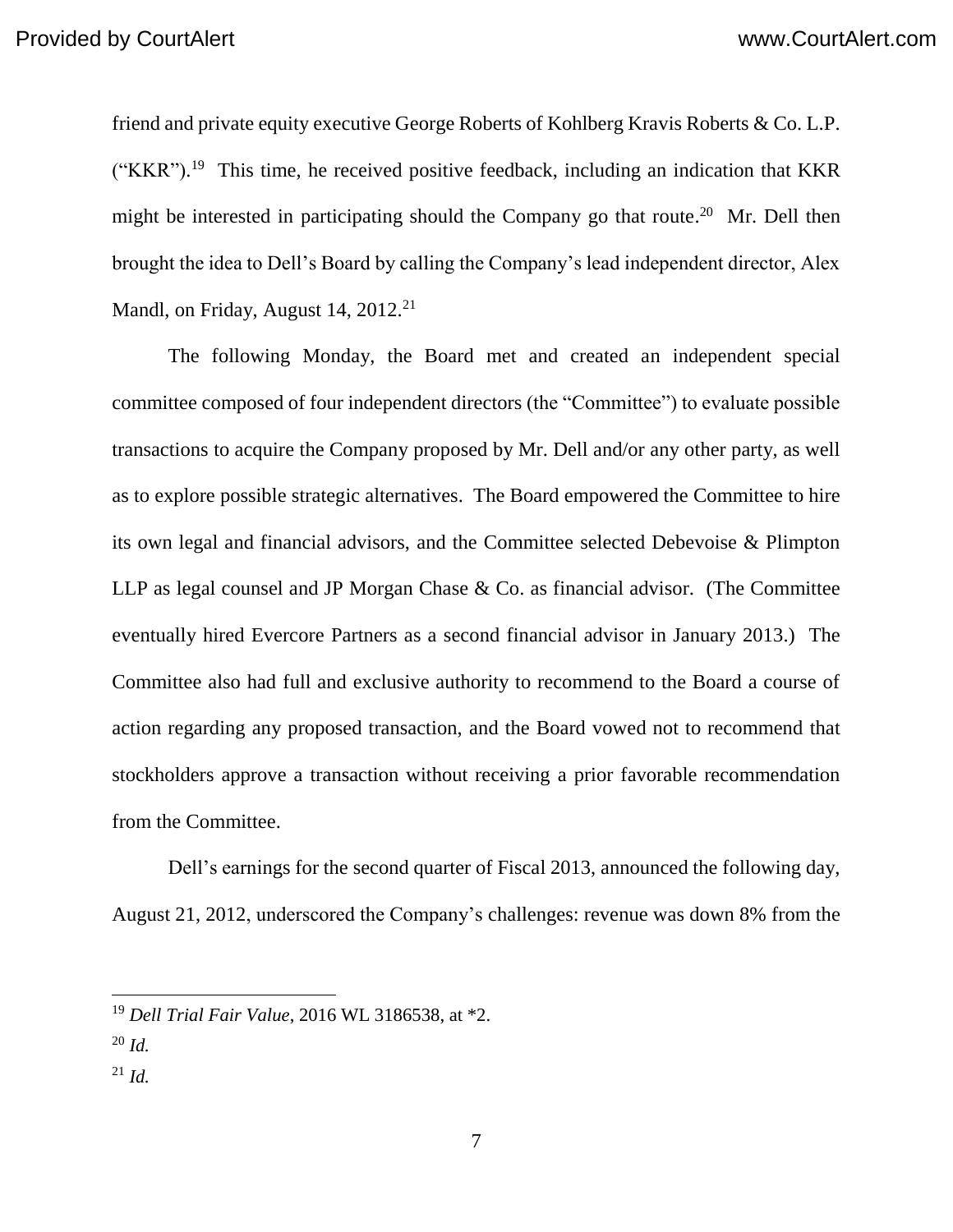friend and private equity executive George Roberts of Kohlberg Kravis Roberts & Co. L.P. ("KKR").[19] This time, he received positive feedback, including an indication that KKR might be interested in participating should the Company go that route.[20] Mr. Dell then brought the idea to Dell's Board by calling the Company's lead independent director, Alex Mandl, on Friday, August 14, 2012.[21]

The following Monday, the Board met and created an independent special committee composed of four independent directors (the "Committee") to evaluate possible transactions to acquire the Company proposed by Mr. Dell and/or any other party, as well as to explore possible strategic alternatives. The Board empowered the Committee to hire its own legal and financial advisors, and the Committee selected Debevoise & Plimpton LLP as legal counsel and JP Morgan Chase & Co. as financial advisor. (The Committee eventually hired Evercore Partners as a second financial advisor in January 2013.) The Committee also had full and exclusive authority to recommend to the Board a course of action regarding any proposed transaction, and the Board vowed not to recommend that stockholders approve a transaction without receiving a prior favorable recommendation from the Committee.

Dell's earnings for the second quarter of Fiscal 2013, announced the following day, August 21, 2012, underscored the Company's challenges: revenue was down 8% from the

---

[19] *Dell Trial Fair Value*, 2016 WL 3186538, at *2.

[20] *Id.*

[21] *Id.*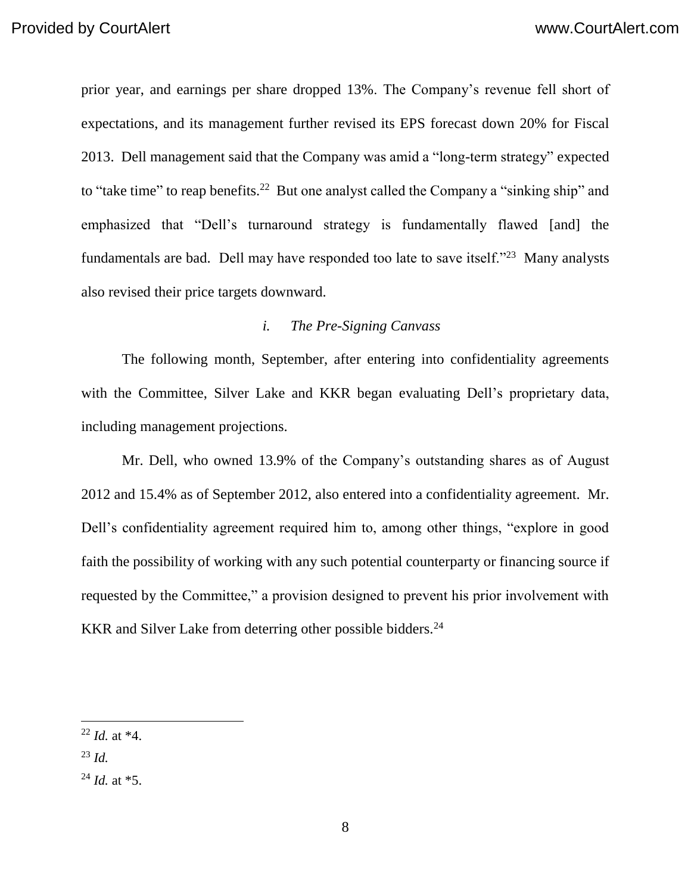prior year, and earnings per share dropped 13%. The Company's revenue fell short of expectations, and its management further revised its EPS forecast down 20% for Fiscal 2013. Dell management said that the Company was amid a "long-term strategy" expected to "take time" to reap benefits.[22] But one analyst called the Company a "sinking ship" and emphasized that "Dell's turnaround strategy is fundamentally flawed [and] the fundamentals are bad. Dell may have responded too late to save itself."[23] Many analysts also revised their price targets downward.

*i. The Pre-Signing Canvass*

The following month, September, after entering into confidentiality agreements with the Committee, Silver Lake and KKR began evaluating Dell's proprietary data, including management projections.

Mr. Dell, who owned 13.9% of the Company's outstanding shares as of August 2012 and 15.4% as of September 2012, also entered into a confidentiality agreement. Mr. Dell's confidentiality agreement required him to, among other things, "explore in good faith the possibility of working with any such potential counterparty or financing source if requested by the Committee," a provision designed to prevent his prior involvement with KKR and Silver Lake from deterring other possible bidders.[24]

---

[22] *Id.* at *4.

[23] *Id.*

[24] *Id.* at *5.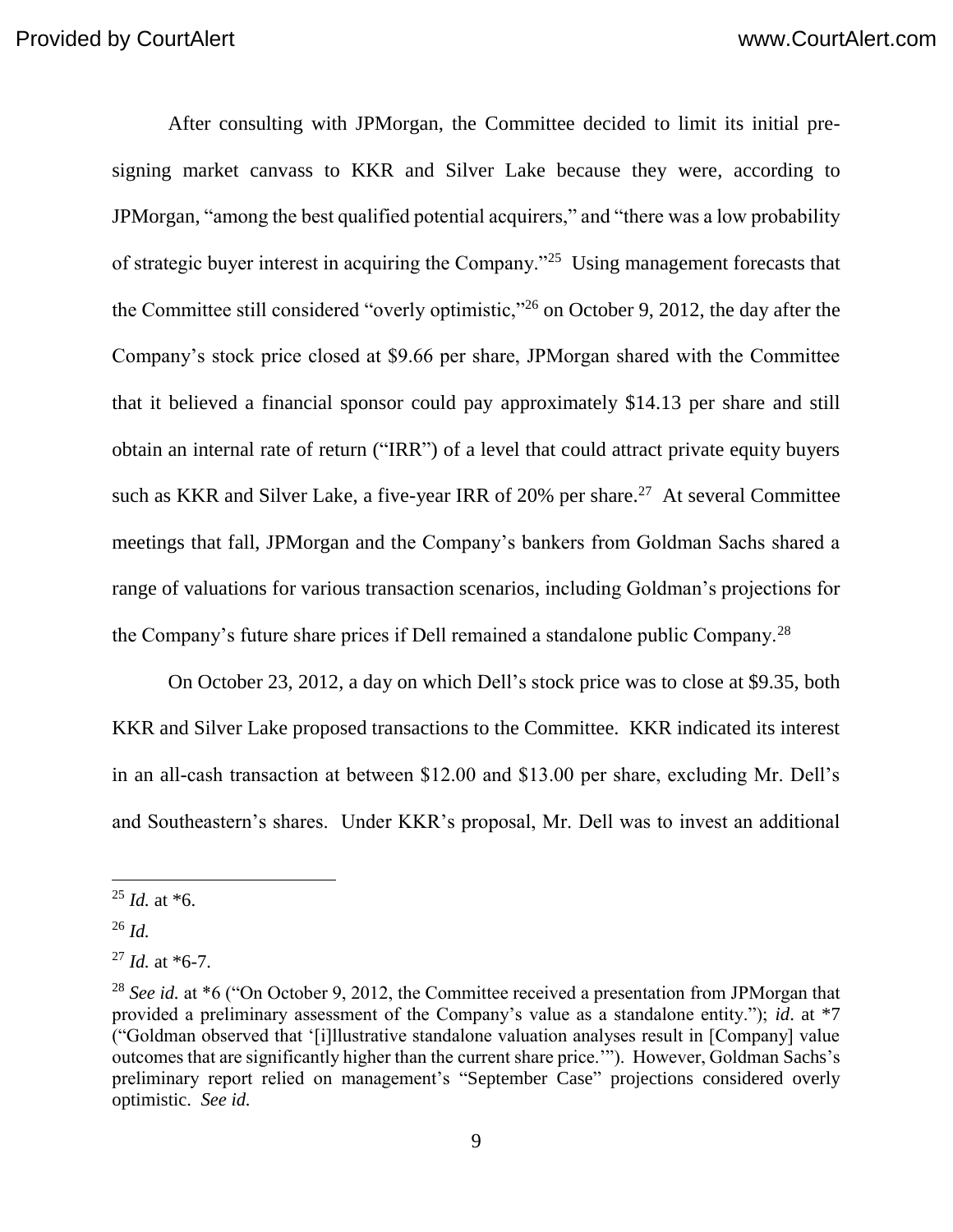After consulting with JPMorgan, the Committee decided to limit its initial pre-signing market canvass to KKR and Silver Lake because they were, according to JPMorgan, "among the best qualified potential acquirers," and "there was a low probability of strategic buyer interest in acquiring the Company."[25] Using management forecasts that the Committee still considered "overly optimistic,"[26] on October 9, 2012, the day after the Company's stock price closed at $9.66 per share, JPMorgan shared with the Committee that it believed a financial sponsor could pay approximately $14.13 per share and still obtain an internal rate of return ("IRR") of a level that could attract private equity buyers such as KKR and Silver Lake, a five-year IRR of 20% per share.[27] At several Committee meetings that fall, JPMorgan and the Company's bankers from Goldman Sachs shared a range of valuations for various transaction scenarios, including Goldman's projections for the Company's future share prices if Dell remained a standalone public Company.[28]

On October 23, 2012, a day on which Dell's stock price was to close at $9.35, both KKR and Silver Lake proposed transactions to the Committee. KKR indicated its interest in an all-cash transaction at between $12.00 and $13.00 per share, excluding Mr. Dell's and Southeastern's shares. Under KKR's proposal, Mr. Dell was to invest an additional

---

[25] *Id.* at *6.

[26] *Id.*

[27] *Id.* at *6-7.

[28] *See id.* at *6 ("On October 9, 2012, the Committee received a presentation from JPMorgan that provided a preliminary assessment of the Company's value as a standalone entity."); *id*. at *7 ("Goldman observed that '[i]llustrative standalone valuation analyses result in [Company] value outcomes that are significantly higher than the current share price.'"). However, Goldman Sachs's preliminary report relied on management's "September Case" projections considered overly optimistic. *See id.*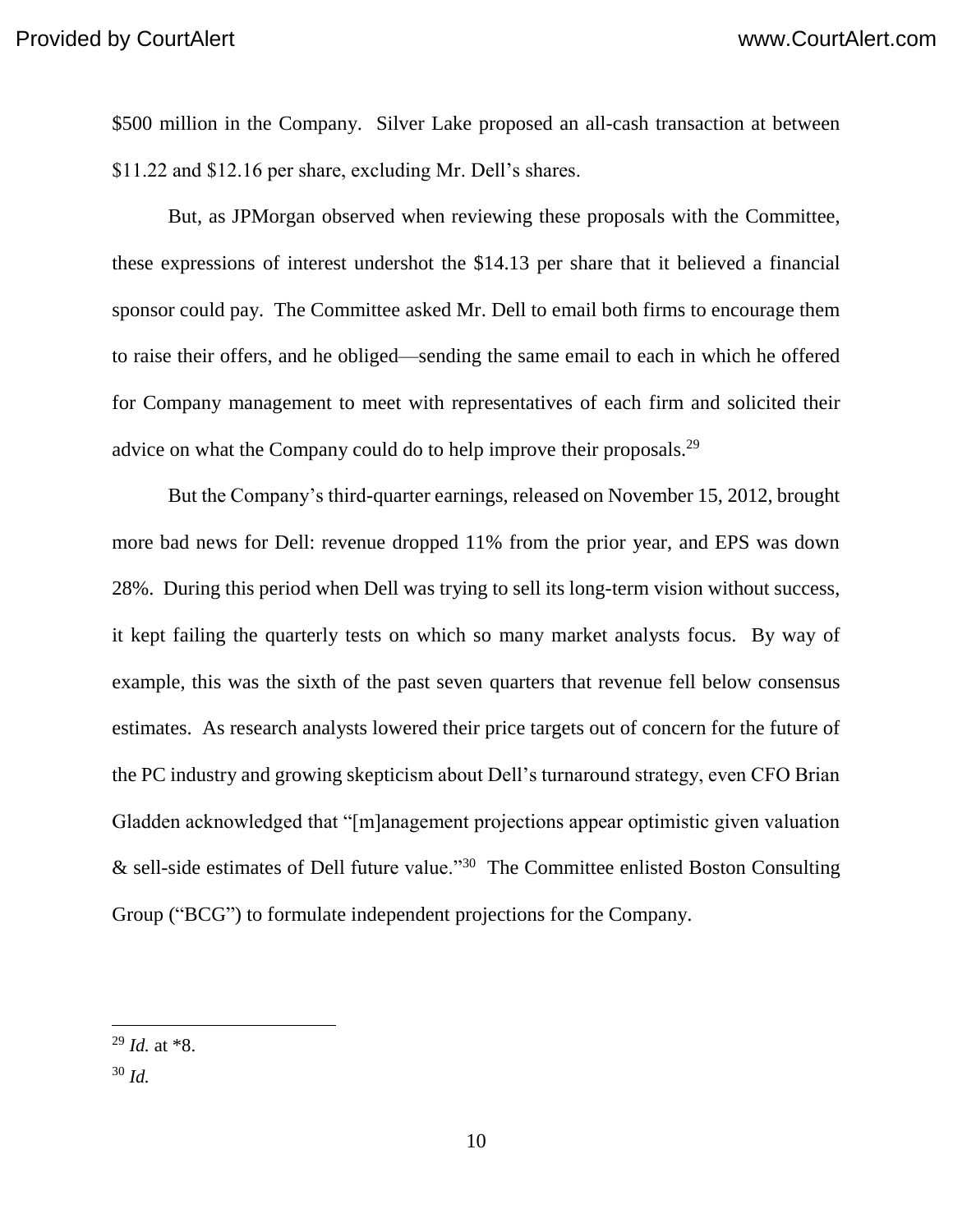$500 million in the Company. Silver Lake proposed an all-cash transaction at between $11.22 and $12.16 per share, excluding Mr. Dell's shares.

But, as JPMorgan observed when reviewing these proposals with the Committee, these expressions of interest undershot the $14.13 per share that it believed a financial sponsor could pay. The Committee asked Mr. Dell to email both firms to encourage them to raise their offers, and he obliged—sending the same email to each in which he offered for Company management to meet with representatives of each firm and solicited their advice on what the Company could do to help improve their proposals.[29]

But the Company's third-quarter earnings, released on November 15, 2012, brought more bad news for Dell: revenue dropped 11% from the prior year, and EPS was down 28%. During this period when Dell was trying to sell its long-term vision without success, it kept failing the quarterly tests on which so many market analysts focus. By way of example, this was the sixth of the past seven quarters that revenue fell below consensus estimates. As research analysts lowered their price targets out of concern for the future of the PC industry and growing skepticism about Dell's turnaround strategy, even CFO Brian Gladden acknowledged that "[m]anagement projections appear optimistic given valuation & sell-side estimates of Dell future value."[30] The Committee enlisted Boston Consulting Group ("BCG") to formulate independent projections for the Company.

---

[29] *Id.* at *8.

[30] *Id.*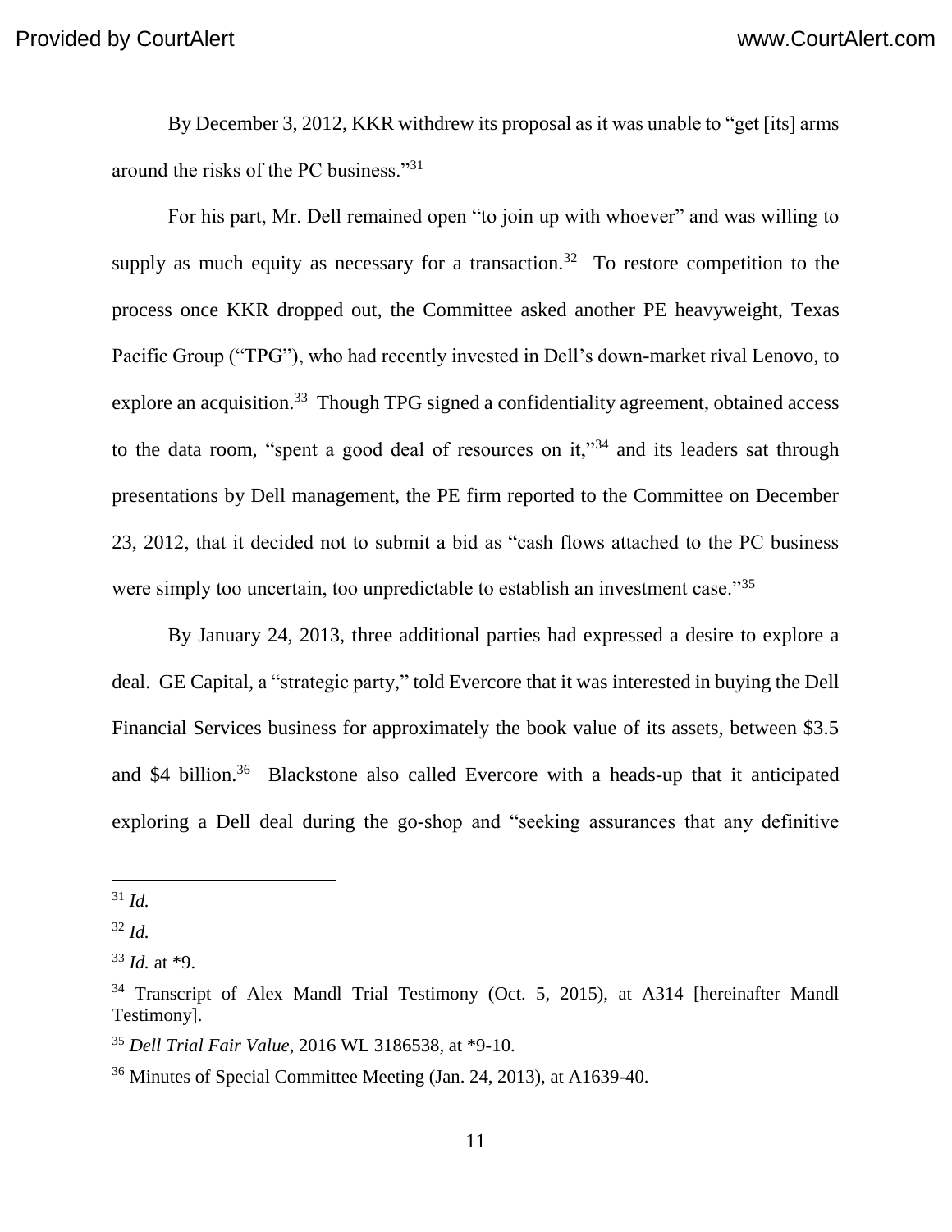By December 3, 2012, KKR withdrew its proposal as it was unable to "get [its] arms around the risks of the PC business."[31]

For his part, Mr. Dell remained open "to join up with whoever" and was willing to supply as much equity as necessary for a transaction.[32] To restore competition to the process once KKR dropped out, the Committee asked another PE heavyweight, Texas Pacific Group ("TPG"), who had recently invested in Dell's down-market rival Lenovo, to explore an acquisition.[33] Though TPG signed a confidentiality agreement, obtained access to the data room, "spent a good deal of resources on it,"[34] and its leaders sat through presentations by Dell management, the PE firm reported to the Committee on December 23, 2012, that it decided not to submit a bid as "cash flows attached to the PC business were simply too uncertain, too unpredictable to establish an investment case."[35]

By January 24, 2013, three additional parties had expressed a desire to explore a deal. GE Capital, a "strategic party," told Evercore that it was interested in buying the Dell Financial Services business for approximately the book value of its assets, between $3.5 and $4 billion.[36] Blackstone also called Evercore with a heads-up that it anticipated exploring a Dell deal during the go-shop and "seeking assurances that any definitive

---

[31] *Id.*

[32] *Id.*

[33] *Id.* at *9.

[34] Transcript of Alex Mandl Trial Testimony (Oct. 5, 2015), at A314 [hereinafter Mandl Testimony].

[35] *Dell Trial Fair Value*, 2016 WL 3186538, at *9-10.

[36] Minutes of Special Committee Meeting (Jan. 24, 2013), at A1639-40.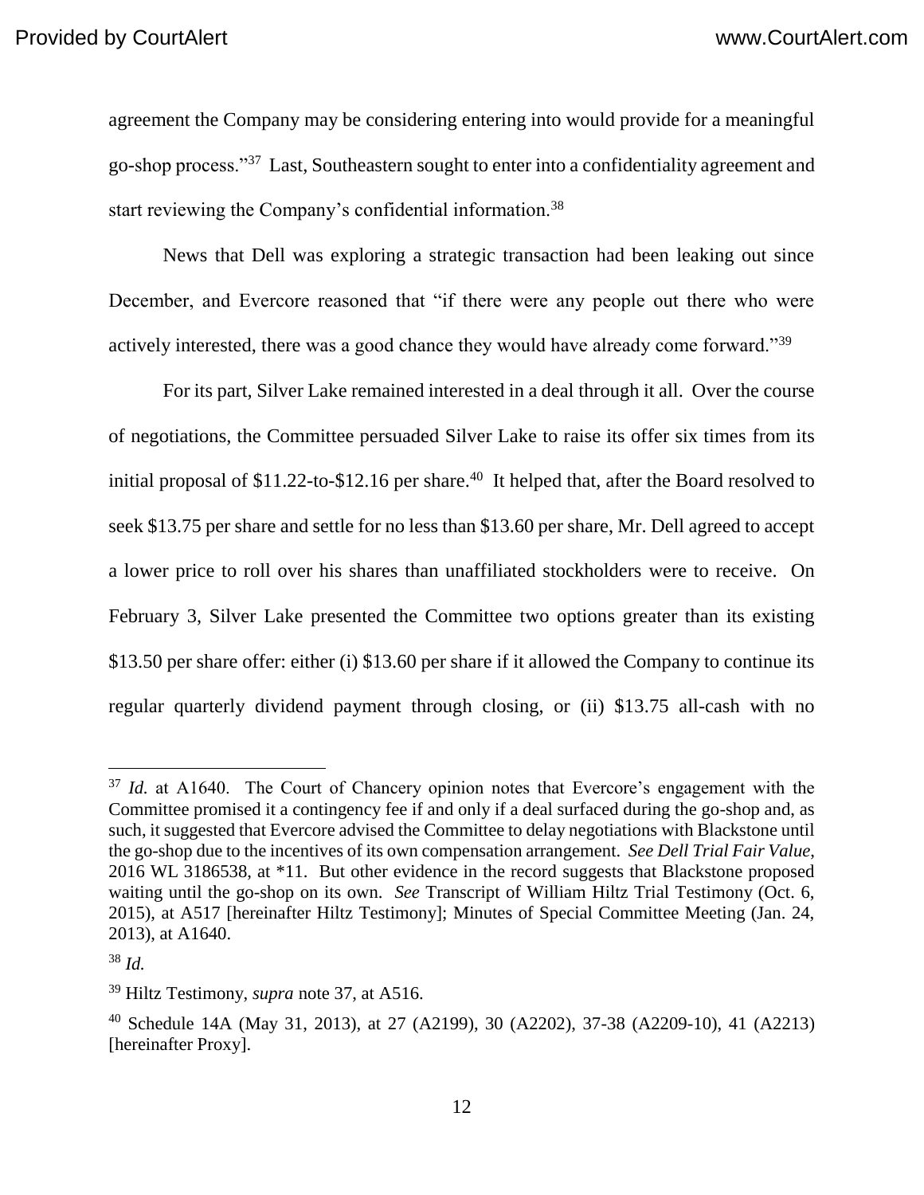agreement the Company may be considering entering into would provide for a meaningful go-shop process."[37] Last, Southeastern sought to enter into a confidentiality agreement and start reviewing the Company's confidential information.[38]

News that Dell was exploring a strategic transaction had been leaking out since December, and Evercore reasoned that "if there were any people out there who were actively interested, there was a good chance they would have already come forward."[39]

For its part, Silver Lake remained interested in a deal through it all. Over the course of negotiations, the Committee persuaded Silver Lake to raise its offer six times from its initial proposal of $11.22-to-$12.16 per share.[40] It helped that, after the Board resolved to seek $13.75 per share and settle for no less than $13.60 per share, Mr. Dell agreed to accept a lower price to roll over his shares than unaffiliated stockholders were to receive. On February 3, Silver Lake presented the Committee two options greater than its existing $13.50 per share offer: either (i) $13.60 per share if it allowed the Company to continue its regular quarterly dividend payment through closing, or (ii) $13.75 all-cash with no

---

[37] *Id.* at A1640. The Court of Chancery opinion notes that Evercore's engagement with the Committee promised it a contingency fee if and only if a deal surfaced during the go-shop and, as such, it suggested that Evercore advised the Committee to delay negotiations with Blackstone until the go-shop due to the incentives of its own compensation arrangement. *See Dell Trial Fair Value*, 2016 WL 3186538, at *11. But other evidence in the record suggests that Blackstone proposed waiting until the go-shop on its own. *See* Transcript of William Hiltz Trial Testimony (Oct. 6, 2015), at A517 [hereinafter Hiltz Testimony]; Minutes of Special Committee Meeting (Jan. 24, 2013), at A1640.

[38] *Id.*

[39] Hiltz Testimony, *supra* note 37, at A516.

[40] Schedule 14A (May 31, 2013), at 27 (A2199), 30 (A2202), 37-38 (A2209-10), 41 (A2213) [hereinafter Proxy].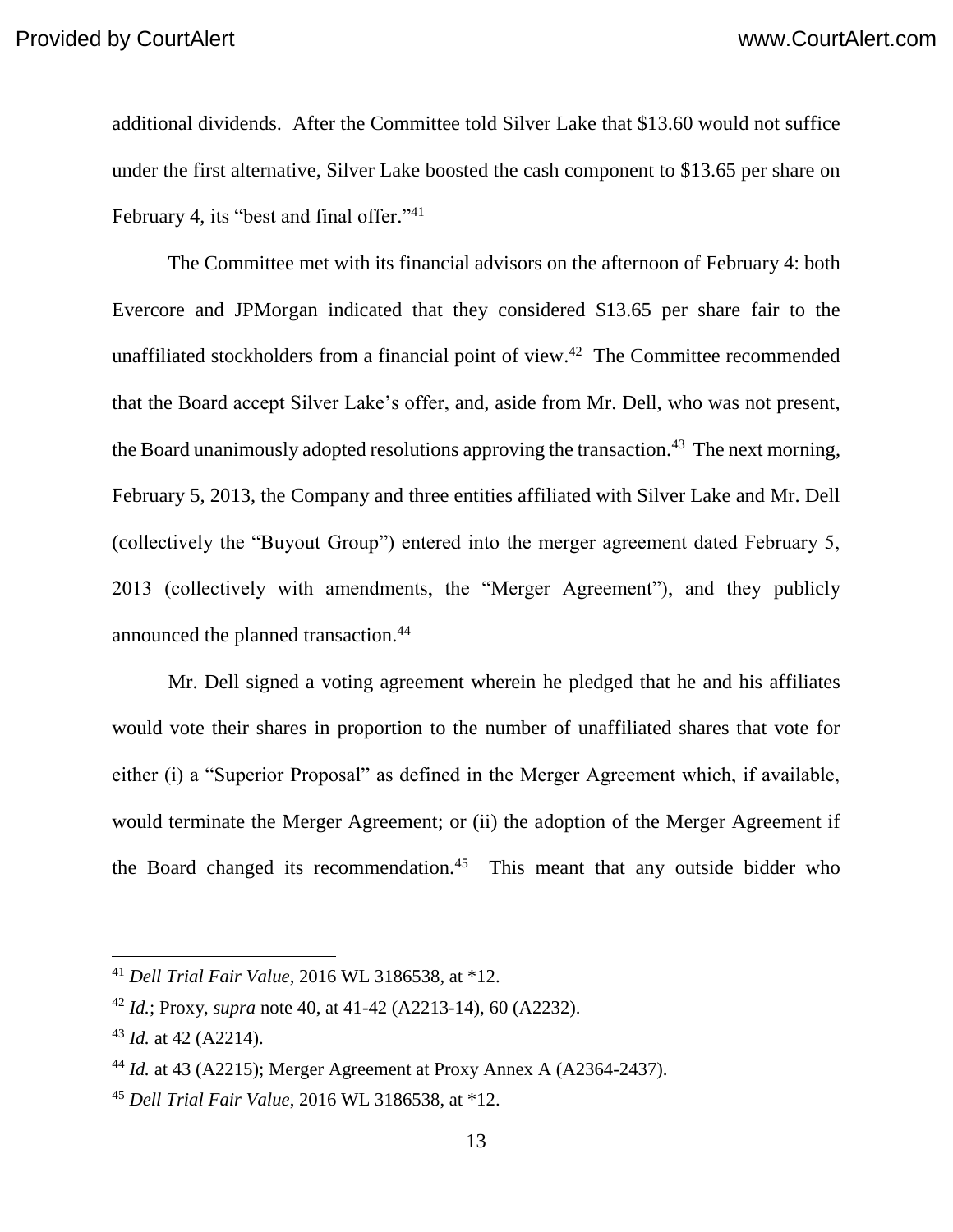additional dividends. After the Committee told Silver Lake that $13.60 would not suffice under the first alternative, Silver Lake boosted the cash component to $13.65 per share on February 4, its "best and final offer."[41]

The Committee met with its financial advisors on the afternoon of February 4: both Evercore and JPMorgan indicated that they considered $13.65 per share fair to the unaffiliated stockholders from a financial point of view.[42] The Committee recommended that the Board accept Silver Lake's offer, and, aside from Mr. Dell, who was not present, the Board unanimously adopted resolutions approving the transaction.[43] The next morning, February 5, 2013, the Company and three entities affiliated with Silver Lake and Mr. Dell (collectively the "Buyout Group") entered into the merger agreement dated February 5, 2013 (collectively with amendments, the "Merger Agreement"), and they publicly announced the planned transaction.[44]

Mr. Dell signed a voting agreement wherein he pledged that he and his affiliates would vote their shares in proportion to the number of unaffiliated shares that vote for either (i) a "Superior Proposal" as defined in the Merger Agreement which, if available, would terminate the Merger Agreement; or (ii) the adoption of the Merger Agreement if the Board changed its recommendation.[45] This meant that any outside bidder who

---

[41] *Dell Trial Fair Value*, 2016 WL 3186538, at *12.

[42] *Id.*; Proxy, *supra* note 40, at 41-42 (A2213-14), 60 (A2232).

[43] *Id.* at 42 (A2214).

[44] *Id.* at 43 (A2215); Merger Agreement at Proxy Annex A (A2364-2437).

[45] *Dell Trial Fair Value*, 2016 WL 3186538, at *12.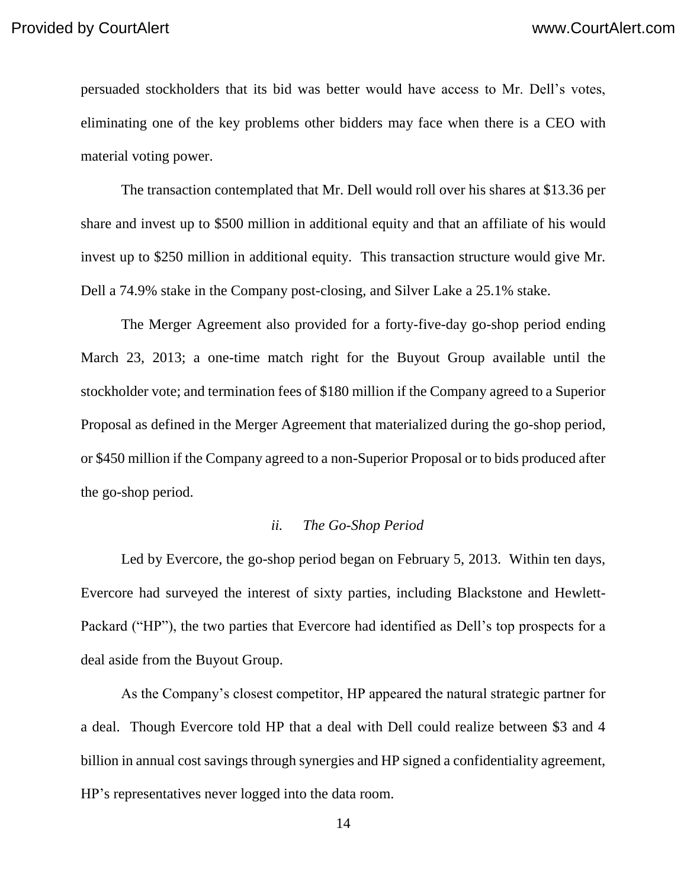persuaded stockholders that its bid was better would have access to Mr. Dell's votes, eliminating one of the key problems other bidders may face when there is a CEO with material voting power.

The transaction contemplated that Mr. Dell would roll over his shares at $13.36 per share and invest up to $500 million in additional equity and that an affiliate of his would invest up to $250 million in additional equity. This transaction structure would give Mr. Dell a 74.9% stake in the Company post-closing, and Silver Lake a 25.1% stake.

The Merger Agreement also provided for a forty-five-day go-shop period ending March 23, 2013; a one-time match right for the Buyout Group available until the stockholder vote; and termination fees of $180 million if the Company agreed to a Superior Proposal as defined in the Merger Agreement that materialized during the go-shop period, or $450 million if the Company agreed to a non-Superior Proposal or to bids produced after the go-shop period.

*ii. The Go-Shop Period*

Led by Evercore, the go-shop period began on February 5, 2013. Within ten days, Evercore had surveyed the interest of sixty parties, including Blackstone and Hewlett-Packard ("HP"), the two parties that Evercore had identified as Dell's top prospects for a deal aside from the Buyout Group.

As the Company's closest competitor, HP appeared the natural strategic partner for a deal. Though Evercore told HP that a deal with Dell could realize between $3 and 4 billion in annual cost savings through synergies and HP signed a confidentiality agreement, HP's representatives never logged into the data room.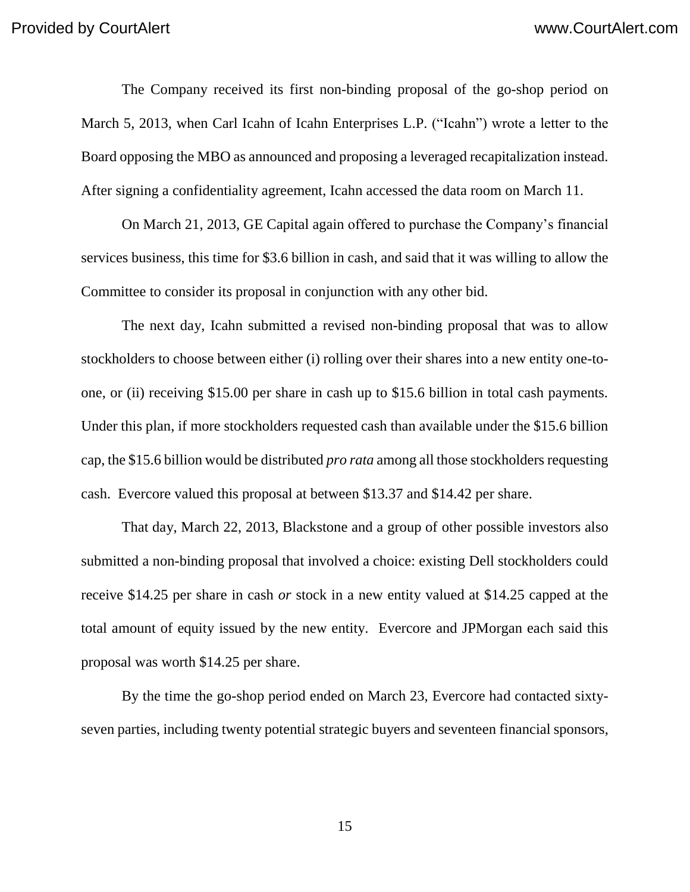The Company received its first non-binding proposal of the go-shop period on March 5, 2013, when Carl Icahn of Icahn Enterprises L.P. ("Icahn") wrote a letter to the Board opposing the MBO as announced and proposing a leveraged recapitalization instead. After signing a confidentiality agreement, Icahn accessed the data room on March 11.

On March 21, 2013, GE Capital again offered to purchase the Company's financial services business, this time for $3.6 billion in cash, and said that it was willing to allow the Committee to consider its proposal in conjunction with any other bid.

The next day, Icahn submitted a revised non-binding proposal that was to allow stockholders to choose between either (i) rolling over their shares into a new entity one-to-one, or (ii) receiving $15.00 per share in cash up to $15.6 billion in total cash payments. Under this plan, if more stockholders requested cash than available under the $15.6 billion cap, the $15.6 billion would be distributed *pro rata* among all those stockholders requesting cash. Evercore valued this proposal at between $13.37 and $14.42 per share.

That day, March 22, 2013, Blackstone and a group of other possible investors also submitted a non-binding proposal that involved a choice: existing Dell stockholders could receive $14.25 per share in cash *or* stock in a new entity valued at $14.25 capped at the total amount of equity issued by the new entity. Evercore and JPMorgan each said this proposal was worth $14.25 per share.

By the time the go-shop period ended on March 23, Evercore had contacted sixty-seven parties, including twenty potential strategic buyers and seventeen financial sponsors,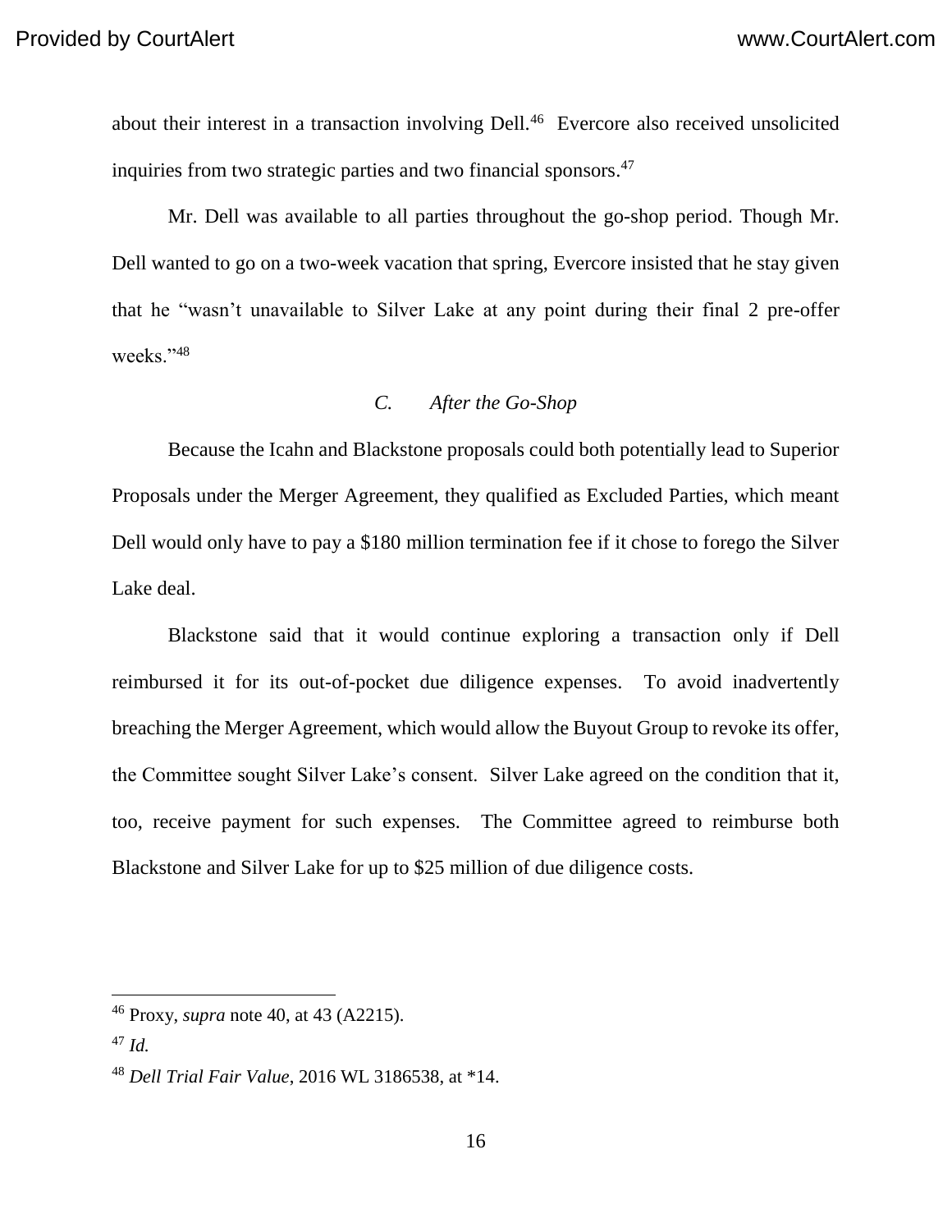about their interest in a transaction involving Dell.[46] Evercore also received unsolicited inquiries from two strategic parties and two financial sponsors.[47]

Mr. Dell was available to all parties throughout the go-shop period. Though Mr. Dell wanted to go on a two-week vacation that spring, Evercore insisted that he stay given that he "wasn't unavailable to Silver Lake at any point during their final 2 pre-offer weeks."[48]

### *C. After the Go-Shop*

Because the Icahn and Blackstone proposals could both potentially lead to Superior Proposals under the Merger Agreement, they qualified as Excluded Parties, which meant Dell would only have to pay a $180 million termination fee if it chose to forego the Silver Lake deal.

Blackstone said that it would continue exploring a transaction only if Dell reimbursed it for its out-of-pocket due diligence expenses. To avoid inadvertently breaching the Merger Agreement, which would allow the Buyout Group to revoke its offer, the Committee sought Silver Lake's consent. Silver Lake agreed on the condition that it, too, receive payment for such expenses. The Committee agreed to reimburse both Blackstone and Silver Lake for up to $25 million of due diligence costs.

---

[46] Proxy, *supra* note 40, at 43 (A2215).

[47] *Id.*

[48] *Dell Trial Fair Value*, 2016 WL 3186538, at *14.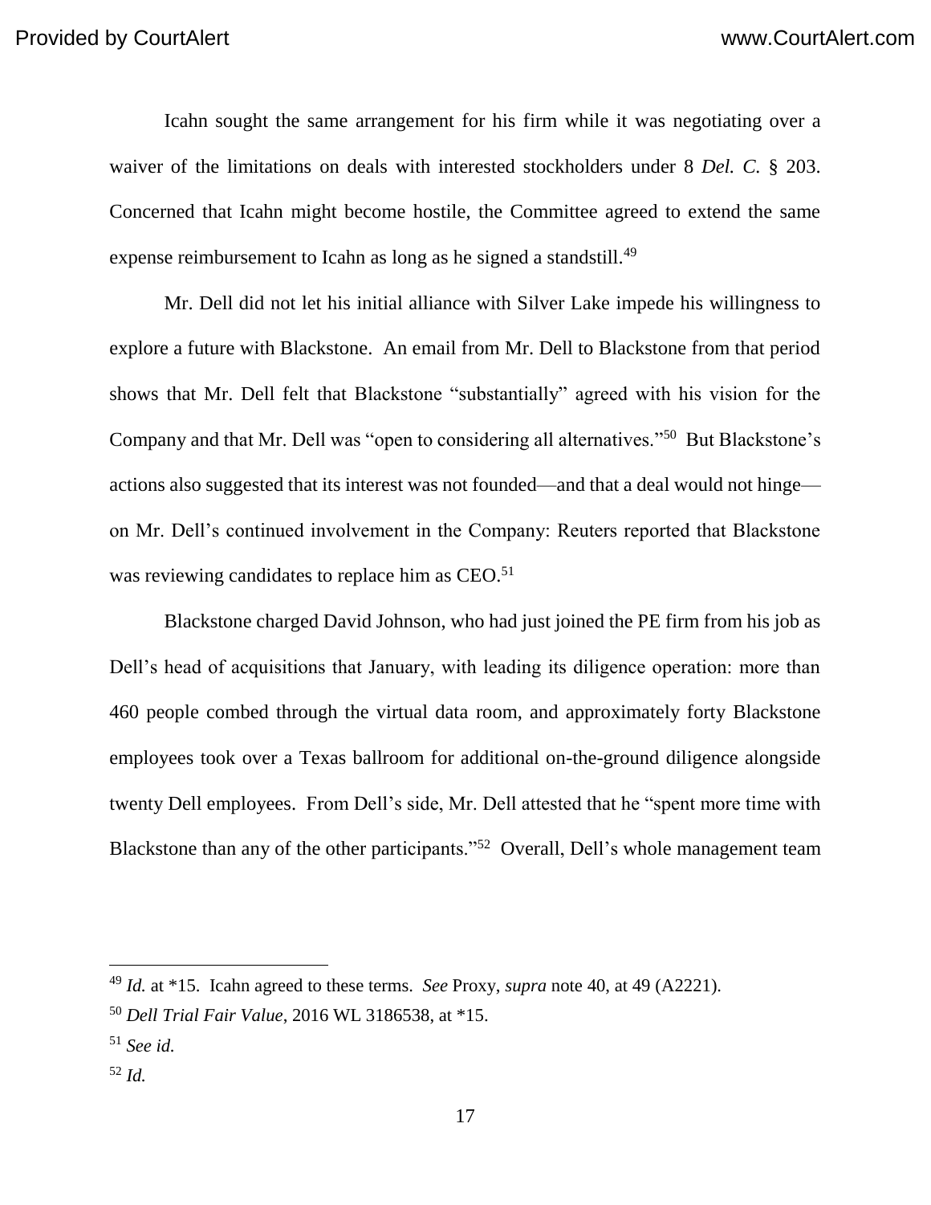Icahn sought the same arrangement for his firm while it was negotiating over a waiver of the limitations on deals with interested stockholders under 8 *Del. C.* § 203. Concerned that Icahn might become hostile, the Committee agreed to extend the same expense reimbursement to Icahn as long as he signed a standstill.[49]

Mr. Dell did not let his initial alliance with Silver Lake impede his willingness to explore a future with Blackstone. An email from Mr. Dell to Blackstone from that period shows that Mr. Dell felt that Blackstone "substantially" agreed with his vision for the Company and that Mr. Dell was "open to considering all alternatives."[50] But Blackstone's actions also suggested that its interest was not founded—and that a deal would not hinge—on Mr. Dell's continued involvement in the Company: Reuters reported that Blackstone was reviewing candidates to replace him as CEO.[51]

Blackstone charged David Johnson, who had just joined the PE firm from his job as Dell's head of acquisitions that January, with leading its diligence operation: more than 460 people combed through the virtual data room, and approximately forty Blackstone employees took over a Texas ballroom for additional on-the-ground diligence alongside twenty Dell employees. From Dell's side, Mr. Dell attested that he "spent more time with Blackstone than any of the other participants."[52] Overall, Dell's whole management team

---

[49] *Id.* at *15. Icahn agreed to these terms. *See* Proxy, *supra* note 40, at 49 (A2221).

[50] *Dell Trial Fair Value*, 2016 WL 3186538, at *15.

[51] *See id.*

[52] *Id.*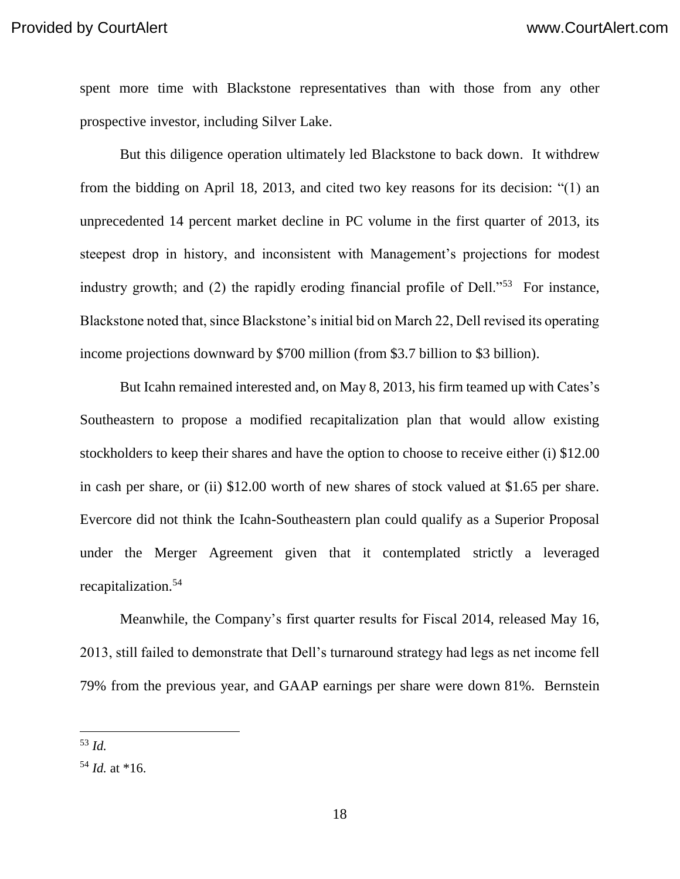spent more time with Blackstone representatives than with those from any other prospective investor, including Silver Lake.

But this diligence operation ultimately led Blackstone to back down. It withdrew from the bidding on April 18, 2013, and cited two key reasons for its decision: "(1) an unprecedented 14 percent market decline in PC volume in the first quarter of 2013, its steepest drop in history, and inconsistent with Management's projections for modest industry growth; and (2) the rapidly eroding financial profile of Dell."[53] For instance, Blackstone noted that, since Blackstone's initial bid on March 22, Dell revised its operating income projections downward by $700 million (from $3.7 billion to $3 billion).

But Icahn remained interested and, on May 8, 2013, his firm teamed up with Cates's Southeastern to propose a modified recapitalization plan that would allow existing stockholders to keep their shares and have the option to choose to receive either (i) $12.00 in cash per share, or (ii) $12.00 worth of new shares of stock valued at $1.65 per share. Evercore did not think the Icahn-Southeastern plan could qualify as a Superior Proposal under the Merger Agreement given that it contemplated strictly a leveraged recapitalization.[54]

Meanwhile, the Company's first quarter results for Fiscal 2014, released May 16, 2013, still failed to demonstrate that Dell's turnaround strategy had legs as net income fell 79% from the previous year, and GAAP earnings per share were down 81%. Bernstein

---

[53] *Id.*

[54] *Id.* at *16.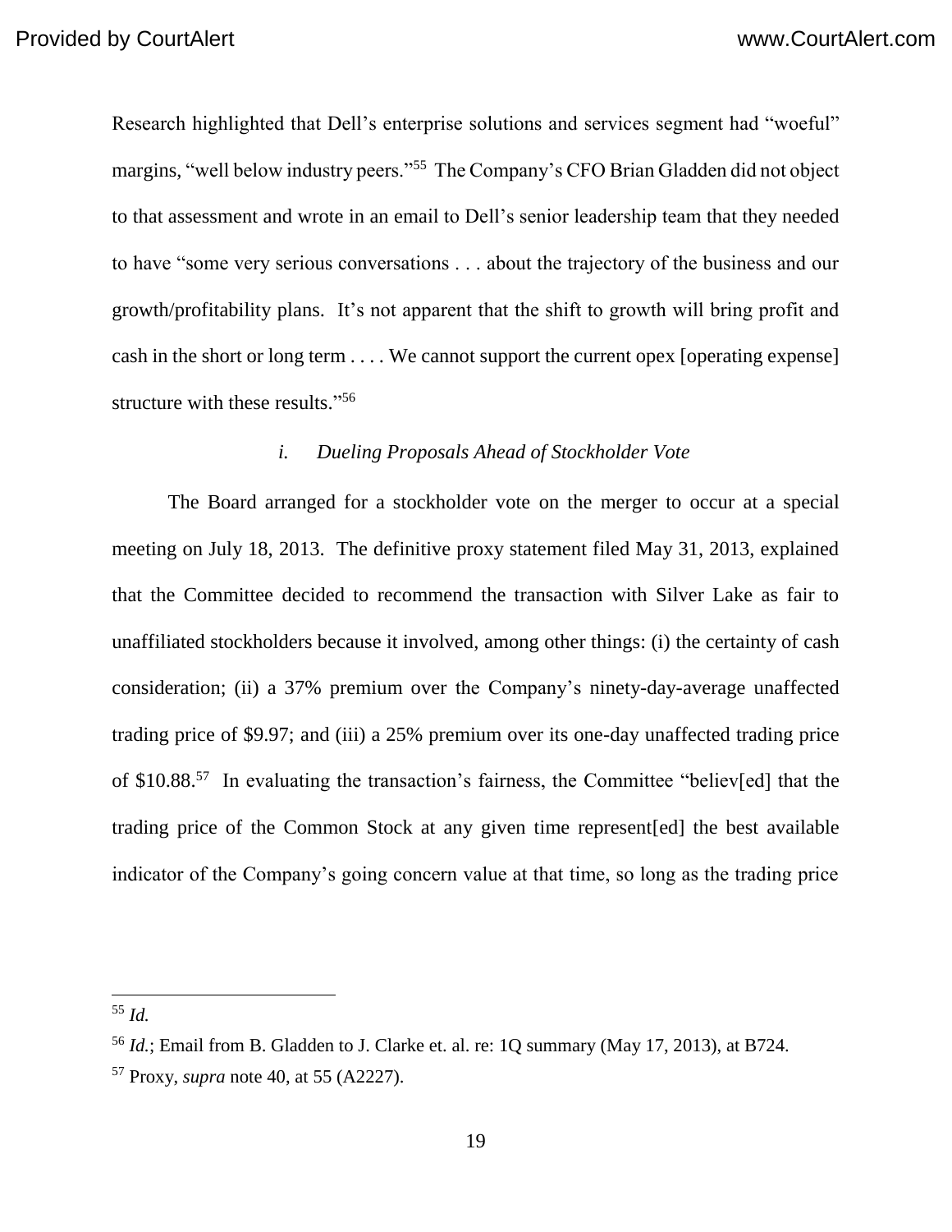Research highlighted that Dell's enterprise solutions and services segment had "woeful" margins, "well below industry peers."[55] The Company's CFO Brian Gladden did not object to that assessment and wrote in an email to Dell's senior leadership team that they needed to have "some very serious conversations . . . about the trajectory of the business and our growth/profitability plans. It's not apparent that the shift to growth will bring profit and cash in the short or long term . . . . We cannot support the current opex [operating expense] structure with these results."[56]

### *i. Dueling Proposals Ahead of Stockholder Vote*

The Board arranged for a stockholder vote on the merger to occur at a special meeting on July 18, 2013. The definitive proxy statement filed May 31, 2013, explained that the Committee decided to recommend the transaction with Silver Lake as fair to unaffiliated stockholders because it involved, among other things: (i) the certainty of cash consideration; (ii) a 37% premium over the Company's ninety-day-average unaffected trading price of $9.97; and (iii) a 25% premium over its one-day unaffected trading price of $10.88.[57] In evaluating the transaction's fairness, the Committee "believ[ed] that the trading price of the Common Stock at any given time represent[ed] the best available indicator of the Company's going concern value at that time, so long as the trading price

---

[55] *Id.*

[56] *Id.*; Email from B. Gladden to J. Clarke et. al. re: 1Q summary (May 17, 2013), at B724.

[57] Proxy, *supra* note 40, at 55 (A2227).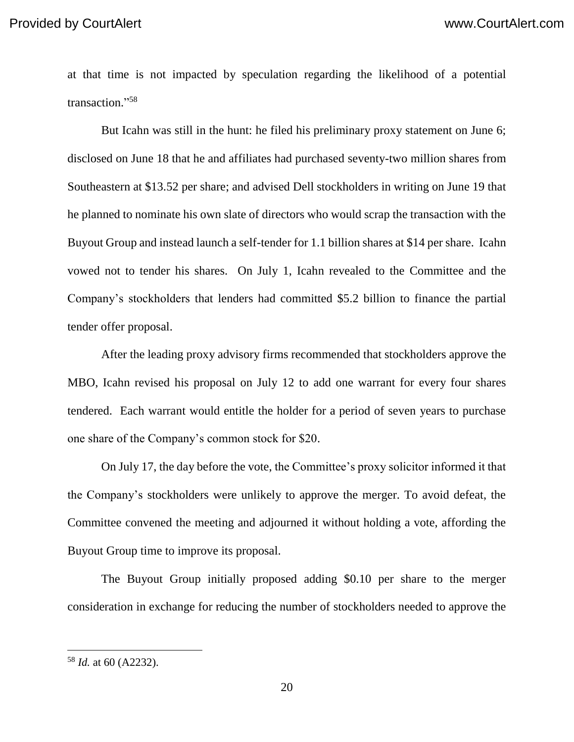at that time is not impacted by speculation regarding the likelihood of a potential transaction."[58]

But Icahn was still in the hunt: he filed his preliminary proxy statement on June 6; disclosed on June 18 that he and affiliates had purchased seventy-two million shares from Southeastern at $13.52 per share; and advised Dell stockholders in writing on June 19 that he planned to nominate his own slate of directors who would scrap the transaction with the Buyout Group and instead launch a self-tender for 1.1 billion shares at $14 per share. Icahn vowed not to tender his shares. On July 1, Icahn revealed to the Committee and the Company's stockholders that lenders had committed $5.2 billion to finance the partial tender offer proposal.

After the leading proxy advisory firms recommended that stockholders approve the MBO, Icahn revised his proposal on July 12 to add one warrant for every four shares tendered. Each warrant would entitle the holder for a period of seven years to purchase one share of the Company's common stock for $20.

On July 17, the day before the vote, the Committee's proxy solicitor informed it that the Company's stockholders were unlikely to approve the merger. To avoid defeat, the Committee convened the meeting and adjourned it without holding a vote, affording the Buyout Group time to improve its proposal.

The Buyout Group initially proposed adding $0.10 per share to the merger consideration in exchange for reducing the number of stockholders needed to approve the

---

[58] *Id.* at 60 (A2232).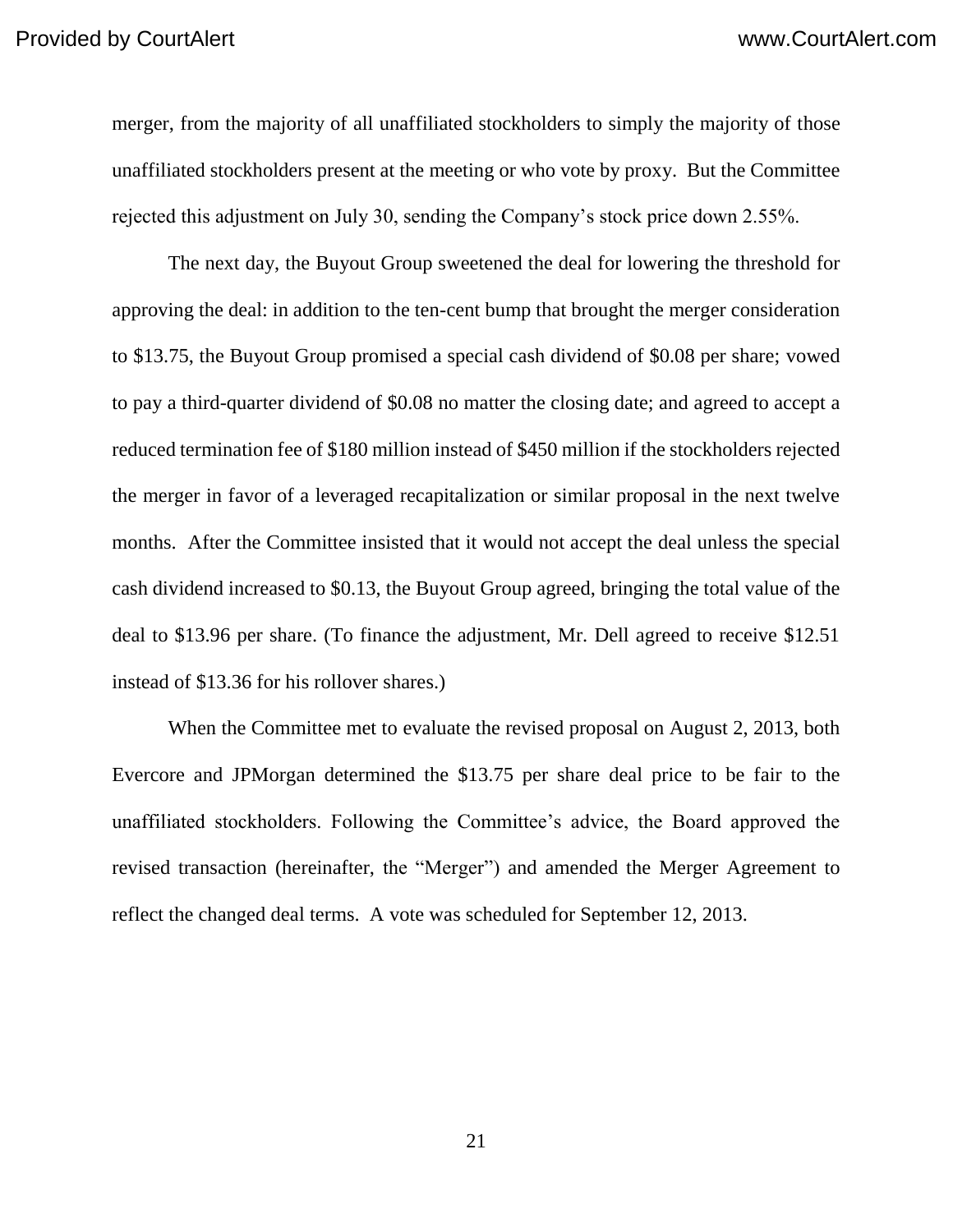merger, from the majority of all unaffiliated stockholders to simply the majority of those unaffiliated stockholders present at the meeting or who vote by proxy. But the Committee rejected this adjustment on July 30, sending the Company's stock price down 2.55%.

The next day, the Buyout Group sweetened the deal for lowering the threshold for approving the deal: in addition to the ten-cent bump that brought the merger consideration to $13.75, the Buyout Group promised a special cash dividend of $0.08 per share; vowed to pay a third-quarter dividend of $0.08 no matter the closing date; and agreed to accept a reduced termination fee of $180 million instead of $450 million if the stockholders rejected the merger in favor of a leveraged recapitalization or similar proposal in the next twelve months. After the Committee insisted that it would not accept the deal unless the special cash dividend increased to $0.13, the Buyout Group agreed, bringing the total value of the deal to $13.96 per share. (To finance the adjustment, Mr. Dell agreed to receive $12.51 instead of $13.36 for his rollover shares.)

When the Committee met to evaluate the revised proposal on August 2, 2013, both Evercore and JPMorgan determined the $13.75 per share deal price to be fair to the unaffiliated stockholders. Following the Committee's advice, the Board approved the revised transaction (hereinafter, the "Merger") and amended the Merger Agreement to reflect the changed deal terms. A vote was scheduled for September 12, 2013.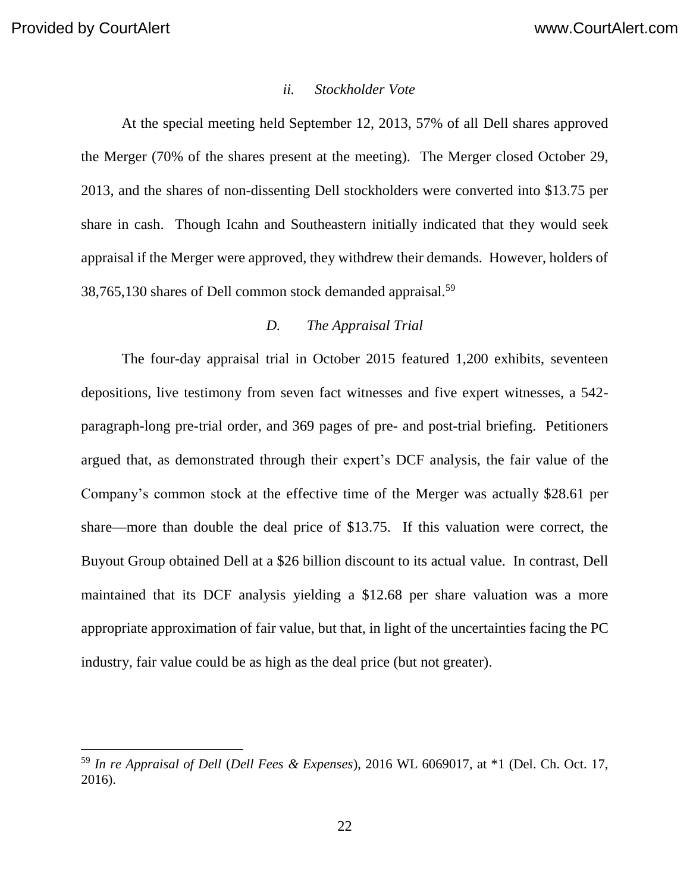### *ii. Stockholder Vote*

At the special meeting held September 12, 2013, 57% of all Dell shares approved the Merger (70% of the shares present at the meeting). The Merger closed October 29, 2013, and the shares of non-dissenting Dell stockholders were converted into $13.75 per share in cash. Though Icahn and Southeastern initially indicated that they would seek appraisal if the Merger were approved, they withdrew their demands. However, holders of 38,765,130 shares of Dell common stock demanded appraisal.[59]

### *D. The Appraisal Trial*

The four-day appraisal trial in October 2015 featured 1,200 exhibits, seventeen depositions, live testimony from seven fact witnesses and five expert witnesses, a 542-paragraph-long pre-trial order, and 369 pages of pre- and post-trial briefing. Petitioners argued that, as demonstrated through their expert's DCF analysis, the fair value of the Company's common stock at the effective time of the Merger was actually $28.61 per share—more than double the deal price of $13.75. If this valuation were correct, the Buyout Group obtained Dell at a $26 billion discount to its actual value. In contrast, Dell maintained that its DCF analysis yielding a $12.68 per share valuation was a more appropriate approximation of fair value, but that, in light of the uncertainties facing the PC industry, fair value could be as high as the deal price (but not greater).

---

[59] *In re Appraisal of Dell* (*Dell Fees & Expenses*), 2016 WL 6069017, at *1 (Del. Ch. Oct. 17, 2016).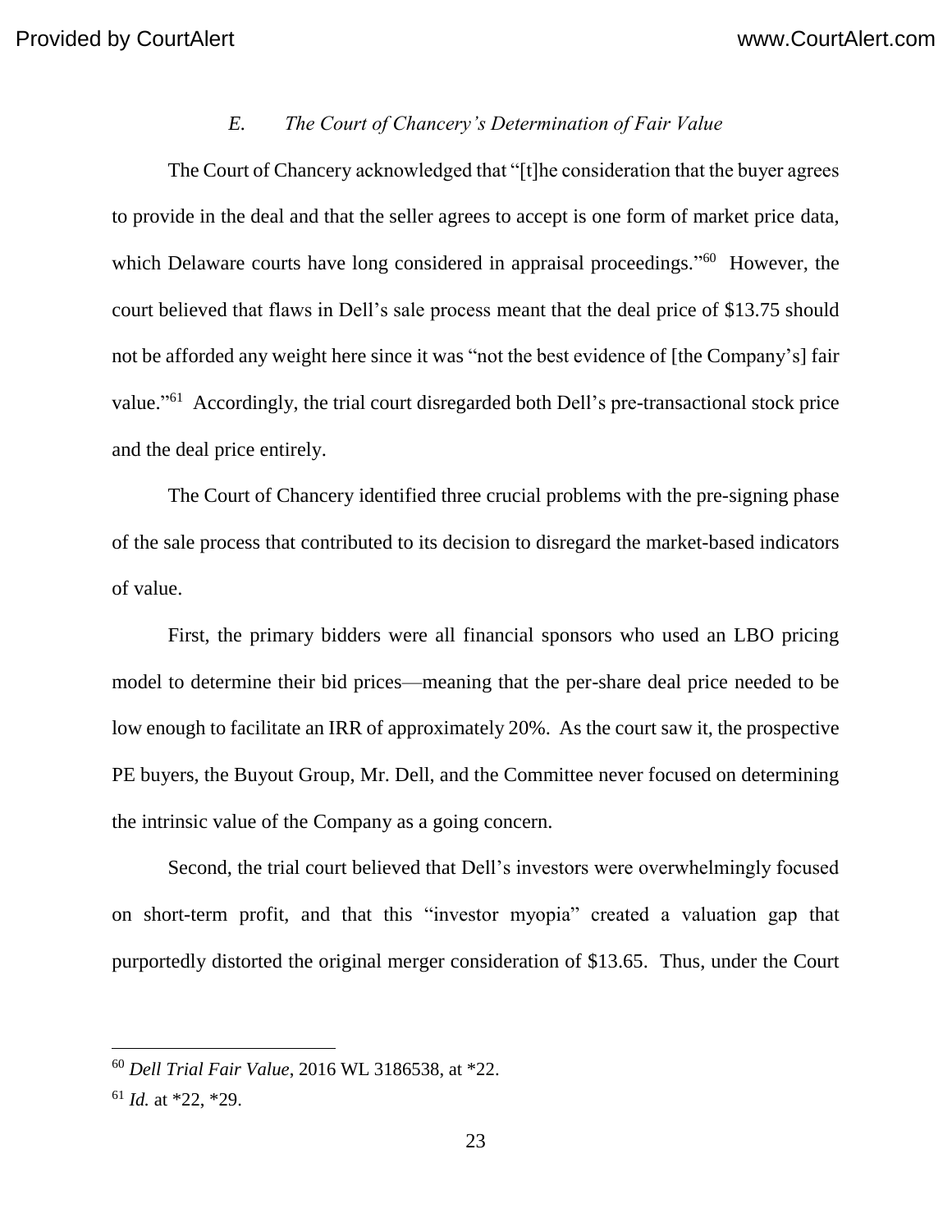### *E. The Court of Chancery's Determination of Fair Value*

The Court of Chancery acknowledged that "[t]he consideration that the buyer agrees to provide in the deal and that the seller agrees to accept is one form of market price data, which Delaware courts have long considered in appraisal proceedings."[60] However, the court believed that flaws in Dell's sale process meant that the deal price of $13.75 should not be afforded any weight here since it was "not the best evidence of [the Company's] fair value."[61] Accordingly, the trial court disregarded both Dell's pre-transactional stock price and the deal price entirely.

The Court of Chancery identified three crucial problems with the pre-signing phase of the sale process that contributed to its decision to disregard the market-based indicators of value.

First, the primary bidders were all financial sponsors who used an LBO pricing model to determine their bid prices—meaning that the per-share deal price needed to be low enough to facilitate an IRR of approximately 20%. As the court saw it, the prospective PE buyers, the Buyout Group, Mr. Dell, and the Committee never focused on determining the intrinsic value of the Company as a going concern.

Second, the trial court believed that Dell's investors were overwhelmingly focused on short-term profit, and that this "investor myopia" created a valuation gap that purportedly distorted the original merger consideration of $13.65. Thus, under the Court

---

[60] *Dell Trial Fair Value*, 2016 WL 3186538, at *22.

[61] *Id.* at *22, *29.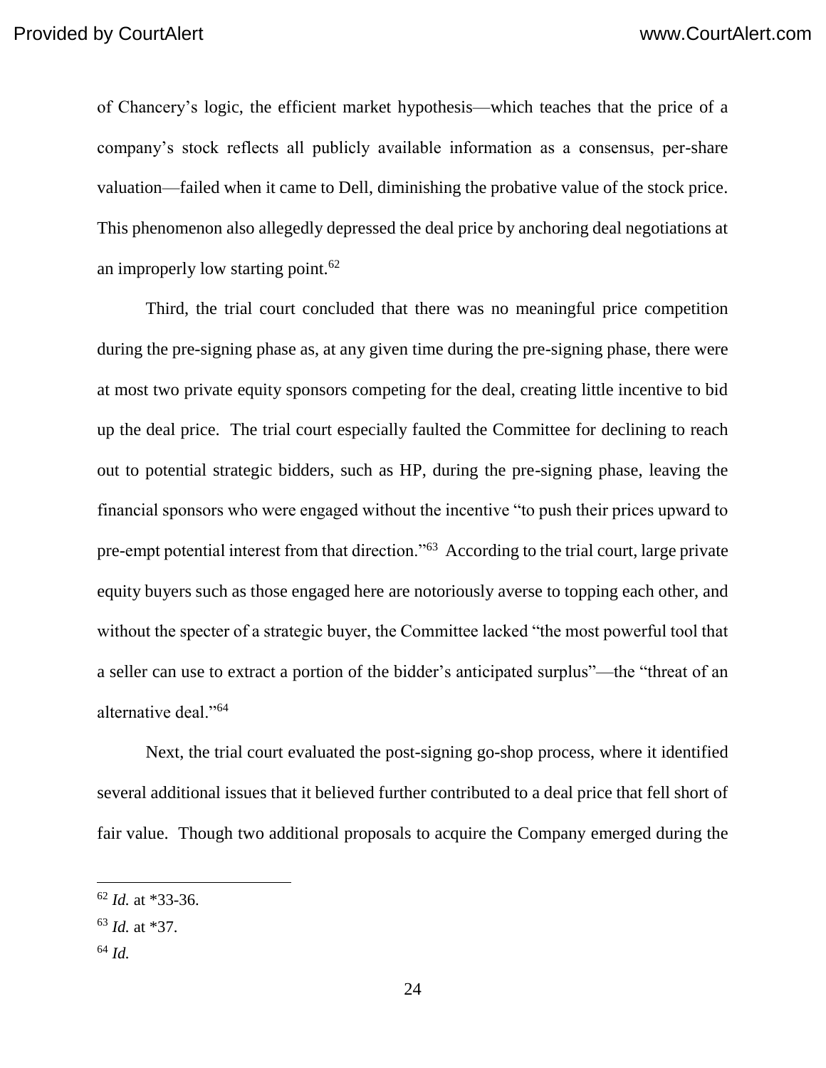of Chancery's logic, the efficient market hypothesis—which teaches that the price of a company's stock reflects all publicly available information as a consensus, per-share valuation—failed when it came to Dell, diminishing the probative value of the stock price. This phenomenon also allegedly depressed the deal price by anchoring deal negotiations at an improperly low starting point.[62]

Third, the trial court concluded that there was no meaningful price competition during the pre-signing phase as, at any given time during the pre-signing phase, there were at most two private equity sponsors competing for the deal, creating little incentive to bid up the deal price. The trial court especially faulted the Committee for declining to reach out to potential strategic bidders, such as HP, during the pre-signing phase, leaving the financial sponsors who were engaged without the incentive "to push their prices upward to pre-empt potential interest from that direction."[63] According to the trial court, large private equity buyers such as those engaged here are notoriously averse to topping each other, and without the specter of a strategic buyer, the Committee lacked "the most powerful tool that a seller can use to extract a portion of the bidder's anticipated surplus"—the "threat of an alternative deal."[64]

Next, the trial court evaluated the post-signing go-shop process, where it identified several additional issues that it believed further contributed to a deal price that fell short of fair value. Though two additional proposals to acquire the Company emerged during the

---

[62] *Id.* at *33-36.

[63] *Id.* at *37.

[64] *Id.*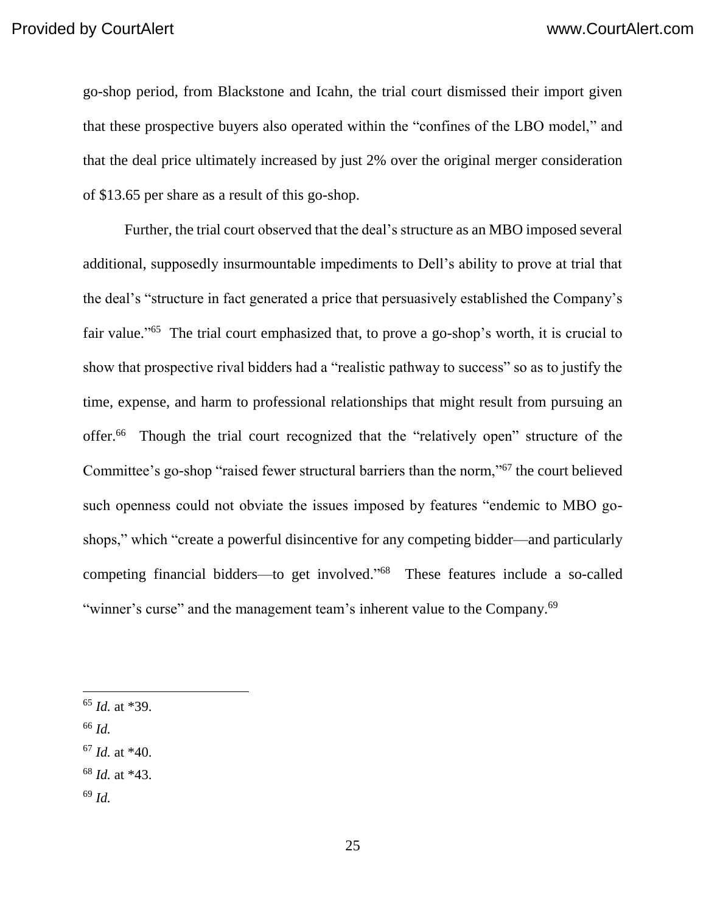go-shop period, from Blackstone and Icahn, the trial court dismissed their import given that these prospective buyers also operated within the "confines of the LBO model," and that the deal price ultimately increased by just 2% over the original merger consideration of $13.65 per share as a result of this go-shop.

Further, the trial court observed that the deal's structure as an MBO imposed several additional, supposedly insurmountable impediments to Dell's ability to prove at trial that the deal's "structure in fact generated a price that persuasively established the Company's fair value."[65] The trial court emphasized that, to prove a go-shop's worth, it is crucial to show that prospective rival bidders had a "realistic pathway to success" so as to justify the time, expense, and harm to professional relationships that might result from pursuing an offer.[66] Though the trial court recognized that the "relatively open" structure of the Committee's go-shop "raised fewer structural barriers than the norm,"[67] the court believed such openness could not obviate the issues imposed by features "endemic to MBO go-shops," which "create a powerful disincentive for any competing bidder—and particularly competing financial bidders—to get involved."[68] These features include a so-called "winner's curse" and the management team's inherent value to the Company.[69]

---

[65] *Id.* at *39.

[66] *Id.*

[67] *Id.* at *40.

[68] *Id.* at *43.

[69] *Id.*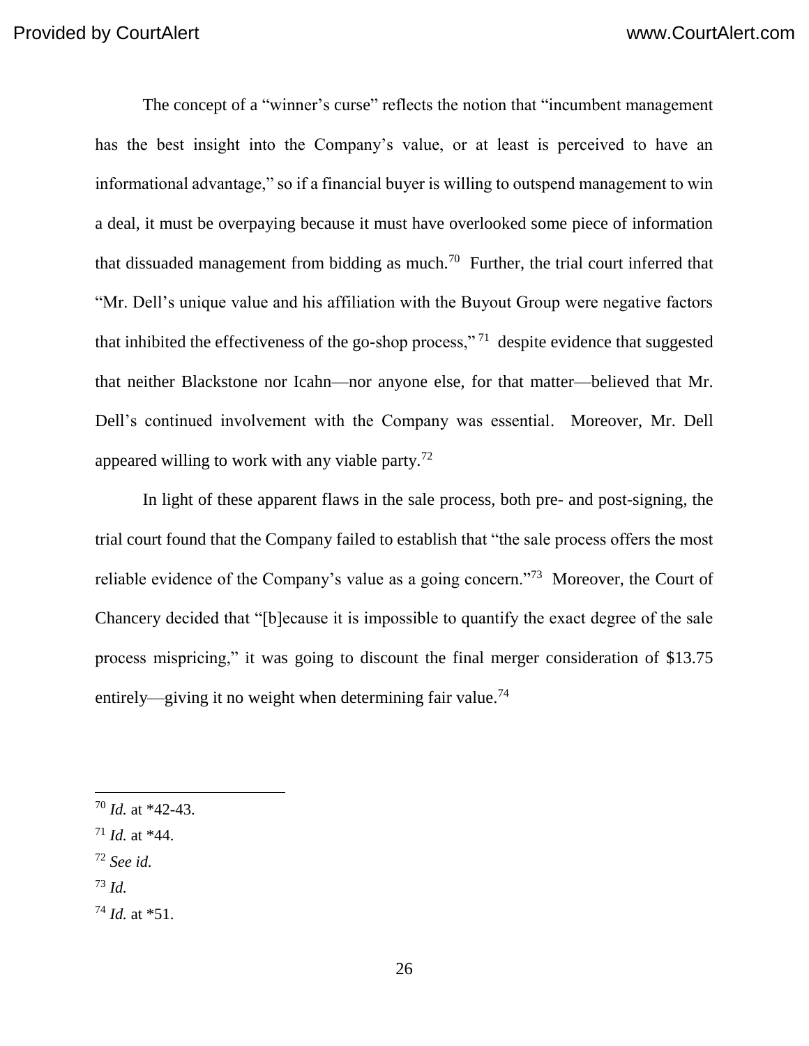The concept of a "winner's curse" reflects the notion that "incumbent management has the best insight into the Company's value, or at least is perceived to have an informational advantage," so if a financial buyer is willing to outspend management to win a deal, it must be overpaying because it must have overlooked some piece of information that dissuaded management from bidding as much.[70] Further, the trial court inferred that "Mr. Dell's unique value and his affiliation with the Buyout Group were negative factors that inhibited the effectiveness of the go-shop process,"[71] despite evidence that suggested that neither Blackstone nor Icahn—nor anyone else, for that matter—believed that Mr. Dell's continued involvement with the Company was essential. Moreover, Mr. Dell appeared willing to work with any viable party.[72]

In light of these apparent flaws in the sale process, both pre- and post-signing, the trial court found that the Company failed to establish that "the sale process offers the most reliable evidence of the Company's value as a going concern."[73] Moreover, the Court of Chancery decided that "[b]ecause it is impossible to quantify the exact degree of the sale process mispricing," it was going to discount the final merger consideration of $13.75 entirely—giving it no weight when determining fair value.[74]

---

[70] *Id.* at *42-43.

[71] *Id.* at *44.

[72] *See id.*

[73] *Id.*

[74] *Id.* at *51.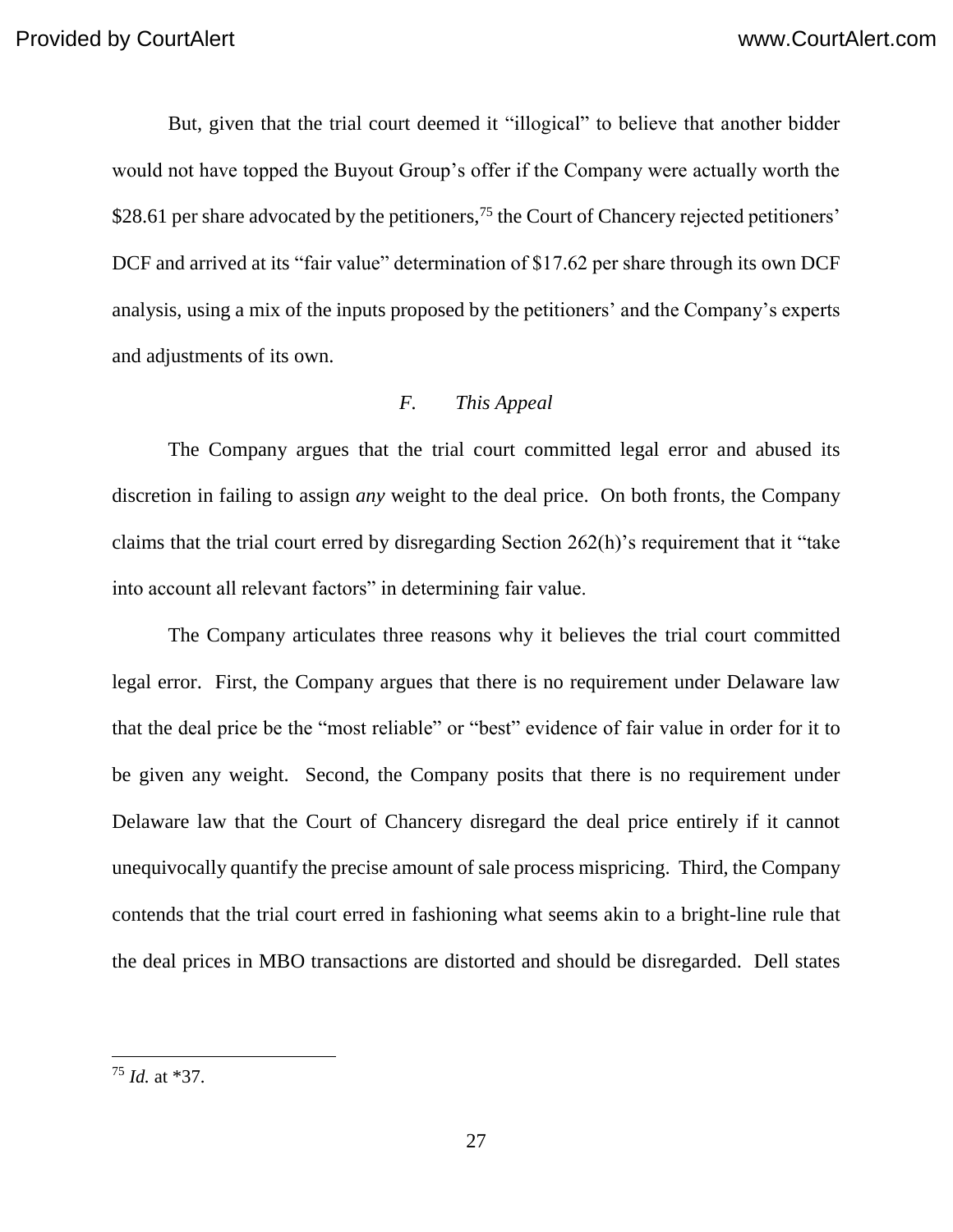But, given that the trial court deemed it "illogical" to believe that another bidder would not have topped the Buyout Group's offer if the Company were actually worth the $28.61 per share advocated by the petitioners,[75] the Court of Chancery rejected petitioners' DCF and arrived at its "fair value" determination of $17.62 per share through its own DCF analysis, using a mix of the inputs proposed by the petitioners' and the Company's experts and adjustments of its own.

### *F. This Appeal*

The Company argues that the trial court committed legal error and abused its discretion in failing to assign *any* weight to the deal price. On both fronts, the Company claims that the trial court erred by disregarding Section 262(h)'s requirement that it "take into account all relevant factors" in determining fair value.

The Company articulates three reasons why it believes the trial court committed legal error. First, the Company argues that there is no requirement under Delaware law that the deal price be the "most reliable" or "best" evidence of fair value in order for it to be given any weight. Second, the Company posits that there is no requirement under Delaware law that the Court of Chancery disregard the deal price entirely if it cannot unequivocally quantify the precise amount of sale process mispricing. Third, the Company contends that the trial court erred in fashioning what seems akin to a bright-line rule that the deal prices in MBO transactions are distorted and should be disregarded. Dell states

---

[75] *Id.* at *37.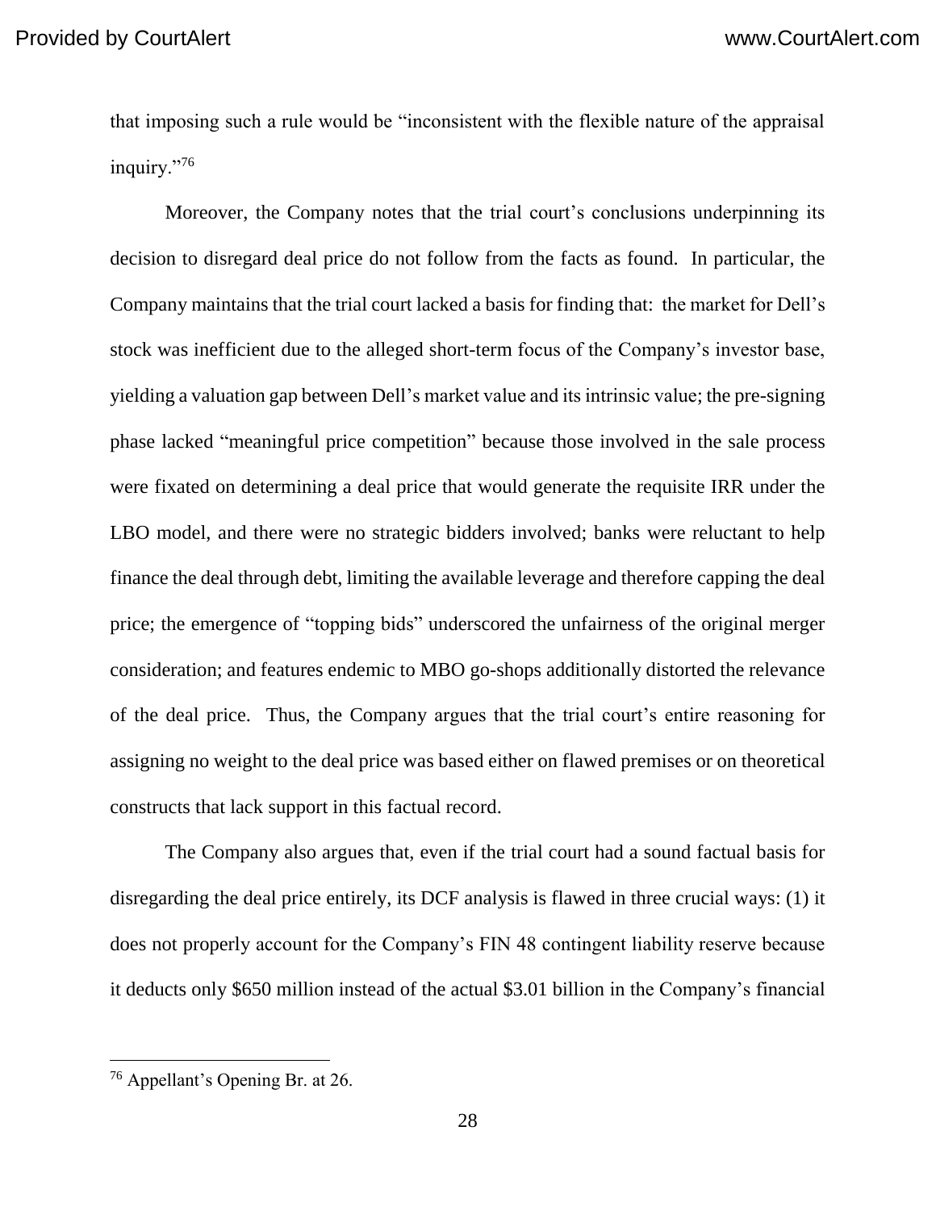that imposing such a rule would be "inconsistent with the flexible nature of the appraisal inquiry."[76]

Moreover, the Company notes that the trial court's conclusions underpinning its decision to disregard deal price do not follow from the facts as found. In particular, the Company maintains that the trial court lacked a basis for finding that: the market for Dell's stock was inefficient due to the alleged short-term focus of the Company's investor base, yielding a valuation gap between Dell's market value and its intrinsic value; the pre-signing phase lacked "meaningful price competition" because those involved in the sale process were fixated on determining a deal price that would generate the requisite IRR under the LBO model, and there were no strategic bidders involved; banks were reluctant to help finance the deal through debt, limiting the available leverage and therefore capping the deal price; the emergence of "topping bids" underscored the unfairness of the original merger consideration; and features endemic to MBO go-shops additionally distorted the relevance of the deal price. Thus, the Company argues that the trial court's entire reasoning for assigning no weight to the deal price was based either on flawed premises or on theoretical constructs that lack support in this factual record.

The Company also argues that, even if the trial court had a sound factual basis for disregarding the deal price entirely, its DCF analysis is flawed in three crucial ways: (1) it does not properly account for the Company's FIN 48 contingent liability reserve because it deducts only $650 million instead of the actual $3.01 billion in the Company's financial

---

[76] Appellant's Opening Br. at 26.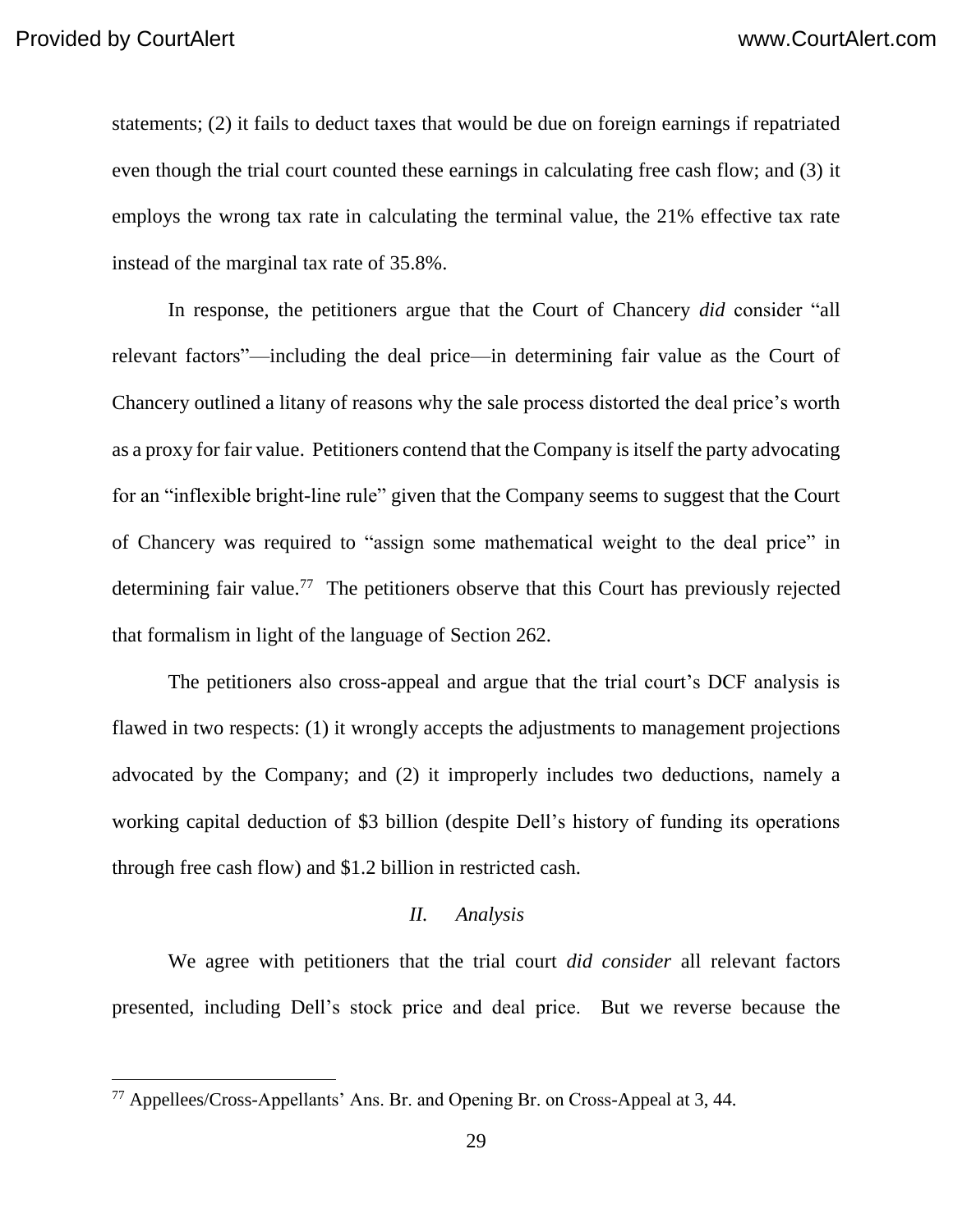statements; (2) it fails to deduct taxes that would be due on foreign earnings if repatriated even though the trial court counted these earnings in calculating free cash flow; and (3) it employs the wrong tax rate in calculating the terminal value, the 21% effective tax rate instead of the marginal tax rate of 35.8%.

In response, the petitioners argue that the Court of Chancery *did* consider "all relevant factors"—including the deal price—in determining fair value as the Court of Chancery outlined a litany of reasons why the sale process distorted the deal price's worth as a proxy for fair value. Petitioners contend that the Company is itself the party advocating for an "inflexible bright-line rule" given that the Company seems to suggest that the Court of Chancery was required to "assign some mathematical weight to the deal price" in determining fair value.[77] The petitioners observe that this Court has previously rejected that formalism in light of the language of Section 262.

The petitioners also cross-appeal and argue that the trial court's DCF analysis is flawed in two respects: (1) it wrongly accepts the adjustments to management projections advocated by the Company; and (2) it improperly includes two deductions, namely a working capital deduction of $3 billion (despite Dell's history of funding its operations through free cash flow) and $1.2 billion in restricted cash.

### *II. Analysis*

We agree with petitioners that the trial court *did consider* all relevant factors presented, including Dell's stock price and deal price. But we reverse because the

---

[77] Appellees/Cross-Appellants' Ans. Br. and Opening Br. on Cross-Appeal at 3, 44.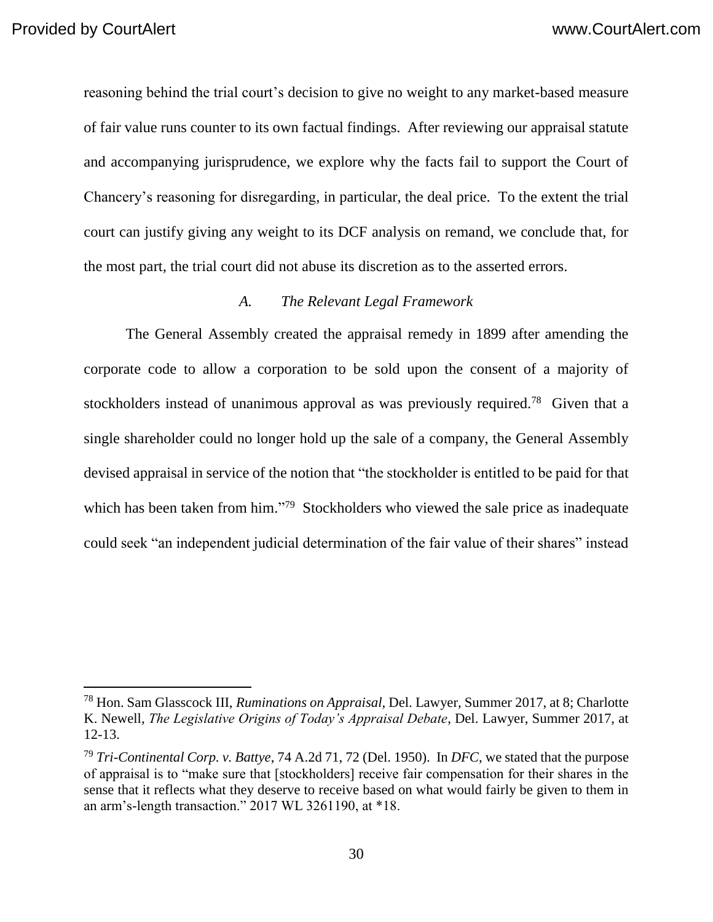reasoning behind the trial court's decision to give no weight to any market-based measure of fair value runs counter to its own factual findings. After reviewing our appraisal statute and accompanying jurisprudence, we explore why the facts fail to support the Court of Chancery's reasoning for disregarding, in particular, the deal price. To the extent the trial court can justify giving any weight to its DCF analysis on remand, we conclude that, for the most part, the trial court did not abuse its discretion as to the asserted errors.

### *A. The Relevant Legal Framework*

The General Assembly created the appraisal remedy in 1899 after amending the corporate code to allow a corporation to be sold upon the consent of a majority of stockholders instead of unanimous approval as was previously required.[78] Given that a single shareholder could no longer hold up the sale of a company, the General Assembly devised appraisal in service of the notion that "the stockholder is entitled to be paid for that which has been taken from him."[79] Stockholders who viewed the sale price as inadequate could seek "an independent judicial determination of the fair value of their shares" instead

---

[78] Hon. Sam Glasscock III, *Ruminations on Appraisal*, Del. Lawyer, Summer 2017, at 8; Charlotte K. Newell, *The Legislative Origins of Today's Appraisal Debate*, Del. Lawyer, Summer 2017, at 12-13.

[79] *Tri-Continental Corp. v. Battye*, 74 A.2d 71, 72 (Del. 1950). In *DFC*, we stated that the purpose of appraisal is to "make sure that [stockholders] receive fair compensation for their shares in the sense that it reflects what they deserve to receive based on what would fairly be given to them in an arm's-length transaction." 2017 WL 3261190, at *18.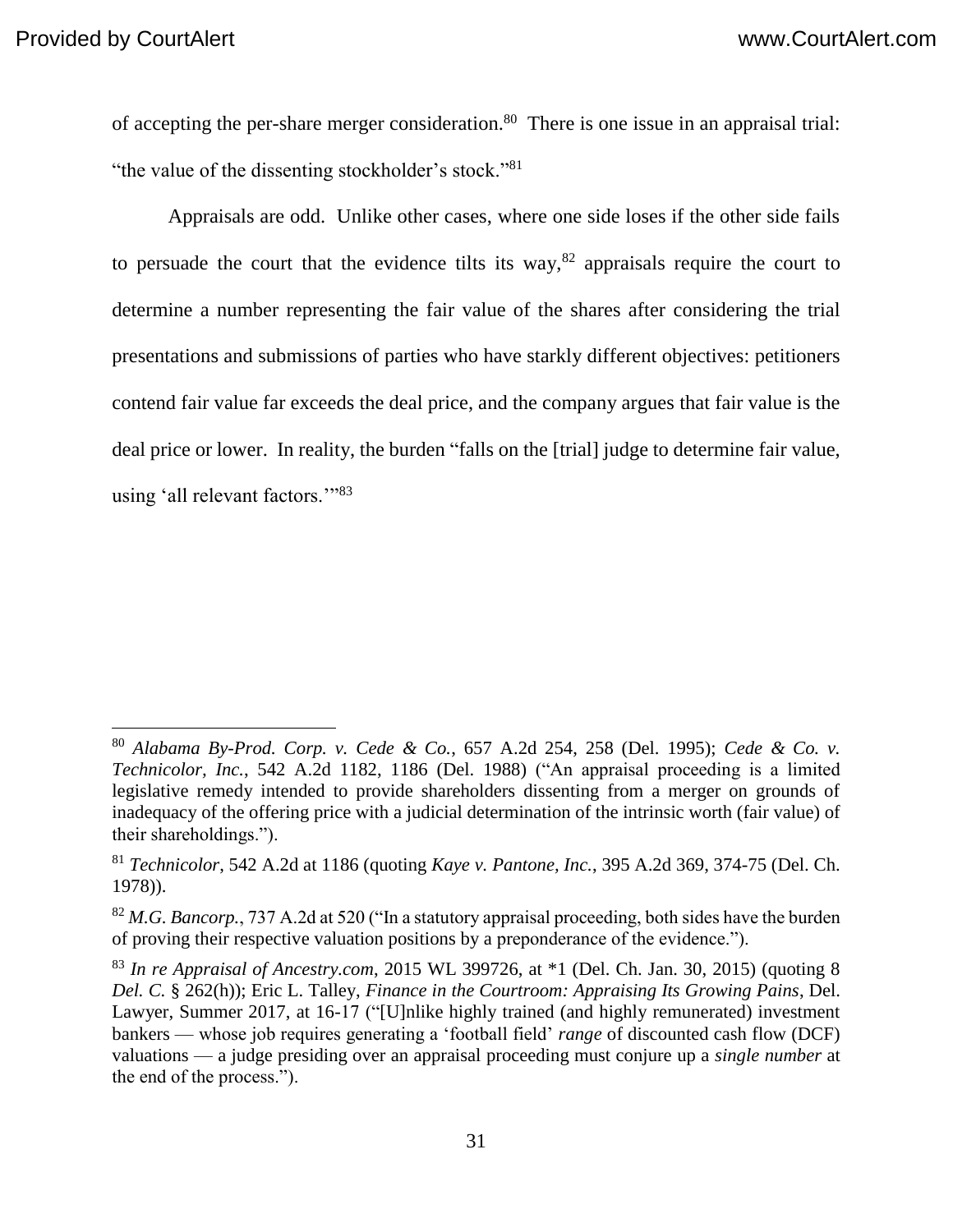of accepting the per-share merger consideration.[80] There is one issue in an appraisal trial: "the value of the dissenting stockholder's stock."[81]

Appraisals are odd. Unlike other cases, where one side loses if the other side fails to persuade the court that the evidence tilts its way,[82] appraisals require the court to determine a number representing the fair value of the shares after considering the trial presentations and submissions of parties who have starkly different objectives: petitioners contend fair value far exceeds the deal price, and the company argues that fair value is the deal price or lower. In reality, the burden "falls on the [trial] judge to determine fair value, using 'all relevant factors.'"[83]

---

[80] *Alabama By-Prod. Corp. v. Cede & Co.*, 657 A.2d 254, 258 (Del. 1995); *Cede & Co. v. Technicolor, Inc.*, 542 A.2d 1182, 1186 (Del. 1988) ("An appraisal proceeding is a limited legislative remedy intended to provide shareholders dissenting from a merger on grounds of inadequacy of the offering price with a judicial determination of the intrinsic worth (fair value) of their shareholdings.").

[81] *Technicolor*, 542 A.2d at 1186 (quoting *Kaye v. Pantone, Inc.*, 395 A.2d 369, 374-75 (Del. Ch. 1978)).

[82] *M.G. Bancorp.*, 737 A.2d at 520 ("In a statutory appraisal proceeding, both sides have the burden of proving their respective valuation positions by a preponderance of the evidence.").

[83] *In re Appraisal of Ancestry.com*, 2015 WL 399726, at *1 (Del. Ch. Jan. 30, 2015) (quoting 8 *Del. C.* § 262(h)); Eric L. Talley, *Finance in the Courtroom: Appraising Its Growing Pains*, Del. Lawyer, Summer 2017, at 16-17 ("[U]nlike highly trained (and highly remunerated) investment bankers — whose job requires generating a 'football field' *range* of discounted cash flow (DCF) valuations — a judge presiding over an appraisal proceeding must conjure up a *single number* at the end of the process.").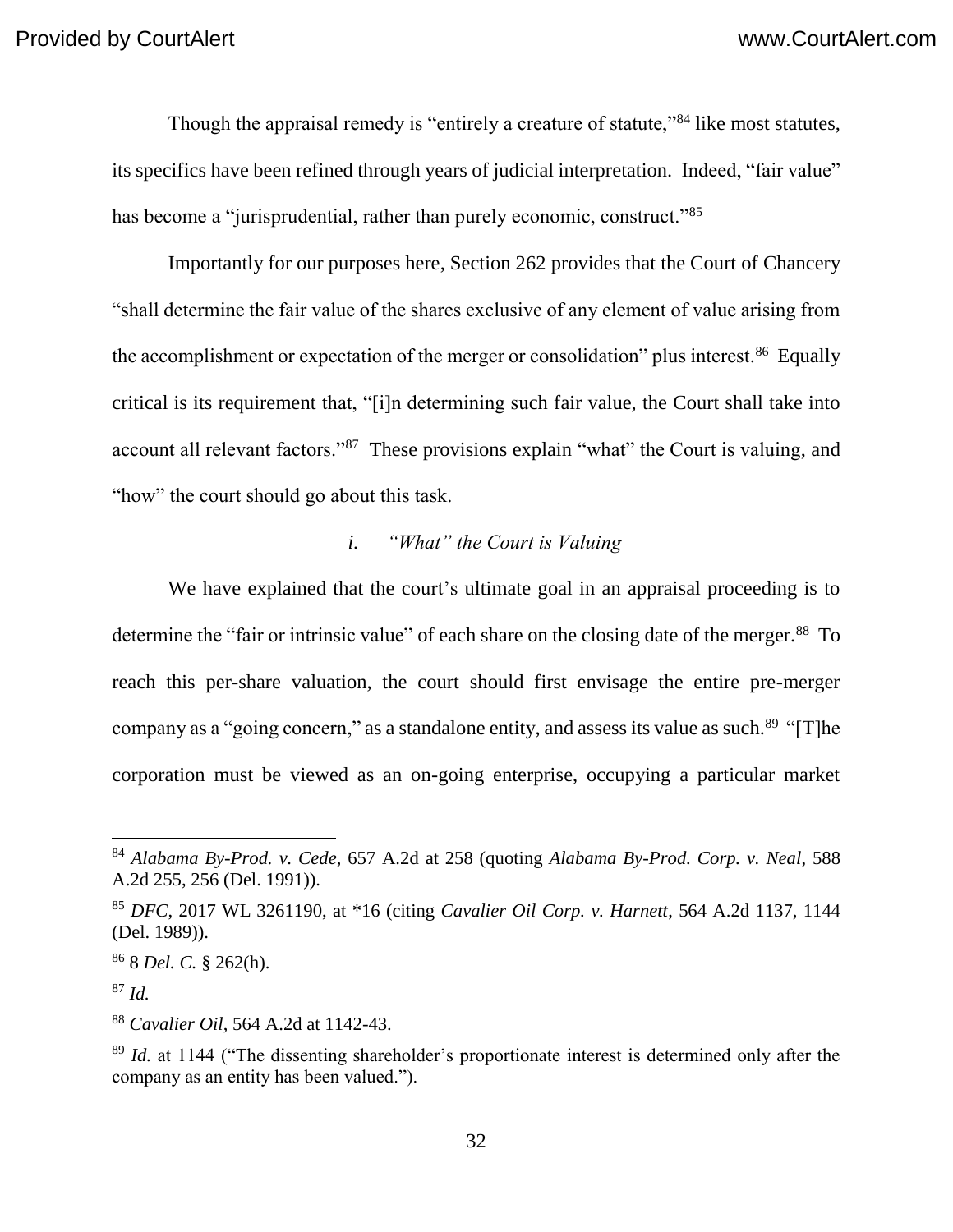Though the appraisal remedy is "entirely a creature of statute,"[84] like most statutes, its specifics have been refined through years of judicial interpretation. Indeed, "fair value" has become a "jurisprudential, rather than purely economic, construct."[85]

Importantly for our purposes here, Section 262 provides that the Court of Chancery "shall determine the fair value of the shares exclusive of any element of value arising from the accomplishment or expectation of the merger or consolidation" plus interest.[86] Equally critical is its requirement that, "[i]n determining such fair value, the Court shall take into account all relevant factors."[87] These provisions explain "what" the Court is valuing, and "how" the court should go about this task.

*i. "What" the Court is Valuing*

We have explained that the court's ultimate goal in an appraisal proceeding is to determine the "fair or intrinsic value" of each share on the closing date of the merger.[88] To reach this per-share valuation, the court should first envisage the entire pre-merger company as a "going concern," as a standalone entity, and assess its value as such.[89] "[T]he corporation must be viewed as an on-going enterprise, occupying a particular market

---

[84] *Alabama By-Prod. v. Cede*, 657 A.2d at 258 (quoting *Alabama By-Prod. Corp. v. Neal*, 588 A.2d 255, 256 (Del. 1991)).

[85] *DFC*, 2017 WL 3261190, at *16 (citing *Cavalier Oil Corp. v. Harnett*, 564 A.2d 1137, 1144 (Del. 1989)).

[86] 8 *Del. C.* § 262(h).

[87] *Id.*

[88] *Cavalier Oil*, 564 A.2d at 1142-43.

[89] *Id.* at 1144 ("The dissenting shareholder's proportionate interest is determined only after the company as an entity has been valued.").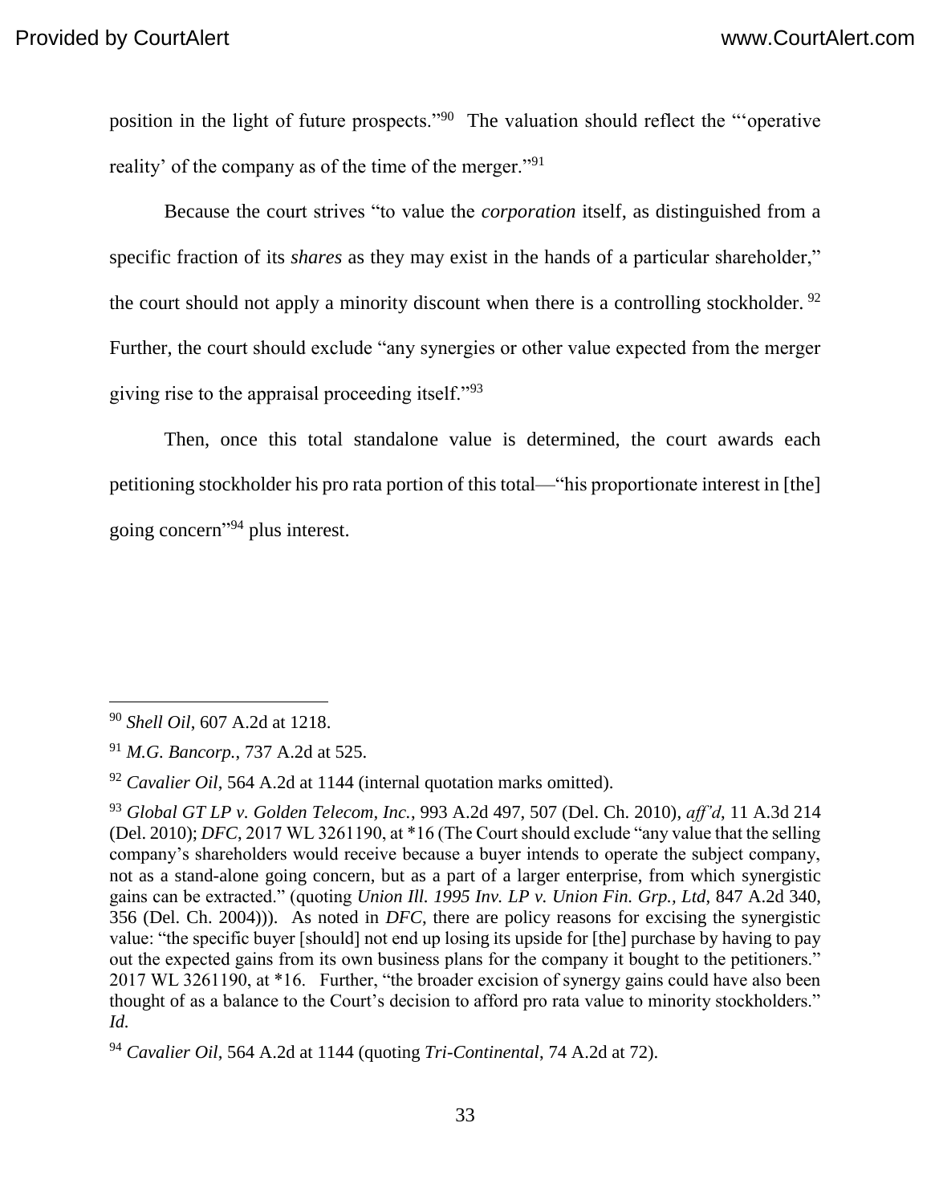position in the light of future prospects."[90] The valuation should reflect the "'operative reality' of the company as of the time of the merger."[91]

Because the court strives "to value the *corporation* itself, as distinguished from a specific fraction of its *shares* as they may exist in the hands of a particular shareholder," the court should not apply a minority discount when there is a controlling stockholder.[92] Further, the court should exclude "any synergies or other value expected from the merger giving rise to the appraisal proceeding itself."[93]

Then, once this total standalone value is determined, the court awards each petitioning stockholder his pro rata portion of this total—"his proportionate interest in [the] going concern"[94] plus interest.

---

[90] *Shell Oil*, 607 A.2d at 1218.

[91] *M.G. Bancorp.*, 737 A.2d at 525.

[92] *Cavalier Oil*, 564 A.2d at 1144 (internal quotation marks omitted).

[93] *Global GT LP v. Golden Telecom, Inc.*, 993 A.2d 497, 507 (Del. Ch. 2010), *aff'd*, 11 A.3d 214 (Del. 2010); *DFC*, 2017 WL 3261190, at *16 (The Court should exclude "any value that the selling company's shareholders would receive because a buyer intends to operate the subject company, not as a stand-alone going concern, but as a part of a larger enterprise, from which synergistic gains can be extracted." (quoting *Union Ill. 1995 Inv. LP v. Union Fin. Grp., Ltd*, 847 A.2d 340, 356 (Del. Ch. 2004))). As noted in *DFC*, there are policy reasons for excising the synergistic value: "the specific buyer [should] not end up losing its upside for [the] purchase by having to pay out the expected gains from its own business plans for the company it bought to the petitioners." 2017 WL 3261190, at *16. Further, "the broader excision of synergy gains could have also been thought of as a balance to the Court's decision to afford pro rata value to minority stockholders." *Id.*

[94] *Cavalier Oil*, 564 A.2d at 1144 (quoting *Tri-Continental*, 74 A.2d at 72).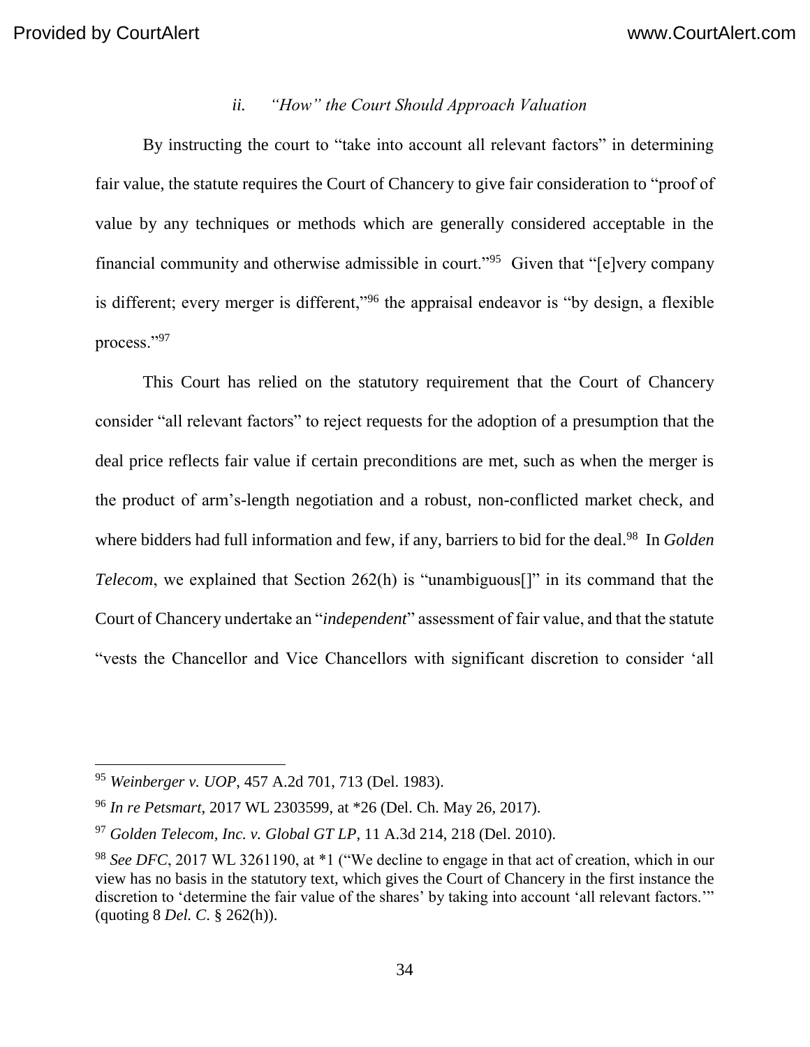### *ii. "How" the Court Should Approach Valuation*

By instructing the court to "take into account all relevant factors" in determining fair value, the statute requires the Court of Chancery to give fair consideration to "proof of value by any techniques or methods which are generally considered acceptable in the financial community and otherwise admissible in court."[95] Given that "[e]very company is different; every merger is different,"[96] the appraisal endeavor is "by design, a flexible process."[97]

This Court has relied on the statutory requirement that the Court of Chancery consider "all relevant factors" to reject requests for the adoption of a presumption that the deal price reflects fair value if certain preconditions are met, such as when the merger is the product of arm's-length negotiation and a robust, non-conflicted market check, and where bidders had full information and few, if any, barriers to bid for the deal.[98] In *Golden Telecom*, we explained that Section 262(h) is "unambiguous[]" in its command that the Court of Chancery undertake an "*independent*" assessment of fair value, and that the statute "vests the Chancellor and Vice Chancellors with significant discretion to consider 'all

---

[95] *Weinberger v. UOP*, 457 A.2d 701, 713 (Del. 1983).

[96] *In re Petsmart*, 2017 WL 2303599, at *26 (Del. Ch. May 26, 2017).

[97] *Golden Telecom, Inc. v. Global GT LP*, 11 A.3d 214, 218 (Del. 2010).

[98] *See DFC*, 2017 WL 3261190, at *1 ("We decline to engage in that act of creation, which in our view has no basis in the statutory text, which gives the Court of Chancery in the first instance the discretion to 'determine the fair value of the shares' by taking into account 'all relevant factors.'" (quoting 8 *Del. C.* § 262(h)).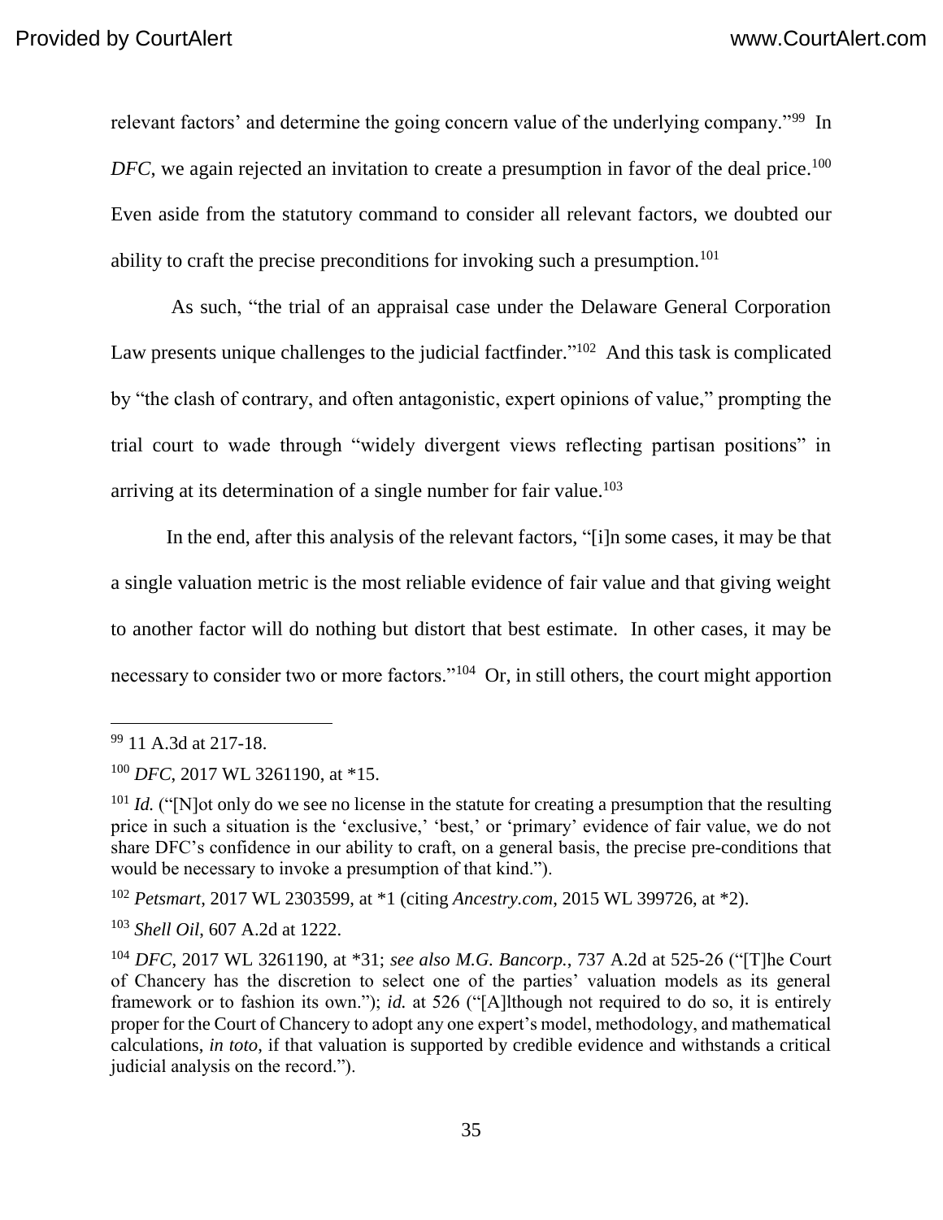relevant factors' and determine the going concern value of the underlying company."[99] In *DFC*, we again rejected an invitation to create a presumption in favor of the deal price.[100] Even aside from the statutory command to consider all relevant factors, we doubted our ability to craft the precise preconditions for invoking such a presumption.[101]

As such, "the trial of an appraisal case under the Delaware General Corporation Law presents unique challenges to the judicial factfinder."[102] And this task is complicated by "the clash of contrary, and often antagonistic, expert opinions of value," prompting the trial court to wade through "widely divergent views reflecting partisan positions" in arriving at its determination of a single number for fair value.[103]

In the end, after this analysis of the relevant factors, "[i]n some cases, it may be that a single valuation metric is the most reliable evidence of fair value and that giving weight to another factor will do nothing but distort that best estimate. In other cases, it may be necessary to consider two or more factors."[104] Or, in still others, the court might apportion

---

[99] 11 A.3d at 217-18.

[100] *DFC*, 2017 WL 3261190, at *15.

[101] *Id.* ("[N]ot only do we see no license in the statute for creating a presumption that the resulting price in such a situation is the 'exclusive,' 'best,' or 'primary' evidence of fair value, we do not share DFC's confidence in our ability to craft, on a general basis, the precise pre-conditions that would be necessary to invoke a presumption of that kind.").

[102] *Petsmart*, 2017 WL 2303599, at *1 (citing *Ancestry.com*, 2015 WL 399726, at *2).

[103] *Shell Oil*, 607 A.2d at 1222.

[104] *DFC*, 2017 WL 3261190, at *31; *see also M.G. Bancorp.*, 737 A.2d at 525-26 ("[T]he Court of Chancery has the discretion to select one of the parties' valuation models as its general framework or to fashion its own."); *id.* at 526 ("[A]lthough not required to do so, it is entirely proper for the Court of Chancery to adopt any one expert's model, methodology, and mathematical calculations, *in toto*, if that valuation is supported by credible evidence and withstands a critical judicial analysis on the record.").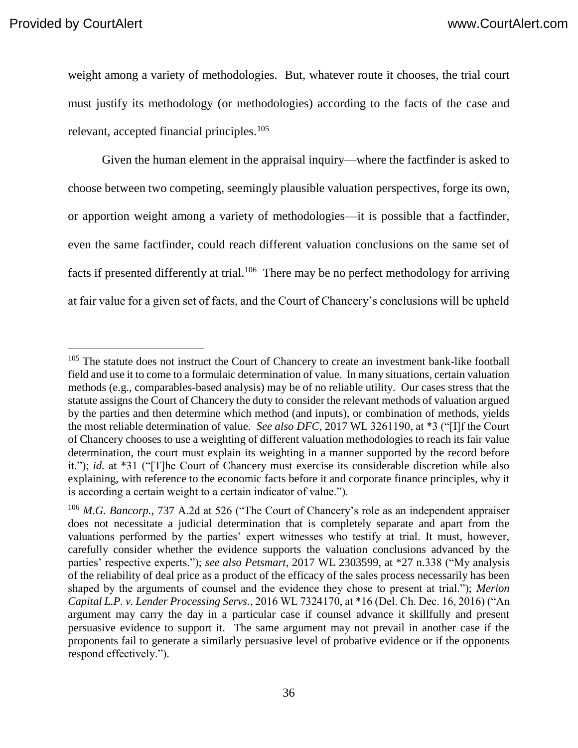weight among a variety of methodologies. But, whatever route it chooses, the trial court must justify its methodology (or methodologies) according to the facts of the case and relevant, accepted financial principles.[105]

Given the human element in the appraisal inquiry—where the factfinder is asked to choose between two competing, seemingly plausible valuation perspectives, forge its own, or apportion weight among a variety of methodologies—it is possible that a factfinder, even the same factfinder, could reach different valuation conclusions on the same set of facts if presented differently at trial.[106] There may be no perfect methodology for arriving at fair value for a given set of facts, and the Court of Chancery's conclusions will be upheld

---

[105] The statute does not instruct the Court of Chancery to create an investment bank-like football field and use it to come to a formulaic determination of value. In many situations, certain valuation methods (e.g., comparables-based analysis) may be of no reliable utility. Our cases stress that the statute assigns the Court of Chancery the duty to consider the relevant methods of valuation argued by the parties and then determine which method (and inputs), or combination of methods, yields the most reliable determination of value. *See also DFC*, 2017 WL 3261190, at *3 ("[I]f the Court of Chancery chooses to use a weighting of different valuation methodologies to reach its fair value determination, the court must explain its weighting in a manner supported by the record before it."); *id.* at *31 ("[T]he Court of Chancery must exercise its considerable discretion while also explaining, with reference to the economic facts before it and corporate finance principles, why it is according a certain weight to a certain indicator of value.").

[106] *M.G. Bancorp.*, 737 A.2d at 526 ("The Court of Chancery's role as an independent appraiser does not necessitate a judicial determination that is completely separate and apart from the valuations performed by the parties' expert witnesses who testify at trial. It must, however, carefully consider whether the evidence supports the valuation conclusions advanced by the parties' respective experts."); *see also Petsmart*, 2017 WL 2303599, at *27 n.338 ("My analysis of the reliability of deal price as a product of the efficacy of the sales process necessarily has been shaped by the arguments of counsel and the evidence they chose to present at trial."); *Merion Capital L.P. v. Lender Processing Servs.*, 2016 WL 7324170, at *16 (Del. Ch. Dec. 16, 2016) ("An argument may carry the day in a particular case if counsel advance it skillfully and present persuasive evidence to support it. The same argument may not prevail in another case if the proponents fail to generate a similarly persuasive level of probative evidence or if the opponents respond effectively.").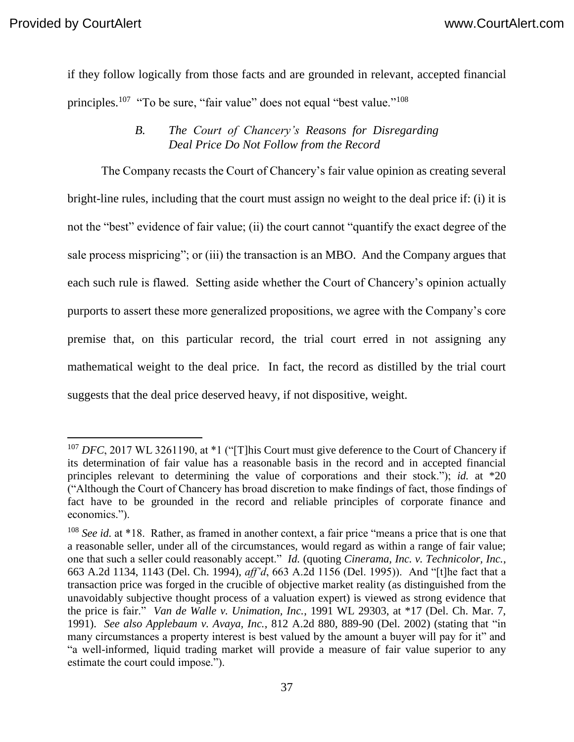if they follow logically from those facts and are grounded in relevant, accepted financial principles.[107] "To be sure, "fair value" does not equal "best value."[108]

### *B. The Court of Chancery's Reasons for Disregarding Deal Price Do Not Follow from the Record*

The Company recasts the Court of Chancery's fair value opinion as creating several bright-line rules, including that the court must assign no weight to the deal price if: (i) it is not the "best" evidence of fair value; (ii) the court cannot "quantify the exact degree of the sale process mispricing"; or (iii) the transaction is an MBO. And the Company argues that each such rule is flawed. Setting aside whether the Court of Chancery's opinion actually purports to assert these more generalized propositions, we agree with the Company's core premise that, on this particular record, the trial court erred in not assigning any mathematical weight to the deal price. In fact, the record as distilled by the trial court suggests that the deal price deserved heavy, if not dispositive, weight.

---

[107] *DFC*, 2017 WL 3261190, at *1 ("[T]his Court must give deference to the Court of Chancery if its determination of fair value has a reasonable basis in the record and in accepted financial principles relevant to determining the value of corporations and their stock."); *id.* at *20 ("Although the Court of Chancery has broad discretion to make findings of fact, those findings of fact have to be grounded in the record and reliable principles of corporate finance and economics.").

[108] *See id.* at *18. Rather, as framed in another context, a fair price "means a price that is one that a reasonable seller, under all of the circumstances, would regard as within a range of fair value; one that such a seller could reasonably accept." *Id.* (quoting *Cinerama, Inc. v. Technicolor, Inc.*, 663 A.2d 1134, 1143 (Del. Ch. 1994), *aff'd*, 663 A.2d 1156 (Del. 1995)). And "[t]he fact that a transaction price was forged in the crucible of objective market reality (as distinguished from the unavoidably subjective thought process of a valuation expert) is viewed as strong evidence that the price is fair." *Van de Walle v. Unimation, Inc.*, 1991 WL 29303, at *17 (Del. Ch. Mar. 7, 1991). *See also Applebaum v. Avaya, Inc.*, 812 A.2d 880, 889-90 (Del. 2002) (stating that "in many circumstances a property interest is best valued by the amount a buyer will pay for it" and "a well-informed, liquid trading market will provide a measure of fair value superior to any estimate the court could impose.").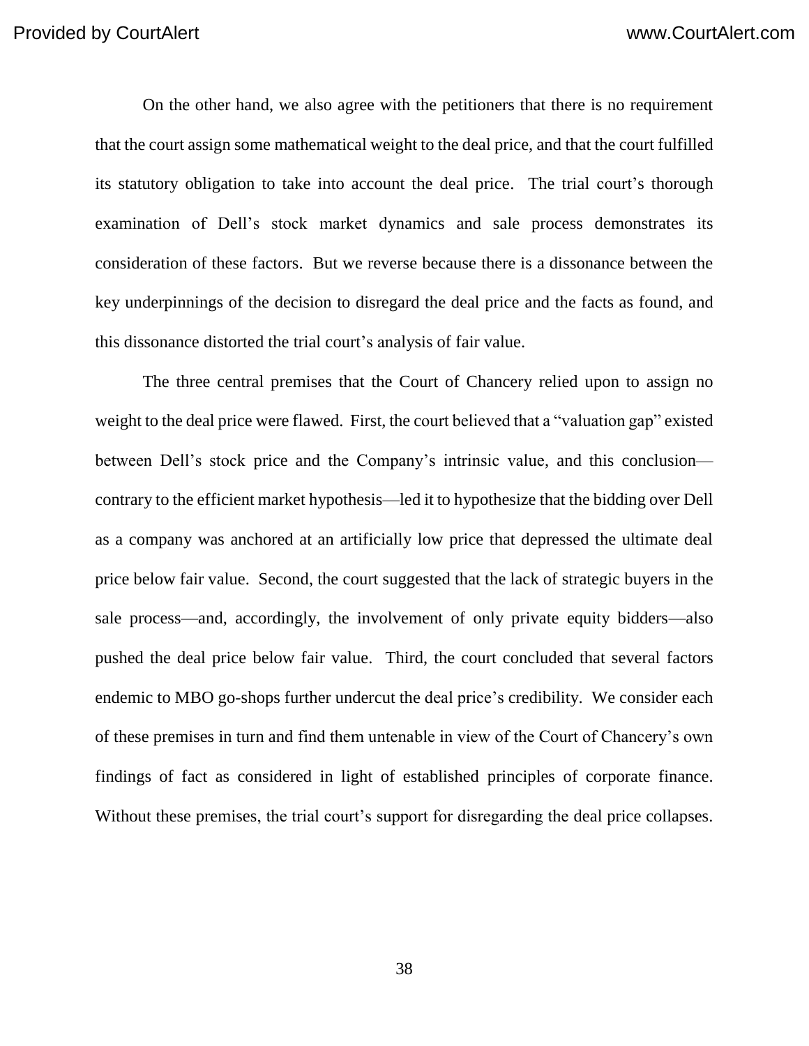On the other hand, we also agree with the petitioners that there is no requirement that the court assign some mathematical weight to the deal price, and that the court fulfilled its statutory obligation to take into account the deal price. The trial court's thorough examination of Dell's stock market dynamics and sale process demonstrates its consideration of these factors. But we reverse because there is a dissonance between the key underpinnings of the decision to disregard the deal price and the facts as found, and this dissonance distorted the trial court's analysis of fair value.

The three central premises that the Court of Chancery relied upon to assign no weight to the deal price were flawed. First, the court believed that a "valuation gap" existed between Dell's stock price and the Company's intrinsic value, and this conclusion—contrary to the efficient market hypothesis—led it to hypothesize that the bidding over Dell as a company was anchored at an artificially low price that depressed the ultimate deal price below fair value. Second, the court suggested that the lack of strategic buyers in the sale process—and, accordingly, the involvement of only private equity bidders—also pushed the deal price below fair value. Third, the court concluded that several factors endemic to MBO go-shops further undercut the deal price's credibility. We consider each of these premises in turn and find them untenable in view of the Court of Chancery's own findings of fact as considered in light of established principles of corporate finance. Without these premises, the trial court's support for disregarding the deal price collapses.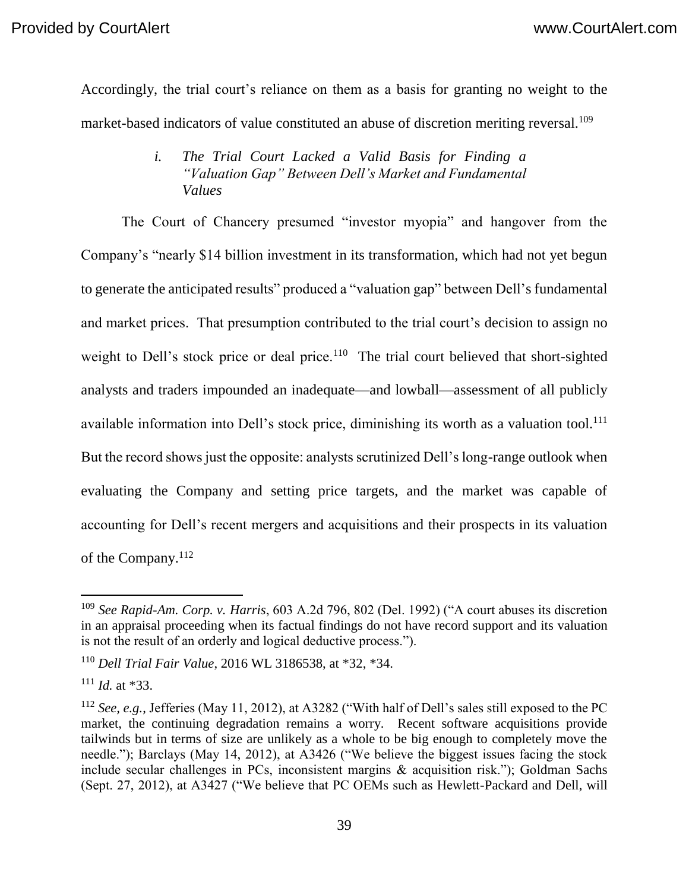Accordingly, the trial court's reliance on them as a basis for granting no weight to the market-based indicators of value constituted an abuse of discretion meriting reversal.[109]

*i. The Trial Court Lacked a Valid Basis for Finding a "Valuation Gap" Between Dell's Market and Fundamental Values*

The Court of Chancery presumed "investor myopia" and hangover from the Company's "nearly $14 billion investment in its transformation, which had not yet begun to generate the anticipated results" produced a "valuation gap" between Dell's fundamental and market prices. That presumption contributed to the trial court's decision to assign no weight to Dell's stock price or deal price.[110] The trial court believed that short-sighted analysts and traders impounded an inadequate—and lowball—assessment of all publicly available information into Dell's stock price, diminishing its worth as a valuation tool.[111] But the record shows just the opposite: analysts scrutinized Dell's long-range outlook when evaluating the Company and setting price targets, and the market was capable of accounting for Dell's recent mergers and acquisitions and their prospects in its valuation of the Company.[112]

---

[109] *See Rapid-Am. Corp. v. Harris*, 603 A.2d 796, 802 (Del. 1992) ("A court abuses its discretion in an appraisal proceeding when its factual findings do not have record support and its valuation is not the result of an orderly and logical deductive process.").

[110] *Dell Trial Fair Value*, 2016 WL 3186538, at *32, *34.

[111] *Id.* at *33.

[112] *See, e.g.*, Jefferies (May 11, 2012), at A3282 ("With half of Dell's sales still exposed to the PC market, the continuing degradation remains a worry. Recent software acquisitions provide tailwinds but in terms of size are unlikely as a whole to be big enough to completely move the needle."); Barclays (May 14, 2012), at A3426 ("We believe the biggest issues facing the stock include secular challenges in PCs, inconsistent margins & acquisition risk."); Goldman Sachs (Sept. 27, 2012), at A3427 ("We believe that PC OEMs such as Hewlett-Packard and Dell, will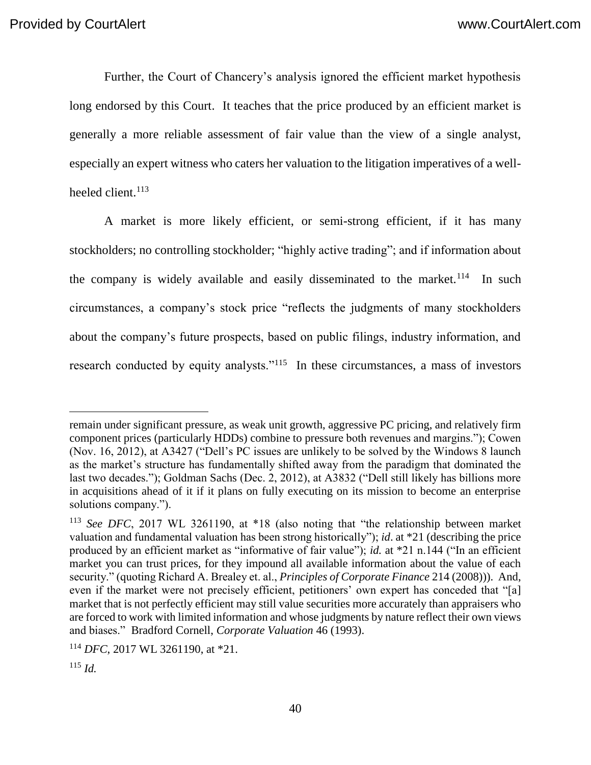Further, the Court of Chancery's analysis ignored the efficient market hypothesis long endorsed by this Court. It teaches that the price produced by an efficient market is generally a more reliable assessment of fair value than the view of a single analyst, especially an expert witness who caters her valuation to the litigation imperatives of a well-heeled client.[113]

A market is more likely efficient, or semi-strong efficient, if it has many stockholders; no controlling stockholder; "highly active trading"; and if information about the company is widely available and easily disseminated to the market.[114] In such circumstances, a company's stock price "reflects the judgments of many stockholders about the company's future prospects, based on public filings, industry information, and research conducted by equity analysts."[115] In these circumstances, a mass of investors

---

remain under significant pressure, as weak unit growth, aggressive PC pricing, and relatively firm component prices (particularly HDDs) combine to pressure both revenues and margins."); Cowen (Nov. 16, 2012), at A3427 ("Dell's PC issues are unlikely to be solved by the Windows 8 launch as the market's structure has fundamentally shifted away from the paradigm that dominated the last two decades."); Goldman Sachs (Dec. 2, 2012), at A3832 ("Dell still likely has billions more in acquisitions ahead of it if it plans on fully executing on its mission to become an enterprise solutions company.").

[113] *See DFC*, 2017 WL 3261190, at *18 (also noting that "the relationship between market valuation and fundamental valuation has been strong historically"); *id*. at *21 (describing the price produced by an efficient market as "informative of fair value"); *id.* at *21 n.144 ("In an efficient market you can trust prices, for they impound all available information about the value of each security." (quoting Richard A. Brealey et. al., *Principles of Corporate Finance* 214 (2008))). And, even if the market were not precisely efficient, petitioners' own expert has conceded that "[a] market that is not perfectly efficient may still value securities more accurately than appraisers who are forced to work with limited information and whose judgments by nature reflect their own views and biases." Bradford Cornell, *Corporate Valuation* 46 (1993).

[114] *DFC*, 2017 WL 3261190, at *21.

[115] *Id.*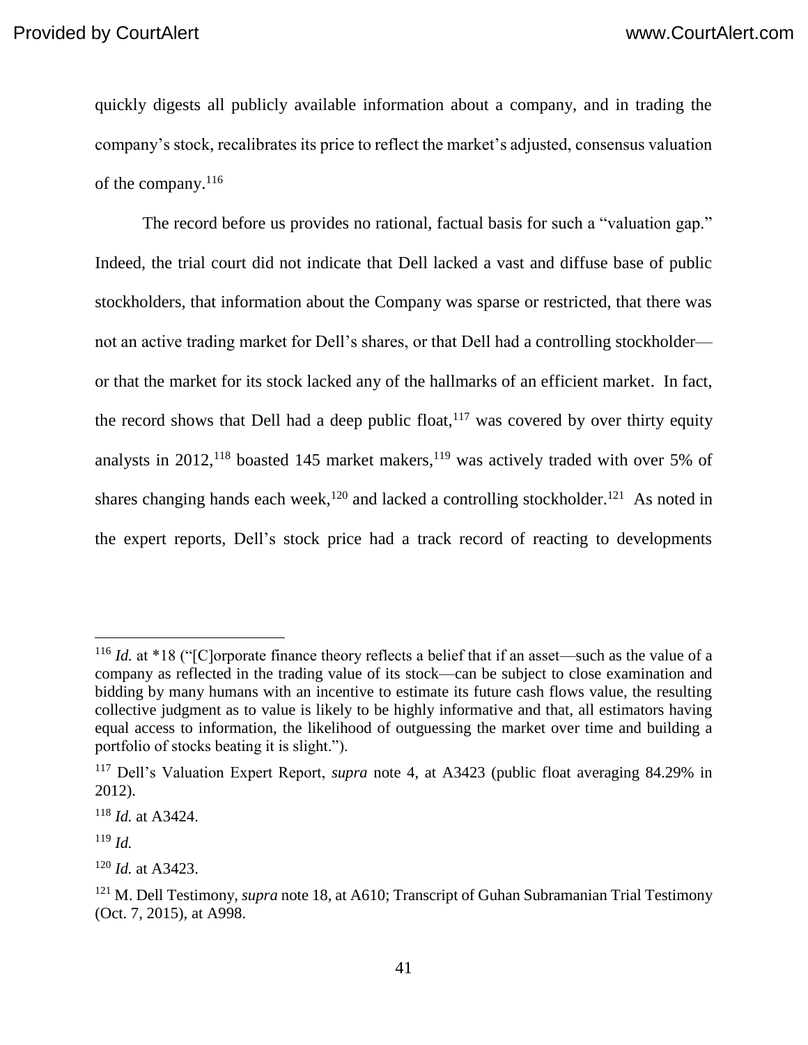quickly digests all publicly available information about a company, and in trading the company's stock, recalibrates its price to reflect the market's adjusted, consensus valuation of the company.[116]

The record before us provides no rational, factual basis for such a "valuation gap." Indeed, the trial court did not indicate that Dell lacked a vast and diffuse base of public stockholders, that information about the Company was sparse or restricted, that there was not an active trading market for Dell's shares, or that Dell had a controlling stockholder—or that the market for its stock lacked any of the hallmarks of an efficient market. In fact, the record shows that Dell had a deep public float,[117] was covered by over thirty equity analysts in 2012,[118] boasted 145 market makers,[119] was actively traded with over 5% of shares changing hands each week,[120] and lacked a controlling stockholder.[121] As noted in the expert reports, Dell's stock price had a track record of reacting to developments

---

[116] *Id.* at *18 ("[C]orporate finance theory reflects a belief that if an asset—such as the value of a company as reflected in the trading value of its stock—can be subject to close examination and bidding by many humans with an incentive to estimate its future cash flows value, the resulting collective judgment as to value is likely to be highly informative and that, all estimators having equal access to information, the likelihood of outguessing the market over time and building a portfolio of stocks beating it is slight.").

[117] Dell's Valuation Expert Report, *supra* note 4, at A3423 (public float averaging 84.29% in 2012).

[118] *Id.* at A3424.

[119] *Id.*

[120] *Id.* at A3423.

[121] M. Dell Testimony, *supra* note 18, at A610; Transcript of Guhan Subramanian Trial Testimony (Oct. 7, 2015), at A998.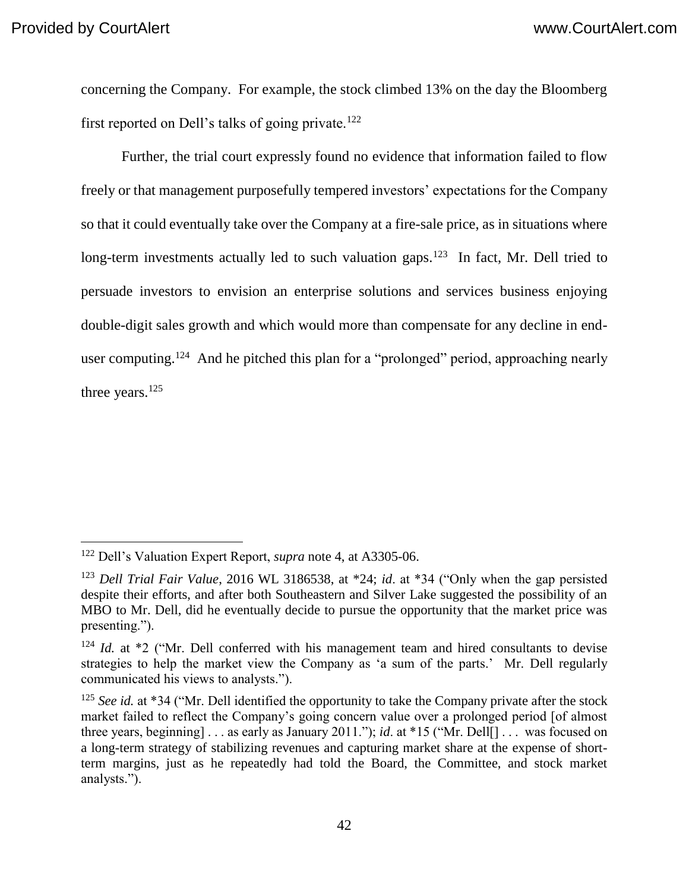concerning the Company. For example, the stock climbed 13% on the day the Bloomberg first reported on Dell's talks of going private.[122]

Further, the trial court expressly found no evidence that information failed to flow freely or that management purposefully tempered investors' expectations for the Company so that it could eventually take over the Company at a fire-sale price, as in situations where long-term investments actually led to such valuation gaps.[123] In fact, Mr. Dell tried to persuade investors to envision an enterprise solutions and services business enjoying double-digit sales growth and which would more than compensate for any decline in end-user computing.[124] And he pitched this plan for a "prolonged" period, approaching nearly three years.[125]

---

[122] Dell's Valuation Expert Report, *supra* note 4, at A3305-06.

[123] *Dell Trial Fair Value*, 2016 WL 3186538, at *24; *id*. at *34 ("Only when the gap persisted despite their efforts, and after both Southeastern and Silver Lake suggested the possibility of an MBO to Mr. Dell, did he eventually decide to pursue the opportunity that the market price was presenting.").

[124] *Id.* at *2 ("Mr. Dell conferred with his management team and hired consultants to devise strategies to help the market view the Company as 'a sum of the parts.' Mr. Dell regularly communicated his views to analysts.").

[125] *See id.* at *34 ("Mr. Dell identified the opportunity to take the Company private after the stock market failed to reflect the Company's going concern value over a prolonged period [of almost three years, beginning] . . . as early as January 2011."); *id*. at *15 ("Mr. Dell[] . . . was focused on a long-term strategy of stabilizing revenues and capturing market share at the expense of short-term margins, just as he repeatedly had told the Board, the Committee, and stock market analysts.").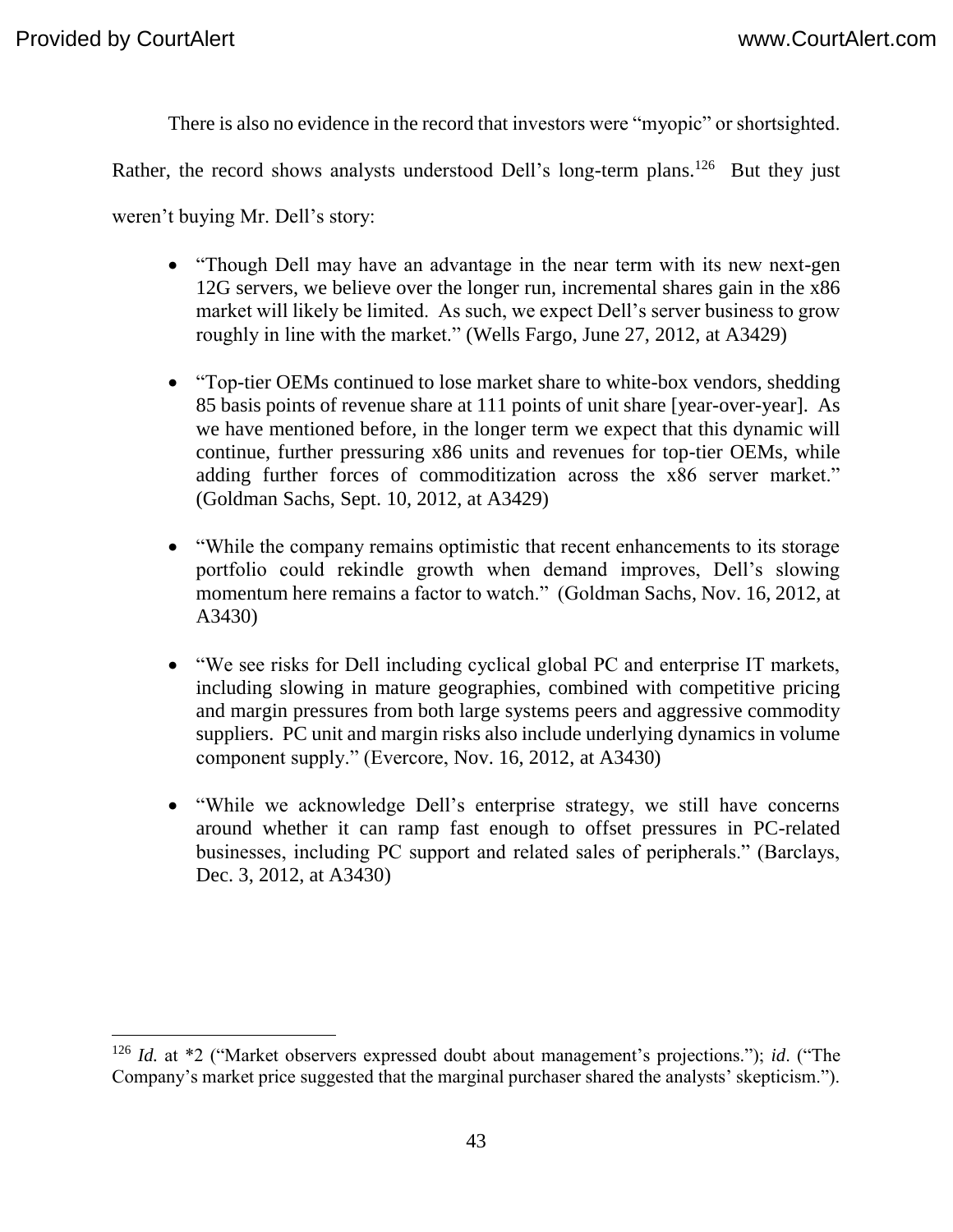There is also no evidence in the record that investors were "myopic" or shortsighted. Rather, the record shows analysts understood Dell's long-term plans.[126] But they just weren't buying Mr. Dell's story:

- "Though Dell may have an advantage in the near term with its new next-gen 12G servers, we believe over the longer run, incremental shares gain in the x86 market will likely be limited. As such, we expect Dell's server business to grow roughly in line with the market." (Wells Fargo, June 27, 2012, at A3429)

- "Top-tier OEMs continued to lose market share to white-box vendors, shedding 85 basis points of revenue share at 111 points of unit share [year-over-year]. As we have mentioned before, in the longer term we expect that this dynamic will continue, further pressuring x86 units and revenues for top-tier OEMs, while adding further forces of commoditization across the x86 server market." (Goldman Sachs, Sept. 10, 2012, at A3429)

- "While the company remains optimistic that recent enhancements to its storage portfolio could rekindle growth when demand improves, Dell's slowing momentum here remains a factor to watch." (Goldman Sachs, Nov. 16, 2012, at A3430)

- "We see risks for Dell including cyclical global PC and enterprise IT markets, including slowing in mature geographies, combined with competitive pricing and margin pressures from both large systems peers and aggressive commodity suppliers. PC unit and margin risks also include underlying dynamics in volume component supply." (Evercore, Nov. 16, 2012, at A3430)

- "While we acknowledge Dell's enterprise strategy, we still have concerns around whether it can ramp fast enough to offset pressures in PC-related businesses, including PC support and related sales of peripherals." (Barclays, Dec. 3, 2012, at A3430)

---

[126] *Id.* at *2 ("Market observers expressed doubt about management's projections."); *id*. ("The Company's market price suggested that the marginal purchaser shared the analysts' skepticism.").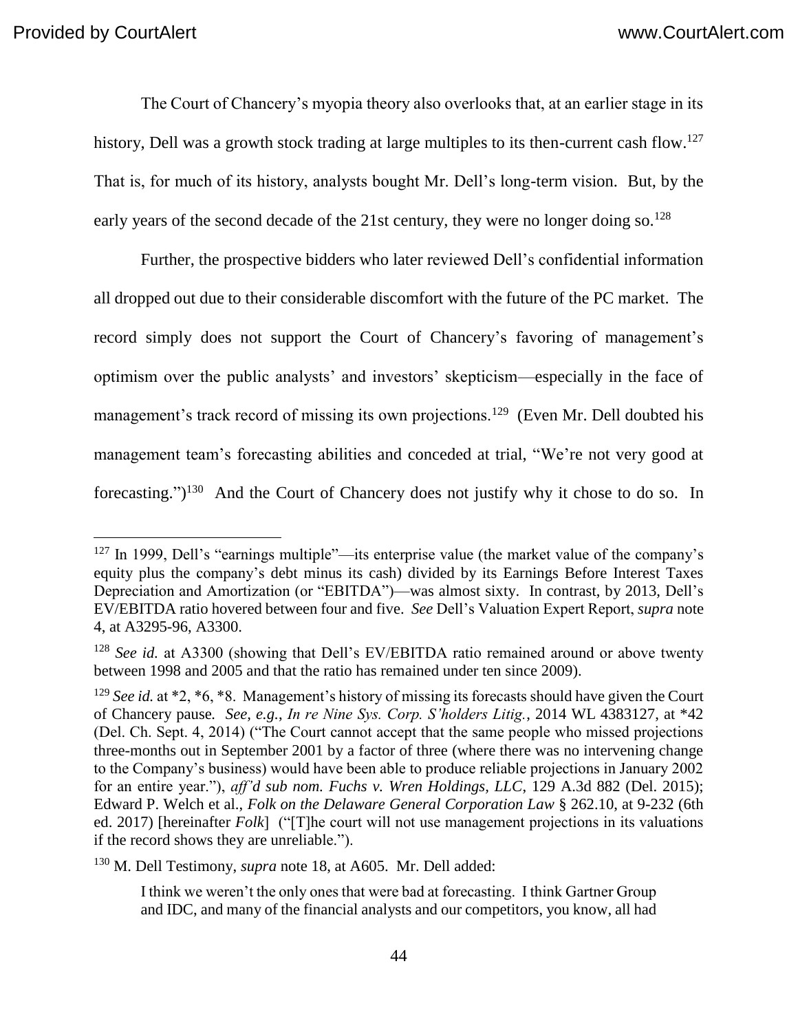The Court of Chancery's myopia theory also overlooks that, at an earlier stage in its history, Dell was a growth stock trading at large multiples to its then-current cash flow.[127] That is, for much of its history, analysts bought Mr. Dell's long-term vision. But, by the early years of the second decade of the 21st century, they were no longer doing so.[128]

Further, the prospective bidders who later reviewed Dell's confidential information all dropped out due to their considerable discomfort with the future of the PC market. The record simply does not support the Court of Chancery's favoring of management's optimism over the public analysts' and investors' skepticism—especially in the face of management's track record of missing its own projections.[129] (Even Mr. Dell doubted his management team's forecasting abilities and conceded at trial, "We're not very good at forecasting.")[130] And the Court of Chancery does not justify why it chose to do so. In

---

[127] In 1999, Dell's "earnings multiple"—its enterprise value (the market value of the company's equity plus the company's debt minus its cash) divided by its Earnings Before Interest Taxes Depreciation and Amortization (or "EBITDA")—was almost sixty. In contrast, by 2013, Dell's EV/EBITDA ratio hovered between four and five. *See* Dell's Valuation Expert Report, *supra* note 4, at A3295-96, A3300.

[128] *See id.* at A3300 (showing that Dell's EV/EBITDA ratio remained around or above twenty between 1998 and 2005 and that the ratio has remained under ten since 2009).

[129] *See id.* at *2, *6, *8. Management's history of missing its forecasts should have given the Court of Chancery pause. *See, e.g.*, *In re Nine Sys. Corp. S'holders Litig.*, 2014 WL 4383127, at *42 (Del. Ch. Sept. 4, 2014) ("The Court cannot accept that the same people who missed projections three-months out in September 2001 by a factor of three (where there was no intervening change to the Company's business) would have been able to produce reliable projections in January 2002 for an entire year."), *aff'd sub nom. Fuchs v. Wren Holdings, LLC*, 129 A.3d 882 (Del. 2015); Edward P. Welch et al., *Folk on the Delaware General Corporation Law* § 262.10, at 9-232 (6th ed. 2017) [hereinafter *Folk*] ("[T]he court will not use management projections in its valuations if the record shows they are unreliable.").

[130] M. Dell Testimony, *supra* note 18, at A605. Mr. Dell added:

> I think we weren't the only ones that were bad at forecasting. I think Gartner Group and IDC, and many of the financial analysts and our competitors, you know, all had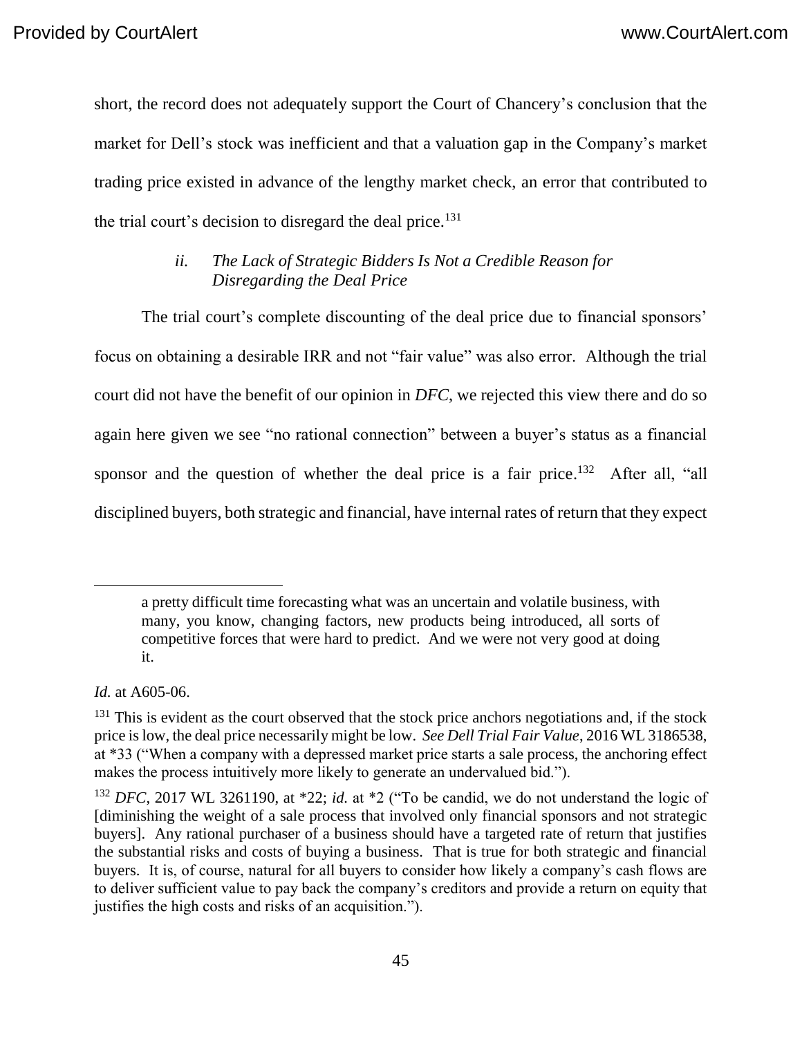short, the record does not adequately support the Court of Chancery's conclusion that the market for Dell's stock was inefficient and that a valuation gap in the Company's market trading price existed in advance of the lengthy market check, an error that contributed to the trial court's decision to disregard the deal price.[131]

### *ii. The Lack of Strategic Bidders Is Not a Credible Reason for Disregarding the Deal Price*

The trial court's complete discounting of the deal price due to financial sponsors' focus on obtaining a desirable IRR and not "fair value" was also error. Although the trial court did not have the benefit of our opinion in *DFC*, we rejected this view there and do so again here given we see "no rational connection" between a buyer's status as a financial sponsor and the question of whether the deal price is a fair price.[132] After all, "all disciplined buyers, both strategic and financial, have internal rates of return that they expect

---

> a pretty difficult time forecasting what was an uncertain and volatile business, with many, you know, changing factors, new products being introduced, all sorts of competitive forces that were hard to predict. And we were not very good at doing it.

*Id.* at A605-06.

[131] This is evident as the court observed that the stock price anchors negotiations and, if the stock price is low, the deal price necessarily might be low. *See Dell Trial Fair Value*, 2016 WL 3186538, at *33 ("When a company with a depressed market price starts a sale process, the anchoring effect makes the process intuitively more likely to generate an undervalued bid.").

[132] *DFC*, 2017 WL 3261190, at *22; *id.* at *2 ("To be candid, we do not understand the logic of [diminishing the weight of a sale process that involved only financial sponsors and not strategic buyers]. Any rational purchaser of a business should have a targeted rate of return that justifies the substantial risks and costs of buying a business. That is true for both strategic and financial buyers. It is, of course, natural for all buyers to consider how likely a company's cash flows are to deliver sufficient value to pay back the company's creditors and provide a return on equity that justifies the high costs and risks of an acquisition.").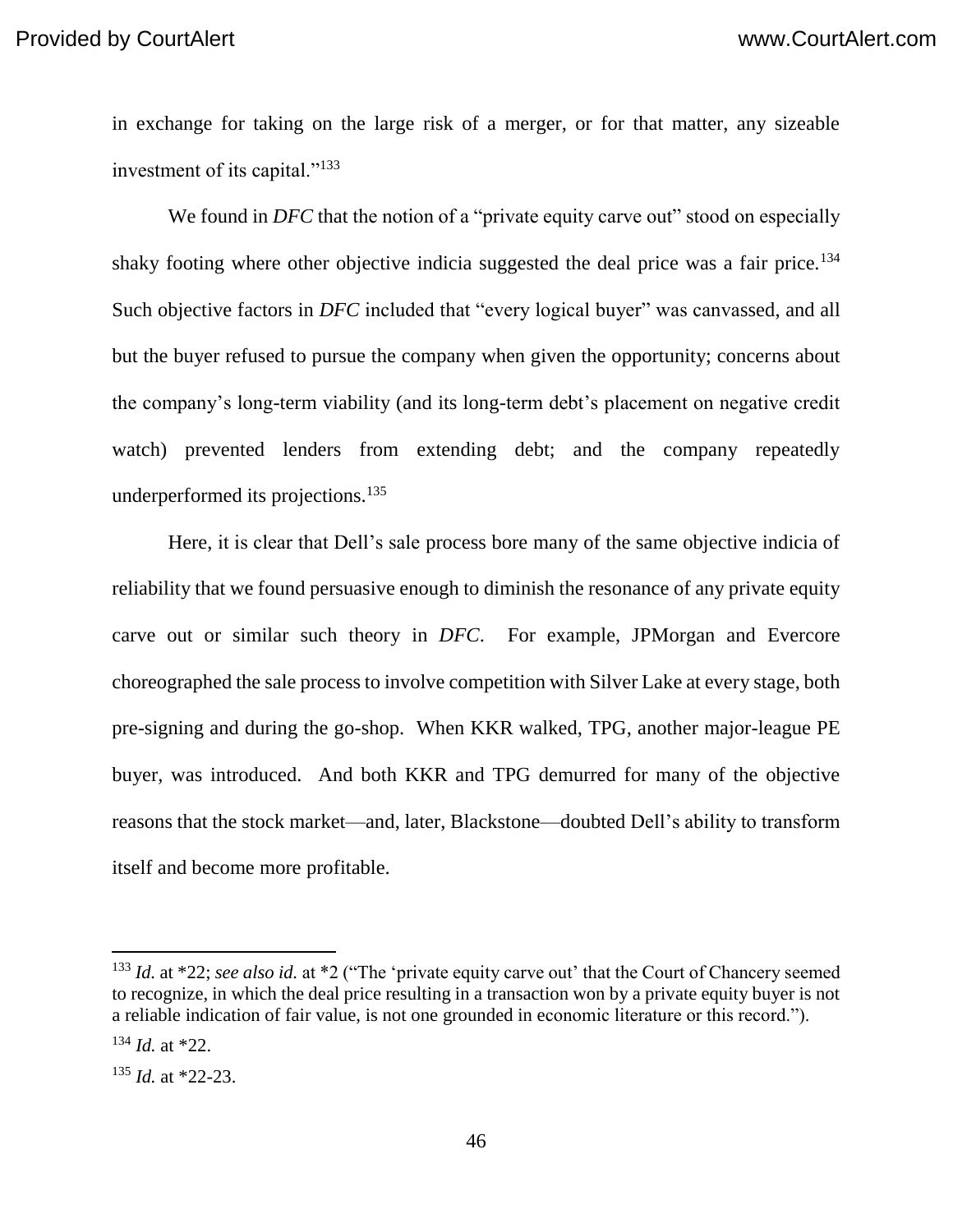in exchange for taking on the large risk of a merger, or for that matter, any sizeable investment of its capital."[133]

We found in *DFC* that the notion of a "private equity carve out" stood on especially shaky footing where other objective indicia suggested the deal price was a fair price.[134] Such objective factors in *DFC* included that "every logical buyer" was canvassed, and all but the buyer refused to pursue the company when given the opportunity; concerns about the company's long-term viability (and its long-term debt's placement on negative credit watch) prevented lenders from extending debt; and the company repeatedly underperformed its projections.[135]

Here, it is clear that Dell's sale process bore many of the same objective indicia of reliability that we found persuasive enough to diminish the resonance of any private equity carve out or similar such theory in *DFC*. For example, JPMorgan and Evercore choreographed the sale process to involve competition with Silver Lake at every stage, both pre-signing and during the go-shop. When KKR walked, TPG, another major-league PE buyer, was introduced. And both KKR and TPG demurred for many of the objective reasons that the stock market—and, later, Blackstone—doubted Dell's ability to transform itself and become more profitable.

---

[133] *Id.* at *22; *see also id.* at *2 ("The 'private equity carve out' that the Court of Chancery seemed to recognize, in which the deal price resulting in a transaction won by a private equity buyer is not a reliable indication of fair value, is not one grounded in economic literature or this record.").

[134] *Id.* at *22.

[135] *Id.* at *22-23.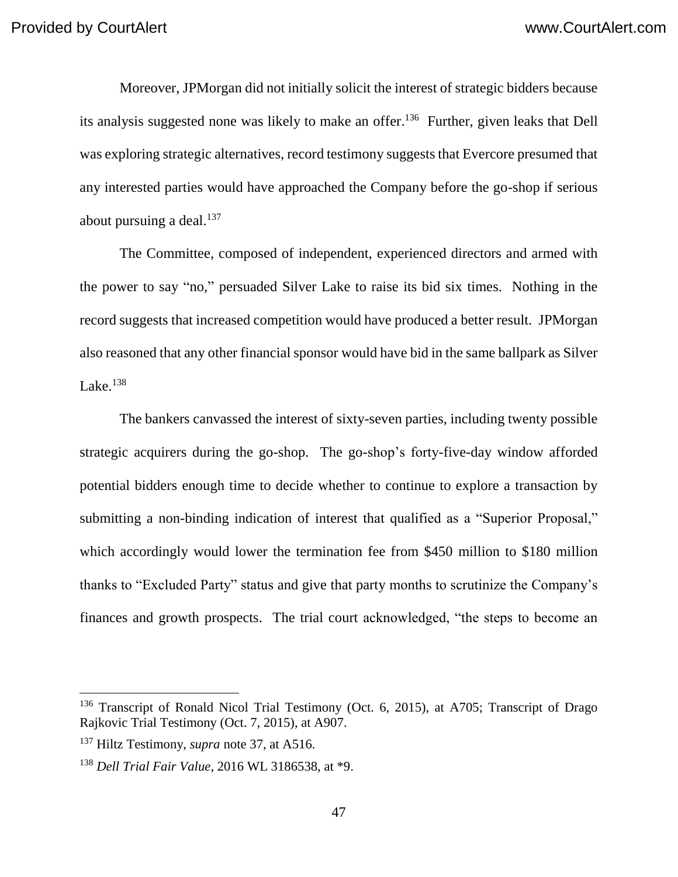Moreover, JPMorgan did not initially solicit the interest of strategic bidders because its analysis suggested none was likely to make an offer.[136] Further, given leaks that Dell was exploring strategic alternatives, record testimony suggests that Evercore presumed that any interested parties would have approached the Company before the go-shop if serious about pursuing a deal.[137]

The Committee, composed of independent, experienced directors and armed with the power to say "no," persuaded Silver Lake to raise its bid six times. Nothing in the record suggests that increased competition would have produced a better result. JPMorgan also reasoned that any other financial sponsor would have bid in the same ballpark as Silver Lake.[138]

The bankers canvassed the interest of sixty-seven parties, including twenty possible strategic acquirers during the go-shop. The go-shop's forty-five-day window afforded potential bidders enough time to decide whether to continue to explore a transaction by submitting a non-binding indication of interest that qualified as a "Superior Proposal," which accordingly would lower the termination fee from $450 million to $180 million thanks to "Excluded Party" status and give that party months to scrutinize the Company's finances and growth prospects. The trial court acknowledged, "the steps to become an

---

[136] Transcript of Ronald Nicol Trial Testimony (Oct. 6, 2015), at A705; Transcript of Drago Rajkovic Trial Testimony (Oct. 7, 2015), at A907.

[137] Hiltz Testimony, *supra* note 37, at A516.

[138] *Dell Trial Fair Value*, 2016 WL 3186538, at *9.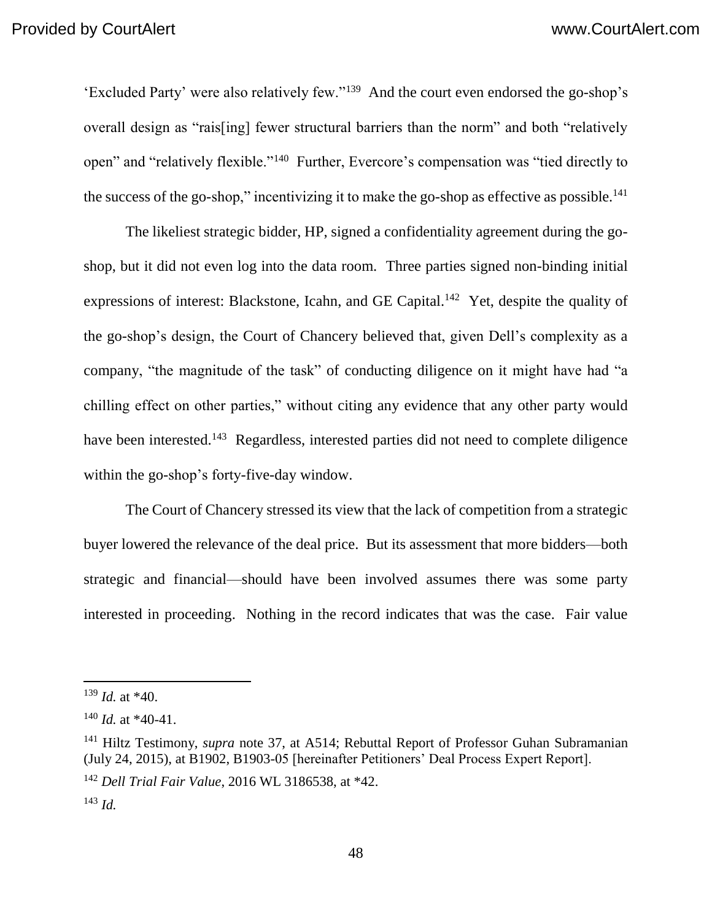'Excluded Party' were also relatively few."[139] And the court even endorsed the go-shop's overall design as "rais[ing] fewer structural barriers than the norm" and both "relatively open" and "relatively flexible."[140] Further, Evercore's compensation was "tied directly to the success of the go-shop," incentivizing it to make the go-shop as effective as possible.[141]

The likeliest strategic bidder, HP, signed a confidentiality agreement during the go-shop, but it did not even log into the data room. Three parties signed non-binding initial expressions of interest: Blackstone, Icahn, and GE Capital.[142] Yet, despite the quality of the go-shop's design, the Court of Chancery believed that, given Dell's complexity as a company, "the magnitude of the task" of conducting diligence on it might have had "a chilling effect on other parties," without citing any evidence that any other party would have been interested.[143] Regardless, interested parties did not need to complete diligence within the go-shop's forty-five-day window.

The Court of Chancery stressed its view that the lack of competition from a strategic buyer lowered the relevance of the deal price. But its assessment that more bidders—both strategic and financial—should have been involved assumes there was some party interested in proceeding. Nothing in the record indicates that was the case. Fair value

---

[139] *Id.* at *40.

[140] *Id.* at *40-41.

[141] Hiltz Testimony, *supra* note 37, at A514; Rebuttal Report of Professor Guhan Subramanian (July 24, 2015), at B1902, B1903-05 [hereinafter Petitioners' Deal Process Expert Report].

[142] *Dell Trial Fair Value*, 2016 WL 3186538, at *42.

[143] *Id.*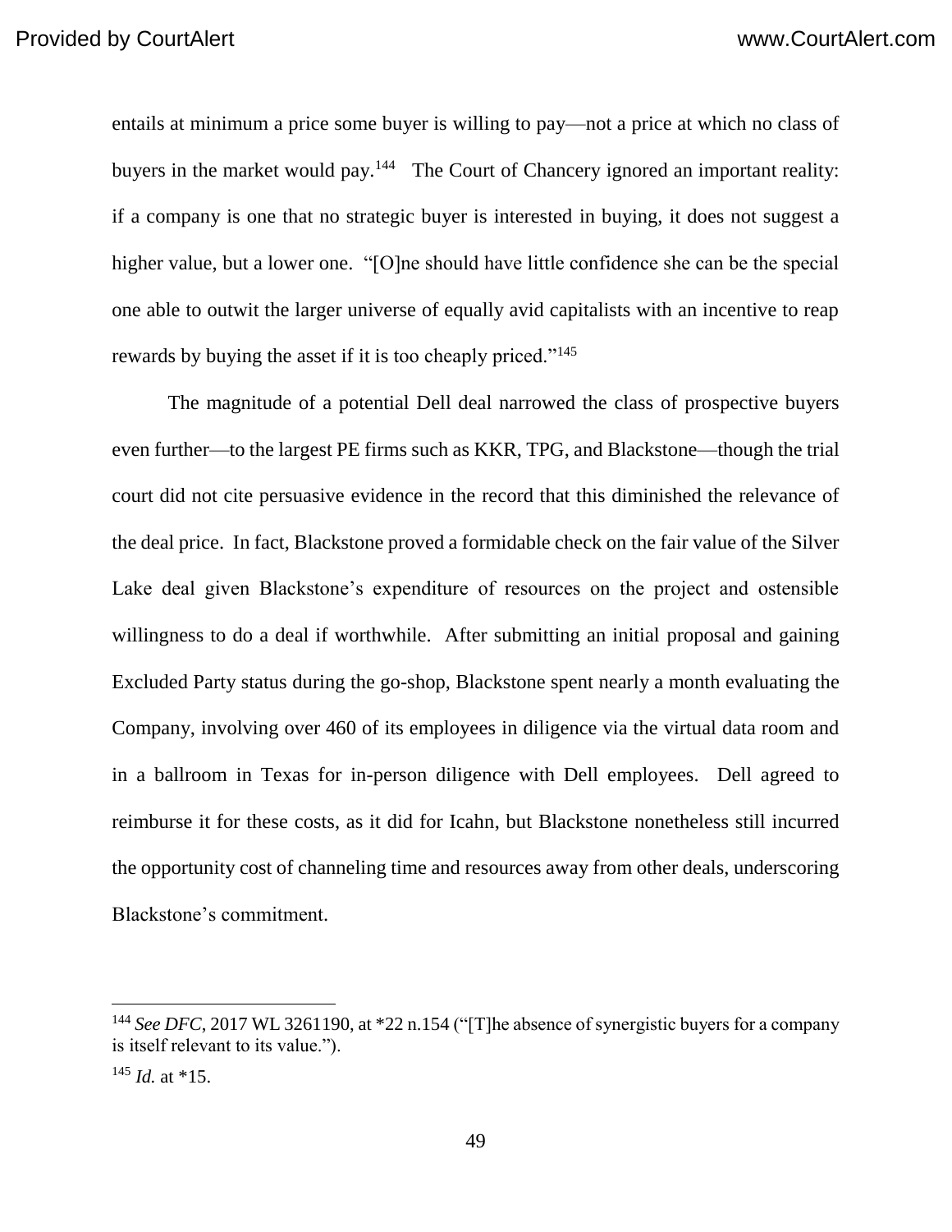entails at minimum a price some buyer is willing to pay—not a price at which no class of buyers in the market would pay.[144] The Court of Chancery ignored an important reality: if a company is one that no strategic buyer is interested in buying, it does not suggest a higher value, but a lower one. "[O]ne should have little confidence she can be the special one able to outwit the larger universe of equally avid capitalists with an incentive to reap rewards by buying the asset if it is too cheaply priced."[145]

The magnitude of a potential Dell deal narrowed the class of prospective buyers even further—to the largest PE firms such as KKR, TPG, and Blackstone—though the trial court did not cite persuasive evidence in the record that this diminished the relevance of the deal price. In fact, Blackstone proved a formidable check on the fair value of the Silver Lake deal given Blackstone's expenditure of resources on the project and ostensible willingness to do a deal if worthwhile. After submitting an initial proposal and gaining Excluded Party status during the go-shop, Blackstone spent nearly a month evaluating the Company, involving over 460 of its employees in diligence via the virtual data room and in a ballroom in Texas for in-person diligence with Dell employees. Dell agreed to reimburse it for these costs, as it did for Icahn, but Blackstone nonetheless still incurred the opportunity cost of channeling time and resources away from other deals, underscoring Blackstone's commitment.

---

[144] *See DFC*, 2017 WL 3261190, at *22 n.154 ("[T]he absence of synergistic buyers for a company is itself relevant to its value.").

[145] *Id.* at *15.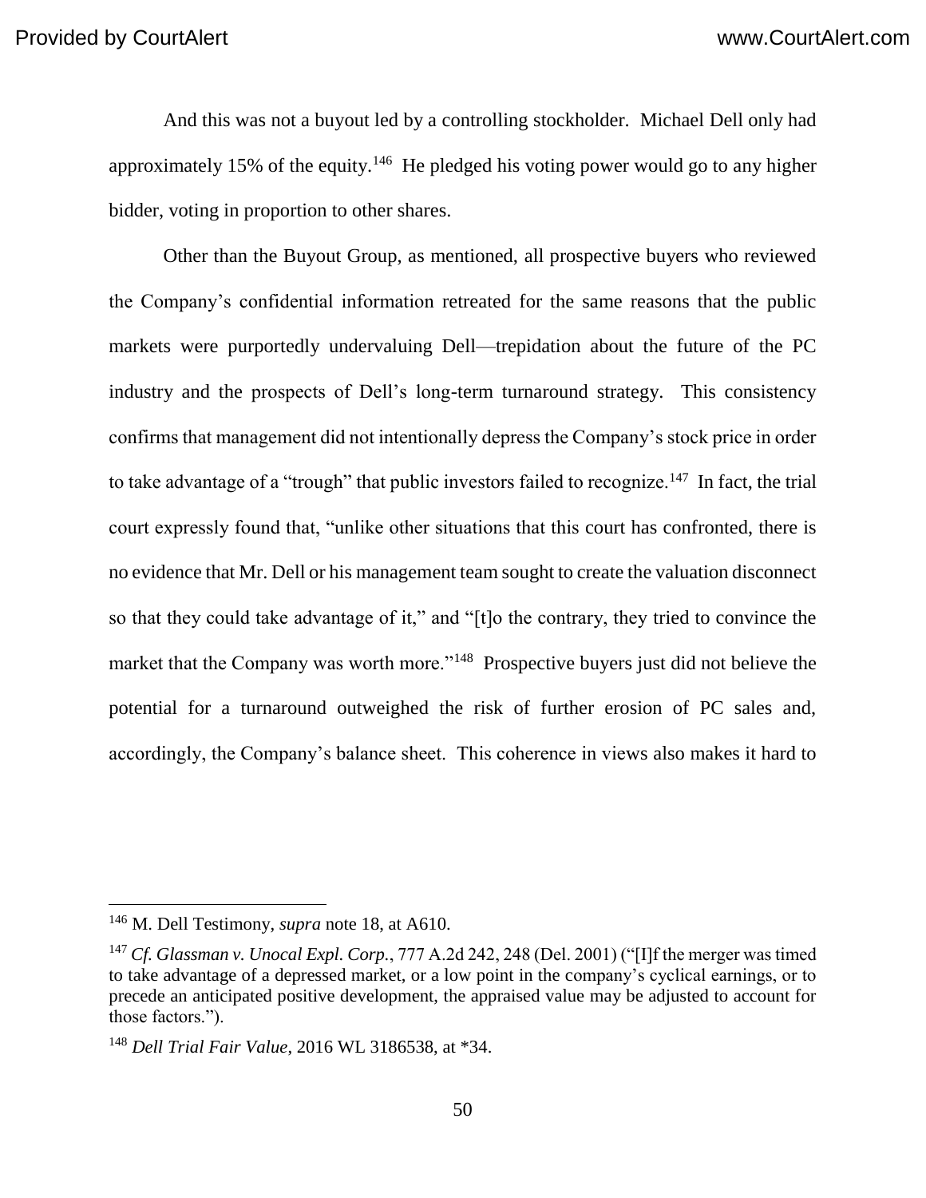And this was not a buyout led by a controlling stockholder. Michael Dell only had approximately 15% of the equity.[146] He pledged his voting power would go to any higher bidder, voting in proportion to other shares.

Other than the Buyout Group, as mentioned, all prospective buyers who reviewed the Company's confidential information retreated for the same reasons that the public markets were purportedly undervaluing Dell—trepidation about the future of the PC industry and the prospects of Dell's long-term turnaround strategy. This consistency confirms that management did not intentionally depress the Company's stock price in order to take advantage of a "trough" that public investors failed to recognize.[147] In fact, the trial court expressly found that, "unlike other situations that this court has confronted, there is no evidence that Mr. Dell or his management team sought to create the valuation disconnect so that they could take advantage of it," and "[t]o the contrary, they tried to convince the market that the Company was worth more."[148] Prospective buyers just did not believe the potential for a turnaround outweighed the risk of further erosion of PC sales and, accordingly, the Company's balance sheet. This coherence in views also makes it hard to

---

[146] M. Dell Testimony, *supra* note 18, at A610.

[147] *Cf. Glassman v. Unocal Expl. Corp.*, 777 A.2d 242, 248 (Del. 2001) ("[I]f the merger was timed to take advantage of a depressed market, or a low point in the company's cyclical earnings, or to precede an anticipated positive development, the appraised value may be adjusted to account for those factors.").

[148] *Dell Trial Fair Value*, 2016 WL 3186538, at *34.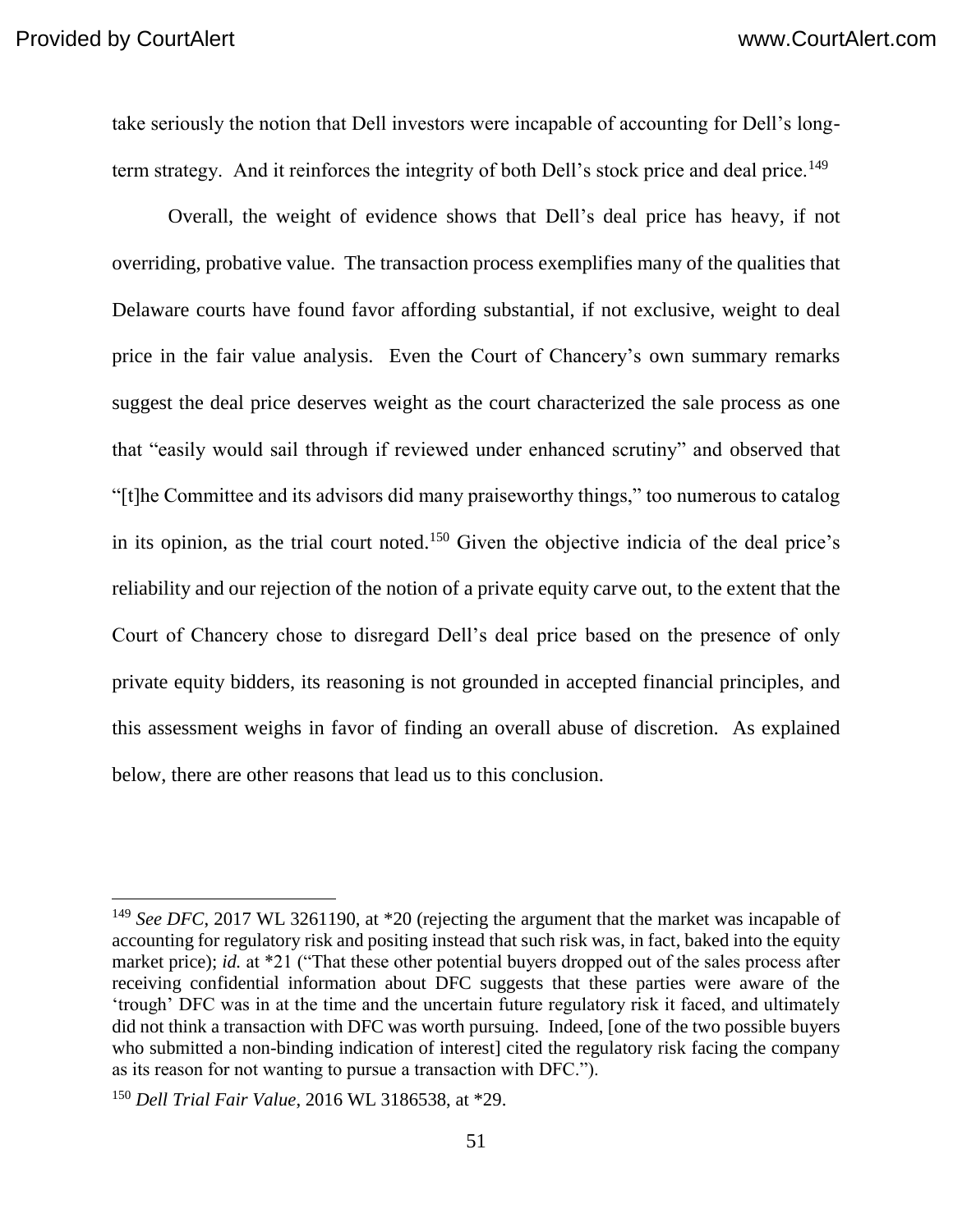take seriously the notion that Dell investors were incapable of accounting for Dell's long-term strategy. And it reinforces the integrity of both Dell's stock price and deal price.[149]

Overall, the weight of evidence shows that Dell's deal price has heavy, if not overriding, probative value. The transaction process exemplifies many of the qualities that Delaware courts have found favor affording substantial, if not exclusive, weight to deal price in the fair value analysis. Even the Court of Chancery's own summary remarks suggest the deal price deserves weight as the court characterized the sale process as one that "easily would sail through if reviewed under enhanced scrutiny" and observed that "[t]he Committee and its advisors did many praiseworthy things," too numerous to catalog in its opinion, as the trial court noted.[150] Given the objective indicia of the deal price's reliability and our rejection of the notion of a private equity carve out, to the extent that the Court of Chancery chose to disregard Dell's deal price based on the presence of only private equity bidders, its reasoning is not grounded in accepted financial principles, and this assessment weighs in favor of finding an overall abuse of discretion. As explained below, there are other reasons that lead us to this conclusion.

---

[149] *See DFC*, 2017 WL 3261190, at *20 (rejecting the argument that the market was incapable of accounting for regulatory risk and positing instead that such risk was, in fact, baked into the equity market price); *id.* at *21 ("That these other potential buyers dropped out of the sales process after receiving confidential information about DFC suggests that these parties were aware of the 'trough' DFC was in at the time and the uncertain future regulatory risk it faced, and ultimately did not think a transaction with DFC was worth pursuing. Indeed, [one of the two possible buyers who submitted a non-binding indication of interest] cited the regulatory risk facing the company as its reason for not wanting to pursue a transaction with DFC.").

[150] *Dell Trial Fair Value*, 2016 WL 3186538, at *29.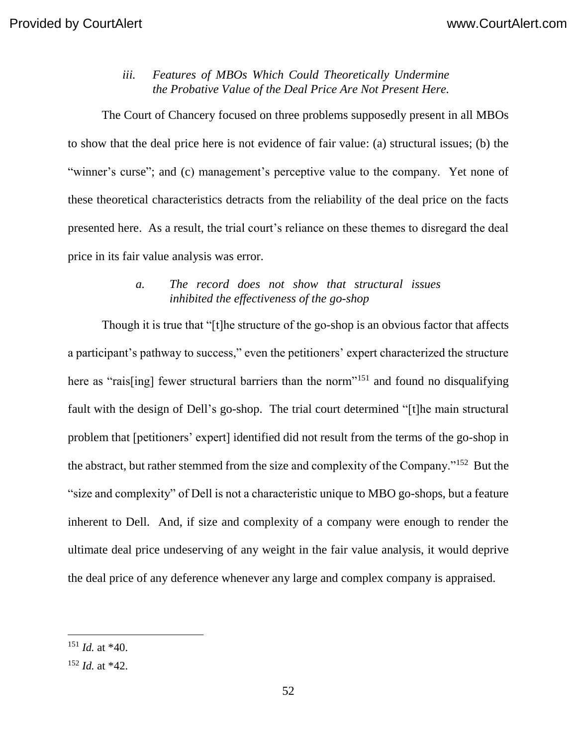### *iii. Features of MBOs Which Could Theoretically Undermine the Probative Value of the Deal Price Are Not Present Here.*

The Court of Chancery focused on three problems supposedly present in all MBOs to show that the deal price here is not evidence of fair value: (a) structural issues; (b) the "winner's curse"; and (c) management's perceptive value to the company. Yet none of these theoretical characteristics detracts from the reliability of the deal price on the facts presented here. As a result, the trial court's reliance on these themes to disregard the deal price in its fair value analysis was error.

#### *a. The record does not show that structural issues inhibited the effectiveness of the go-shop*

Though it is true that "[t]he structure of the go-shop is an obvious factor that affects a participant's pathway to success," even the petitioners' expert characterized the structure here as "rais[ing] fewer structural barriers than the norm"[151] and found no disqualifying fault with the design of Dell's go-shop. The trial court determined "[t]he main structural problem that [petitioners' expert] identified did not result from the terms of the go-shop in the abstract, but rather stemmed from the size and complexity of the Company."[152] But the "size and complexity" of Dell is not a characteristic unique to MBO go-shops, but a feature inherent to Dell. And, if size and complexity of a company were enough to render the ultimate deal price undeserving of any weight in the fair value analysis, it would deprive the deal price of any deference whenever any large and complex company is appraised.

---

[151] *Id.* at *40.

[152] *Id.* at *42.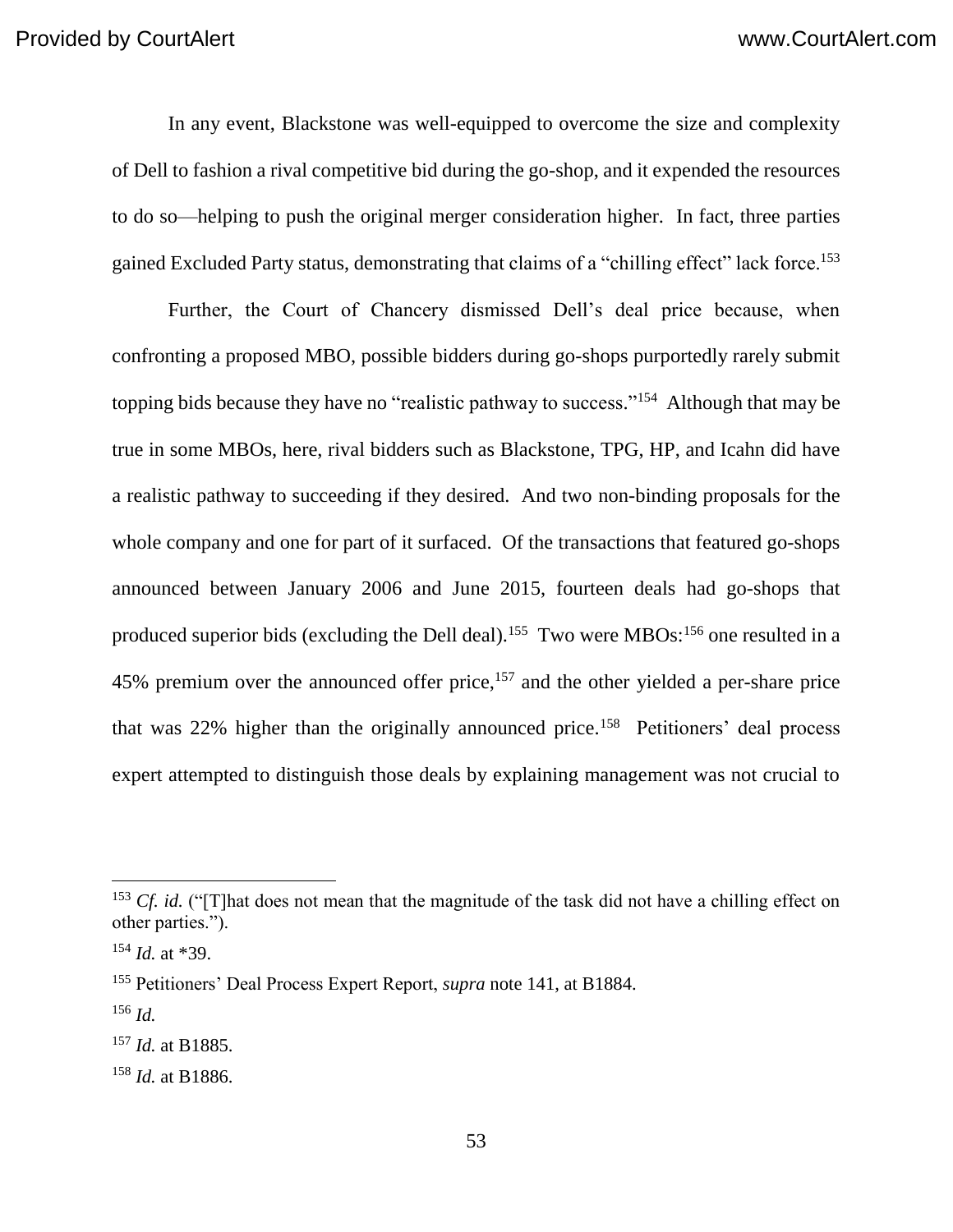In any event, Blackstone was well-equipped to overcome the size and complexity of Dell to fashion a rival competitive bid during the go-shop, and it expended the resources to do so—helping to push the original merger consideration higher. In fact, three parties gained Excluded Party status, demonstrating that claims of a "chilling effect" lack force.[153]

Further, the Court of Chancery dismissed Dell's deal price because, when confronting a proposed MBO, possible bidders during go-shops purportedly rarely submit topping bids because they have no "realistic pathway to success."[154] Although that may be true in some MBOs, here, rival bidders such as Blackstone, TPG, HP, and Icahn did have a realistic pathway to succeeding if they desired. And two non-binding proposals for the whole company and one for part of it surfaced. Of the transactions that featured go-shops announced between January 2006 and June 2015, fourteen deals had go-shops that produced superior bids (excluding the Dell deal).[155] Two were MBOs:[156] one resulted in a 45% premium over the announced offer price,[157] and the other yielded a per-share price that was 22% higher than the originally announced price.[158] Petitioners' deal process expert attempted to distinguish those deals by explaining management was not crucial to

---

[153] *Cf. id.* ("[T]hat does not mean that the magnitude of the task did not have a chilling effect on other parties.").

[154] *Id.* at *39.

[155] Petitioners' Deal Process Expert Report, *supra* note 141, at B1884.

[156] *Id.*

[157] *Id.* at B1885.

[158] *Id.* at B1886.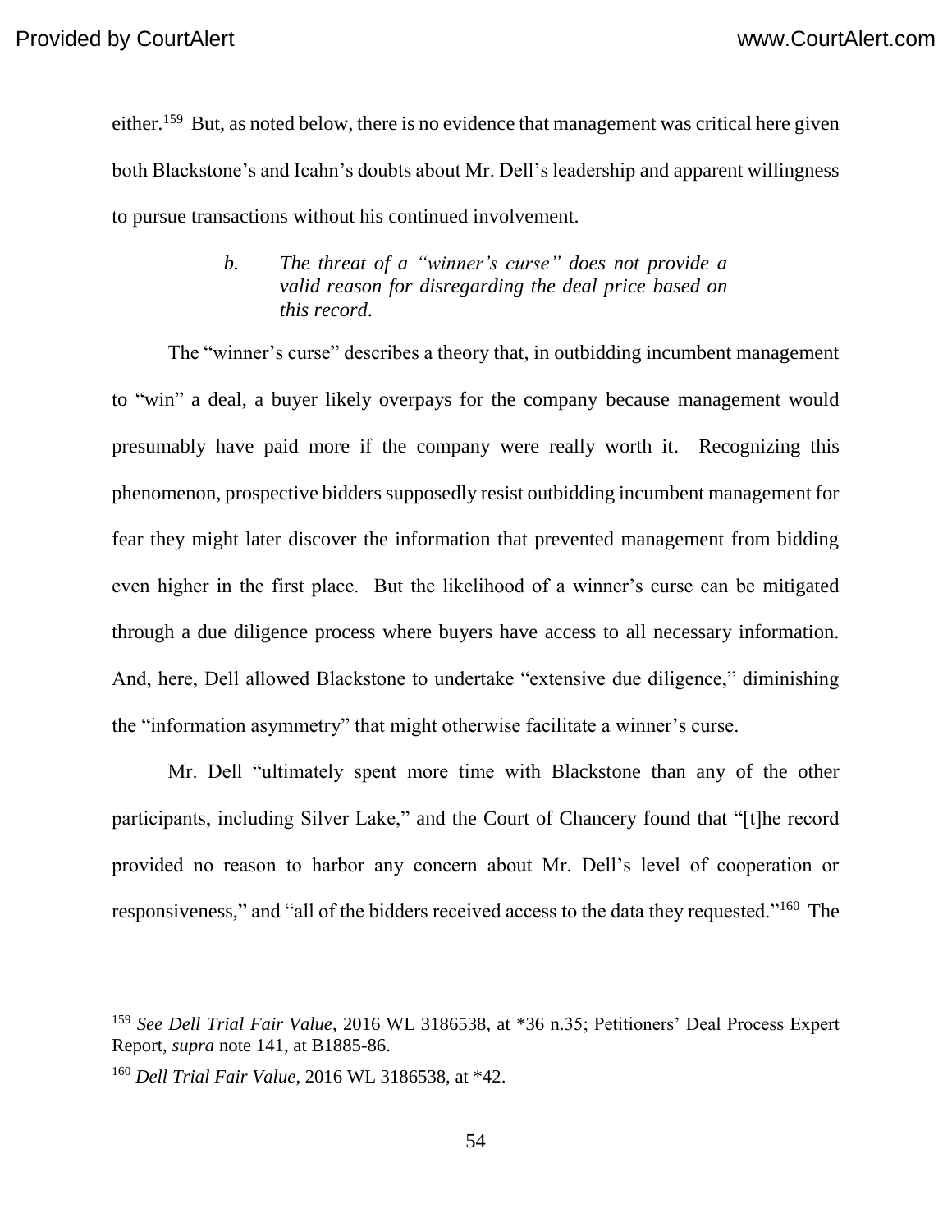either.[159] But, as noted below, there is no evidence that management was critical here given both Blackstone's and Icahn's doubts about Mr. Dell's leadership and apparent willingness to pursue transactions without his continued involvement.

> *b. The threat of a "winner's curse" does not provide a valid reason for disregarding the deal price based on this record.*

The "winner's curse" describes a theory that, in outbidding incumbent management to "win" a deal, a buyer likely overpays for the company because management would presumably have paid more if the company were really worth it. Recognizing this phenomenon, prospective bidders supposedly resist outbidding incumbent management for fear they might later discover the information that prevented management from bidding even higher in the first place. But the likelihood of a winner's curse can be mitigated through a due diligence process where buyers have access to all necessary information. And, here, Dell allowed Blackstone to undertake "extensive due diligence," diminishing the "information asymmetry" that might otherwise facilitate a winner's curse.

Mr. Dell "ultimately spent more time with Blackstone than any of the other participants, including Silver Lake," and the Court of Chancery found that "[t]he record provided no reason to harbor any concern about Mr. Dell's level of cooperation or responsiveness," and "all of the bidders received access to the data they requested."[160] The

---

[159] *See Dell Trial Fair Value*, 2016 WL 3186538, at *36 n.35; Petitioners' Deal Process Expert Report, *supra* note 141, at B1885-86.

[160] *Dell Trial Fair Value*, 2016 WL 3186538, at *42.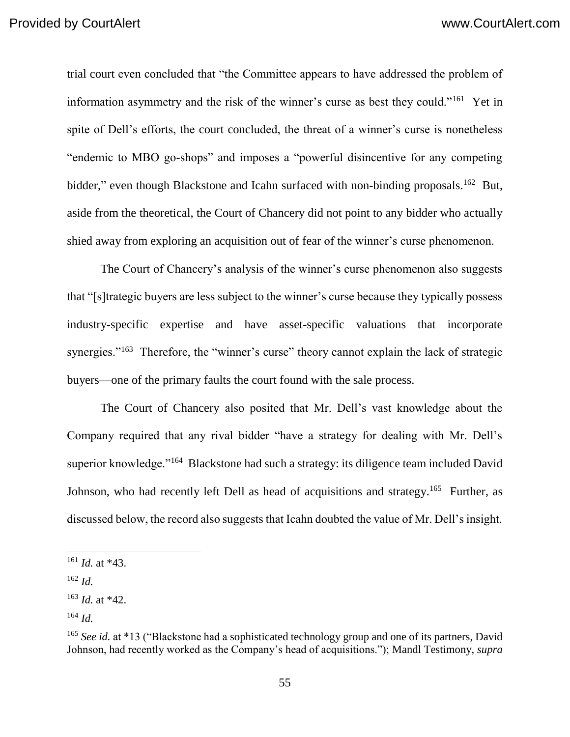trial court even concluded that "the Committee appears to have addressed the problem of information asymmetry and the risk of the winner's curse as best they could."[161] Yet in spite of Dell's efforts, the court concluded, the threat of a winner's curse is nonetheless "endemic to MBO go-shops" and imposes a "powerful disincentive for any competing bidder," even though Blackstone and Icahn surfaced with non-binding proposals.[162] But, aside from the theoretical, the Court of Chancery did not point to any bidder who actually shied away from exploring an acquisition out of fear of the winner's curse phenomenon.

The Court of Chancery's analysis of the winner's curse phenomenon also suggests that "[s]trategic buyers are less subject to the winner's curse because they typically possess industry-specific expertise and have asset-specific valuations that incorporate synergies."[163] Therefore, the "winner's curse" theory cannot explain the lack of strategic buyers—one of the primary faults the court found with the sale process.

The Court of Chancery also posited that Mr. Dell's vast knowledge about the Company required that any rival bidder "have a strategy for dealing with Mr. Dell's superior knowledge."[164] Blackstone had such a strategy: its diligence team included David Johnson, who had recently left Dell as head of acquisitions and strategy.[165] Further, as discussed below, the record also suggests that Icahn doubted the value of Mr. Dell's insight.

---

[161] *Id.* at *43.

[162] *Id.*

[163] *Id.* at *42.

[164] *Id.*

[165] *See id.* at *13 ("Blackstone had a sophisticated technology group and one of its partners, David Johnson, had recently worked as the Company's head of acquisitions."); Mandl Testimony, *supra*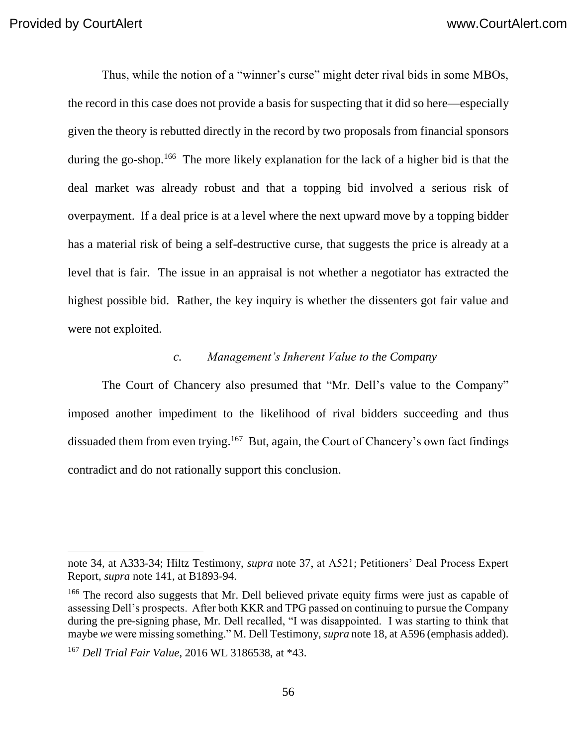Thus, while the notion of a "winner's curse" might deter rival bids in some MBOs, the record in this case does not provide a basis for suspecting that it did so here—especially given the theory is rebutted directly in the record by two proposals from financial sponsors during the go-shop.[166] The more likely explanation for the lack of a higher bid is that the deal market was already robust and that a topping bid involved a serious risk of overpayment. If a deal price is at a level where the next upward move by a topping bidder has a material risk of being a self-destructive curse, that suggests the price is already at a level that is fair. The issue in an appraisal is not whether a negotiator has extracted the highest possible bid. Rather, the key inquiry is whether the dissenters got fair value and were not exploited.

#### *c. Management's Inherent Value to the Company*

The Court of Chancery also presumed that "Mr. Dell's value to the Company" imposed another impediment to the likelihood of rival bidders succeeding and thus dissuaded them from even trying.[167] But, again, the Court of Chancery's own fact findings contradict and do not rationally support this conclusion.

---

note 34, at A333-34; Hiltz Testimony, *supra* note 37, at A521; Petitioners' Deal Process Expert Report, *supra* note 141, at B1893-94.

[166] The record also suggests that Mr. Dell believed private equity firms were just as capable of assessing Dell's prospects. After both KKR and TPG passed on continuing to pursue the Company during the pre-signing phase, Mr. Dell recalled, "I was disappointed. I was starting to think that maybe *we* were missing something." M. Dell Testimony, *supra* note 18, at A596 (emphasis added).

[167] *Dell Trial Fair Value*, 2016 WL 3186538, at *43.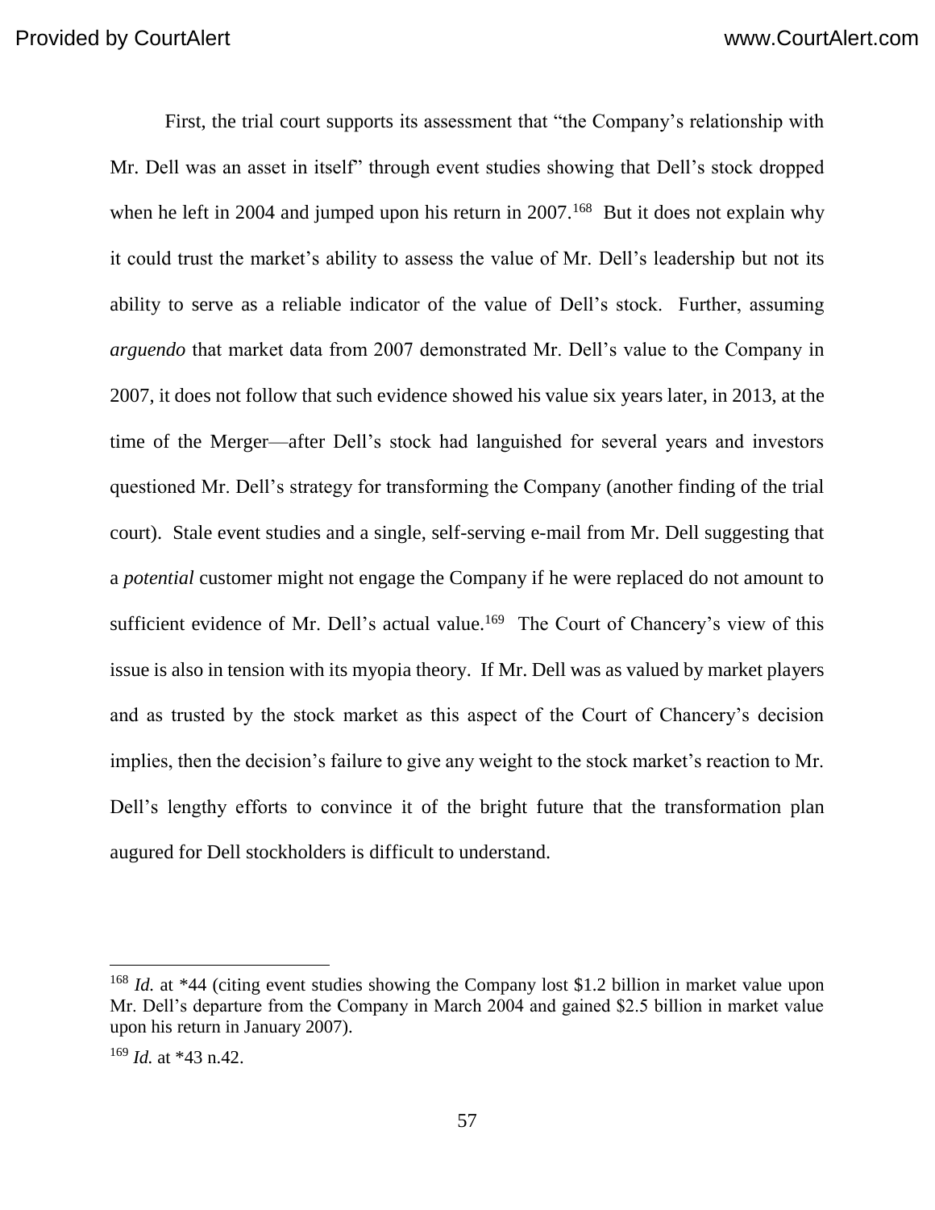First, the trial court supports its assessment that "the Company's relationship with Mr. Dell was an asset in itself" through event studies showing that Dell's stock dropped when he left in 2004 and jumped upon his return in 2007.[168] But it does not explain why it could trust the market's ability to assess the value of Mr. Dell's leadership but not its ability to serve as a reliable indicator of the value of Dell's stock. Further, assuming *arguendo* that market data from 2007 demonstrated Mr. Dell's value to the Company in 2007, it does not follow that such evidence showed his value six years later, in 2013, at the time of the Merger—after Dell's stock had languished for several years and investors questioned Mr. Dell's strategy for transforming the Company (another finding of the trial court). Stale event studies and a single, self-serving e-mail from Mr. Dell suggesting that a *potential* customer might not engage the Company if he were replaced do not amount to sufficient evidence of Mr. Dell's actual value.[169] The Court of Chancery's view of this issue is also in tension with its myopia theory. If Mr. Dell was as valued by market players and as trusted by the stock market as this aspect of the Court of Chancery's decision implies, then the decision's failure to give any weight to the stock market's reaction to Mr. Dell's lengthy efforts to convince it of the bright future that the transformation plan augured for Dell stockholders is difficult to understand.

---

[168] *Id.* at *44 (citing event studies showing the Company lost $1.2 billion in market value upon Mr. Dell's departure from the Company in March 2004 and gained $2.5 billion in market value upon his return in January 2007).

[169] *Id.* at *43 n.42.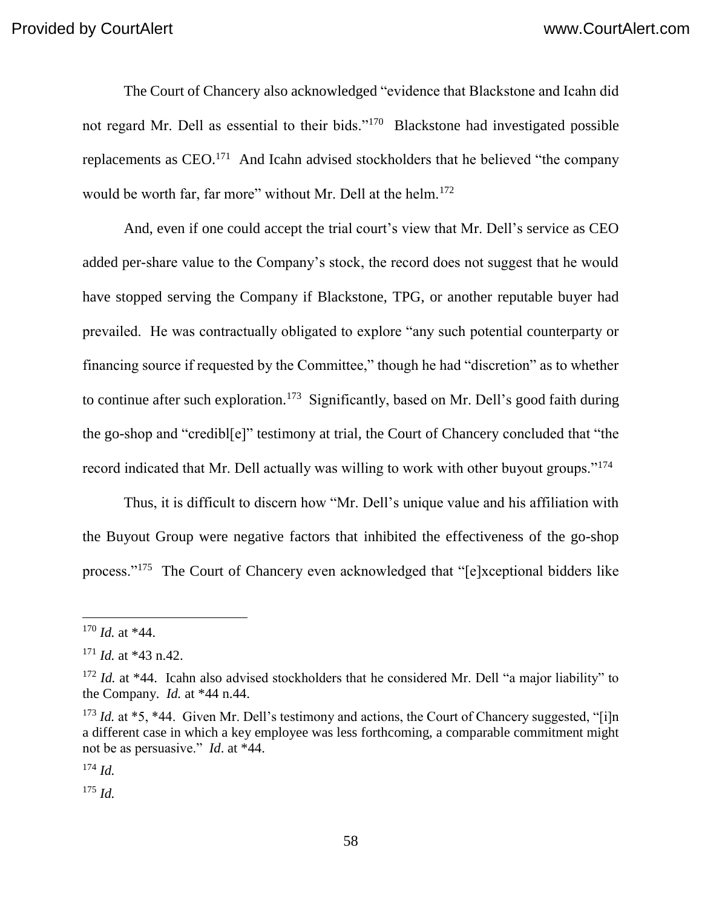The Court of Chancery also acknowledged "evidence that Blackstone and Icahn did not regard Mr. Dell as essential to their bids."[170] Blackstone had investigated possible replacements as CEO.[171] And Icahn advised stockholders that he believed "the company would be worth far, far more" without Mr. Dell at the helm.[172]

And, even if one could accept the trial court's view that Mr. Dell's service as CEO added per-share value to the Company's stock, the record does not suggest that he would have stopped serving the Company if Blackstone, TPG, or another reputable buyer had prevailed. He was contractually obligated to explore "any such potential counterparty or financing source if requested by the Committee," though he had "discretion" as to whether to continue after such exploration.[173] Significantly, based on Mr. Dell's good faith during the go-shop and "credibl[e]" testimony at trial, the Court of Chancery concluded that "the record indicated that Mr. Dell actually was willing to work with other buyout groups."[174]

Thus, it is difficult to discern how "Mr. Dell's unique value and his affiliation with the Buyout Group were negative factors that inhibited the effectiveness of the go-shop process."[175] The Court of Chancery even acknowledged that "[e]xceptional bidders like

---

[170] *Id.* at *44.

[171] *Id.* at *43 n.42.

[172] *Id.* at *44. Icahn also advised stockholders that he considered Mr. Dell "a major liability" to the Company. *Id.* at *44 n.44.

[173] *Id.* at *5, *44. Given Mr. Dell's testimony and actions, the Court of Chancery suggested, "[i]n a different case in which a key employee was less forthcoming, a comparable commitment might not be as persuasive." *Id*. at *44.

[174] *Id.*

[175] *Id.*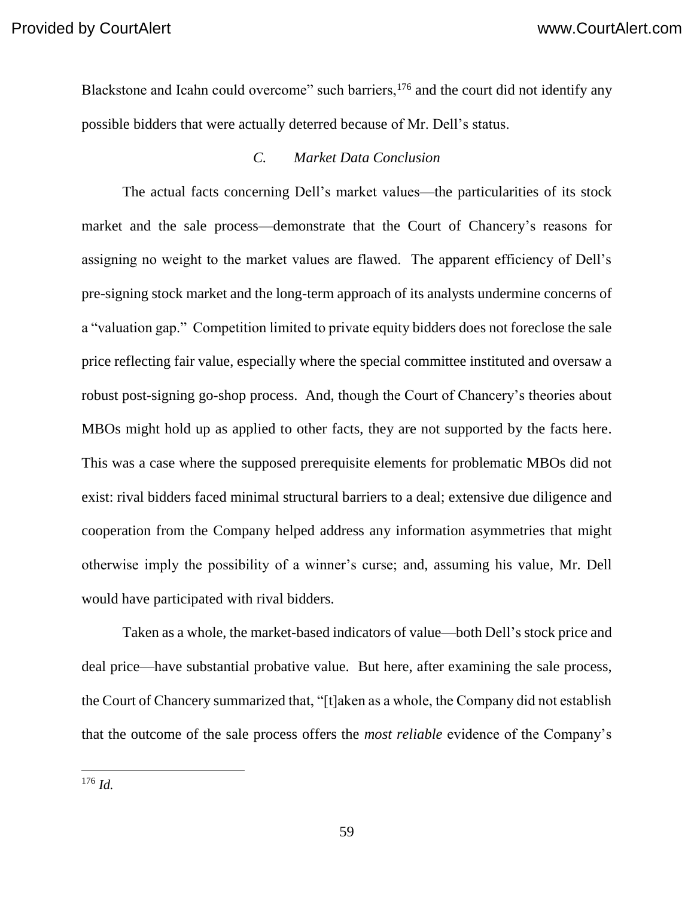Blackstone and Icahn could overcome" such barriers,[176] and the court did not identify any possible bidders that were actually deterred because of Mr. Dell's status.

### *C. Market Data Conclusion*

The actual facts concerning Dell's market values—the particularities of its stock market and the sale process—demonstrate that the Court of Chancery's reasons for assigning no weight to the market values are flawed. The apparent efficiency of Dell's pre-signing stock market and the long-term approach of its analysts undermine concerns of a "valuation gap." Competition limited to private equity bidders does not foreclose the sale price reflecting fair value, especially where the special committee instituted and oversaw a robust post-signing go-shop process. And, though the Court of Chancery's theories about MBOs might hold up as applied to other facts, they are not supported by the facts here. This was a case where the supposed prerequisite elements for problematic MBOs did not exist: rival bidders faced minimal structural barriers to a deal; extensive due diligence and cooperation from the Company helped address any information asymmetries that might otherwise imply the possibility of a winner's curse; and, assuming his value, Mr. Dell would have participated with rival bidders.

Taken as a whole, the market-based indicators of value—both Dell's stock price and deal price—have substantial probative value. But here, after examining the sale process, the Court of Chancery summarized that, "[t]aken as a whole, the Company did not establish that the outcome of the sale process offers the *most reliable* evidence of the Company's

---

[176] *Id.*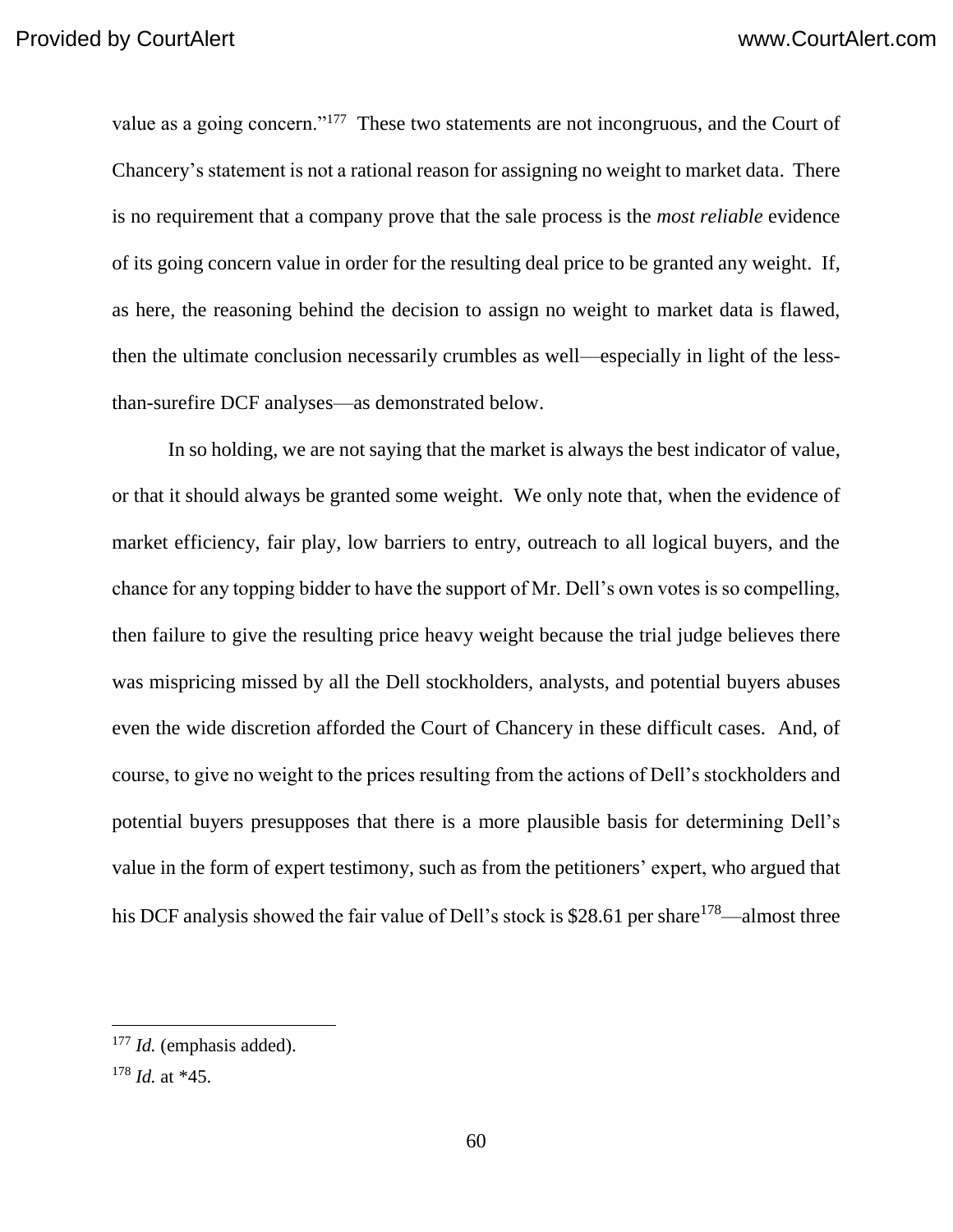value as a going concern."[177] These two statements are not incongruous, and the Court of Chancery's statement is not a rational reason for assigning no weight to market data. There is no requirement that a company prove that the sale process is the *most reliable* evidence of its going concern value in order for the resulting deal price to be granted any weight. If, as here, the reasoning behind the decision to assign no weight to market data is flawed, then the ultimate conclusion necessarily crumbles as well—especially in light of the less-than-surefire DCF analyses—as demonstrated below.

In so holding, we are not saying that the market is always the best indicator of value, or that it should always be granted some weight. We only note that, when the evidence of market efficiency, fair play, low barriers to entry, outreach to all logical buyers, and the chance for any topping bidder to have the support of Mr. Dell's own votes is so compelling, then failure to give the resulting price heavy weight because the trial judge believes there was mispricing missed by all the Dell stockholders, analysts, and potential buyers abuses even the wide discretion afforded the Court of Chancery in these difficult cases. And, of course, to give no weight to the prices resulting from the actions of Dell's stockholders and potential buyers presupposes that there is a more plausible basis for determining Dell's value in the form of expert testimony, such as from the petitioners' expert, who argued that his DCF analysis showed the fair value of Dell's stock is \$28.61 per share[178]—almost three

---

[177] *Id.* (emphasis added).

[178] *Id.* at *45.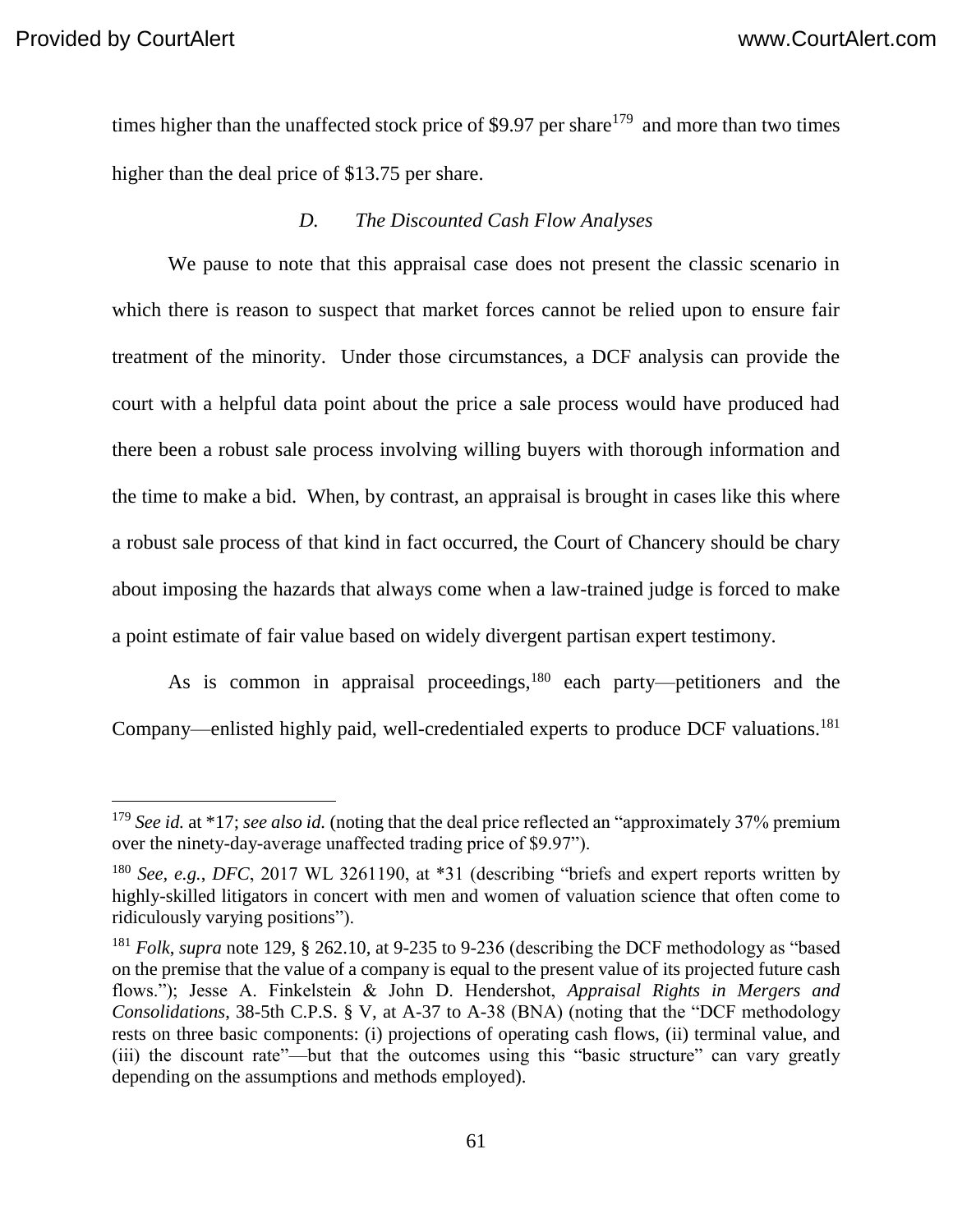times higher than the unaffected stock price of $9.97 per share[179] and more than two times higher than the deal price of $13.75 per share.

### *D. The Discounted Cash Flow Analyses*

We pause to note that this appraisal case does not present the classic scenario in which there is reason to suspect that market forces cannot be relied upon to ensure fair treatment of the minority. Under those circumstances, a DCF analysis can provide the court with a helpful data point about the price a sale process would have produced had there been a robust sale process involving willing buyers with thorough information and the time to make a bid. When, by contrast, an appraisal is brought in cases like this where a robust sale process of that kind in fact occurred, the Court of Chancery should be chary about imposing the hazards that always come when a law-trained judge is forced to make a point estimate of fair value based on widely divergent partisan expert testimony.

As is common in appraisal proceedings,[180] each party—petitioners and the Company—enlisted highly paid, well-credentialed experts to produce DCF valuations.[181]

---

[179] *See id.* at *17; *see also id.* (noting that the deal price reflected an "approximately 37% premium over the ninety-day-average unaffected trading price of $9.97").

[180] *See, e.g.*, *DFC*, 2017 WL 3261190, at *31 (describing "briefs and expert reports written by highly-skilled litigators in concert with men and women of valuation science that often come to ridiculously varying positions").

[181] *Folk*, *supra* note 129, § 262.10, at 9-235 to 9-236 (describing the DCF methodology as "based on the premise that the value of a company is equal to the present value of its projected future cash flows."); Jesse A. Finkelstein & John D. Hendershot, *Appraisal Rights in Mergers and Consolidations*, 38-5th C.P.S. § V, at A-37 to A-38 (BNA) (noting that the "DCF methodology rests on three basic components: (i) projections of operating cash flows, (ii) terminal value, and (iii) the discount rate"—but that the outcomes using this "basic structure" can vary greatly depending on the assumptions and methods employed).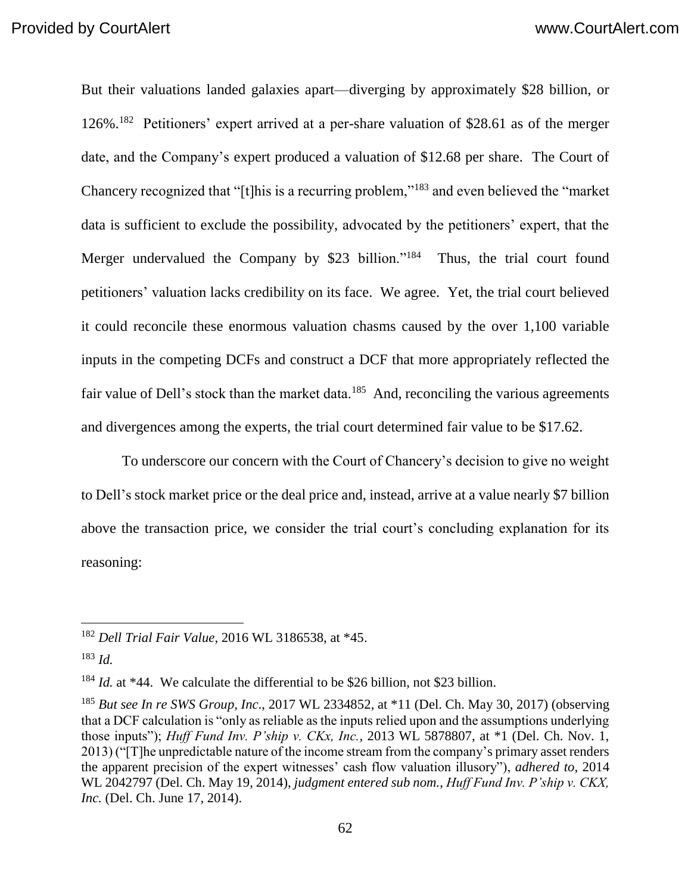But their valuations landed galaxies apart—diverging by approximately $28 billion, or 126%.[182] Petitioners' expert arrived at a per-share valuation of $28.61 as of the merger date, and the Company's expert produced a valuation of $12.68 per share. The Court of Chancery recognized that "[t]his is a recurring problem,"[183] and even believed the "market data is sufficient to exclude the possibility, advocated by the petitioners' expert, that the Merger undervalued the Company by $23 billion."[184] Thus, the trial court found petitioners' valuation lacks credibility on its face. We agree. Yet, the trial court believed it could reconcile these enormous valuation chasms caused by the over 1,100 variable inputs in the competing DCFs and construct a DCF that more appropriately reflected the fair value of Dell's stock than the market data.[185] And, reconciling the various agreements and divergences among the experts, the trial court determined fair value to be $17.62.

To underscore our concern with the Court of Chancery's decision to give no weight to Dell's stock market price or the deal price and, instead, arrive at a value nearly $7 billion above the transaction price, we consider the trial court's concluding explanation for its reasoning:

---

[182] *Dell Trial Fair Value*, 2016 WL 3186538, at *45.

[183] *Id.*

[184] *Id.* at *44. We calculate the differential to be $26 billion, not $23 billion.

[185] *But see In re SWS Group, Inc.*, 2017 WL 2334852, at *11 (Del. Ch. May 30, 2017) (observing that a DCF calculation is "only as reliable as the inputs relied upon and the assumptions underlying those inputs"); *Huff Fund Inv. P'ship v. CKx, Inc.*, 2013 WL 5878807, at *1 (Del. Ch. Nov. 1, 2013) ("[T]he unpredictable nature of the income stream from the company's primary asset renders the apparent precision of the expert witnesses' cash flow valuation illusory"), *adhered to*, 2014 WL 2042797 (Del. Ch. May 19, 2014), *judgment entered sub nom.*, *Huff Fund Inv. P'ship v. CKX, Inc.* (Del. Ch. June 17, 2014).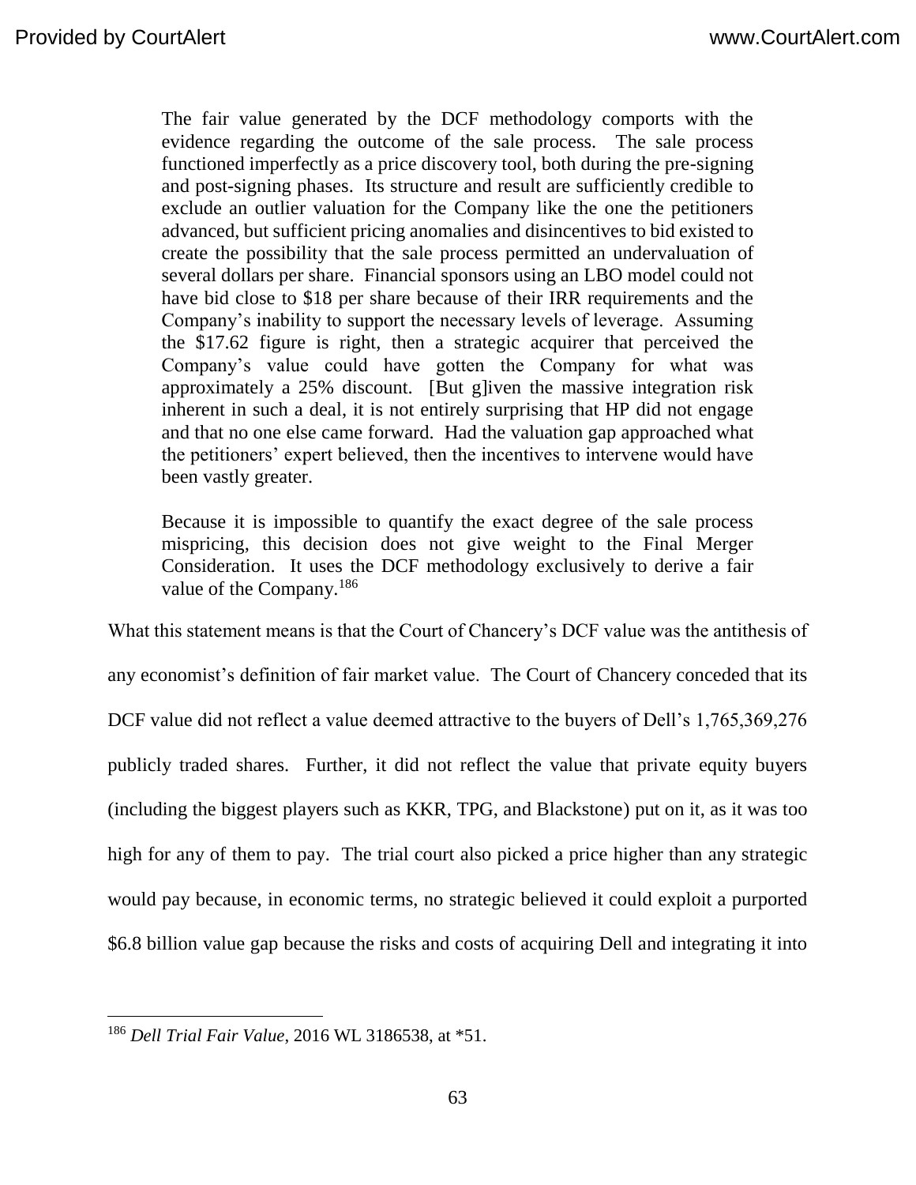> The fair value generated by the DCF methodology comports with the evidence regarding the outcome of the sale process. The sale process functioned imperfectly as a price discovery tool, both during the pre-signing and post-signing phases. Its structure and result are sufficiently credible to exclude an outlier valuation for the Company like the one the petitioners advanced, but sufficient pricing anomalies and disincentives to bid existed to create the possibility that the sale process permitted an undervaluation of several dollars per share. Financial sponsors using an LBO model could not have bid close to $18 per share because of their IRR requirements and the Company's inability to support the necessary levels of leverage. Assuming the $17.62 figure is right, then a strategic acquirer that perceived the Company's value could have gotten the Company for what was approximately a 25% discount. [But g]iven the massive integration risk inherent in such a deal, it is not entirely surprising that HP did not engage and that no one else came forward. Had the valuation gap approached what the petitioners' expert believed, then the incentives to intervene would have been vastly greater.
>
> Because it is impossible to quantify the exact degree of the sale process mispricing, this decision does not give weight to the Final Merger Consideration. It uses the DCF methodology exclusively to derive a fair value of the Company.[186]

What this statement means is that the Court of Chancery's DCF value was the antithesis of any economist's definition of fair market value. The Court of Chancery conceded that its DCF value did not reflect a value deemed attractive to the buyers of Dell's 1,765,369,276 publicly traded shares. Further, it did not reflect the value that private equity buyers (including the biggest players such as KKR, TPG, and Blackstone) put on it, as it was too high for any of them to pay. The trial court also picked a price higher than any strategic would pay because, in economic terms, no strategic believed it could exploit a purported $6.8 billion value gap because the risks and costs of acquiring Dell and integrating it into

---

[186] *Dell Trial Fair Value*, 2016 WL 3186538, at *51.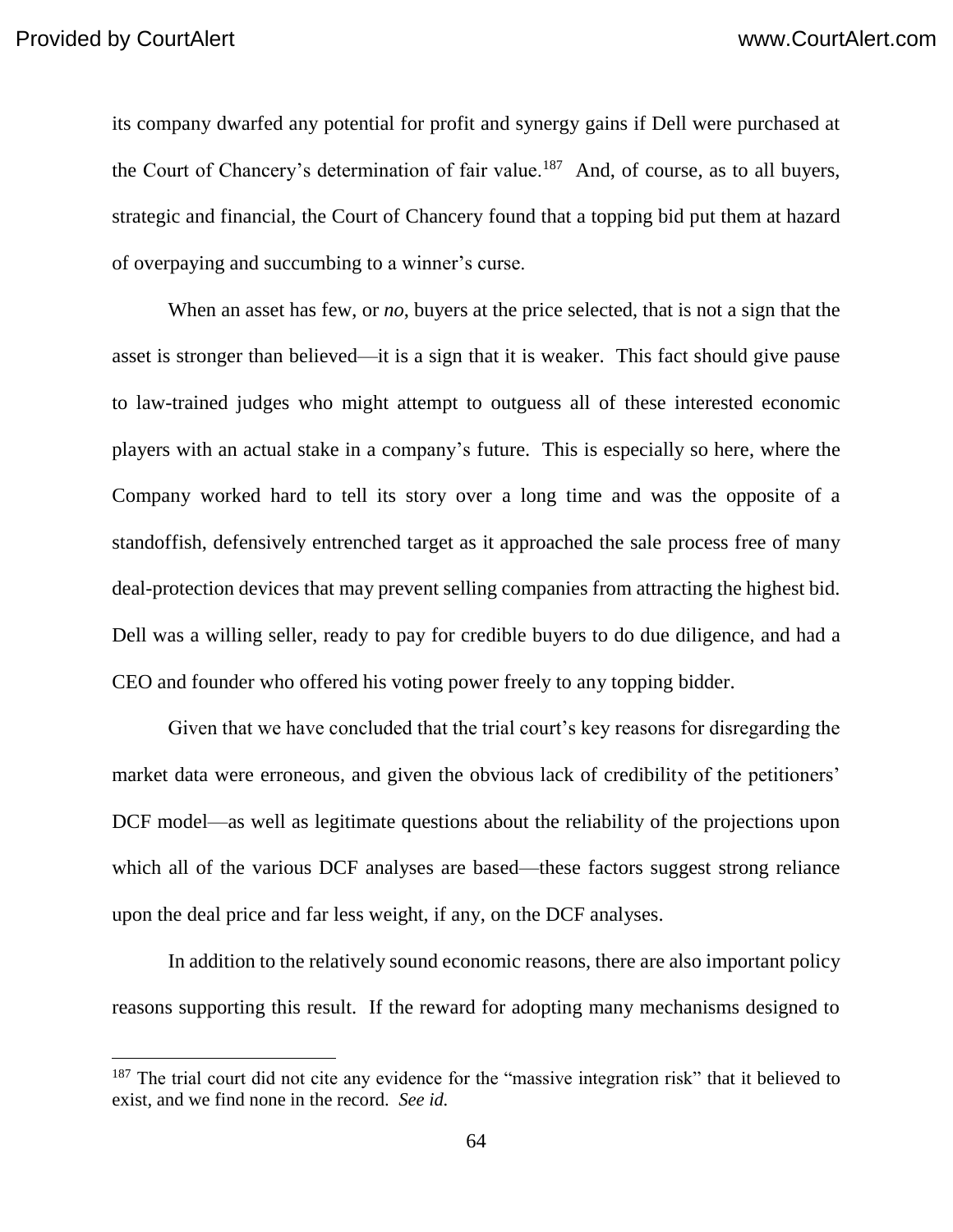its company dwarfed any potential for profit and synergy gains if Dell were purchased at the Court of Chancery's determination of fair value.[187] And, of course, as to all buyers, strategic and financial, the Court of Chancery found that a topping bid put them at hazard of overpaying and succumbing to a winner's curse.

When an asset has few, or *no*, buyers at the price selected, that is not a sign that the asset is stronger than believed—it is a sign that it is weaker. This fact should give pause to law-trained judges who might attempt to outguess all of these interested economic players with an actual stake in a company's future. This is especially so here, where the Company worked hard to tell its story over a long time and was the opposite of a standoffish, defensively entrenched target as it approached the sale process free of many deal-protection devices that may prevent selling companies from attracting the highest bid. Dell was a willing seller, ready to pay for credible buyers to do due diligence, and had a CEO and founder who offered his voting power freely to any topping bidder.

Given that we have concluded that the trial court's key reasons for disregarding the market data were erroneous, and given the obvious lack of credibility of the petitioners' DCF model—as well as legitimate questions about the reliability of the projections upon which all of the various DCF analyses are based—these factors suggest strong reliance upon the deal price and far less weight, if any, on the DCF analyses.

In addition to the relatively sound economic reasons, there are also important policy reasons supporting this result. If the reward for adopting many mechanisms designed to

---

[187] The trial court did not cite any evidence for the "massive integration risk" that it believed to exist, and we find none in the record. *See id.*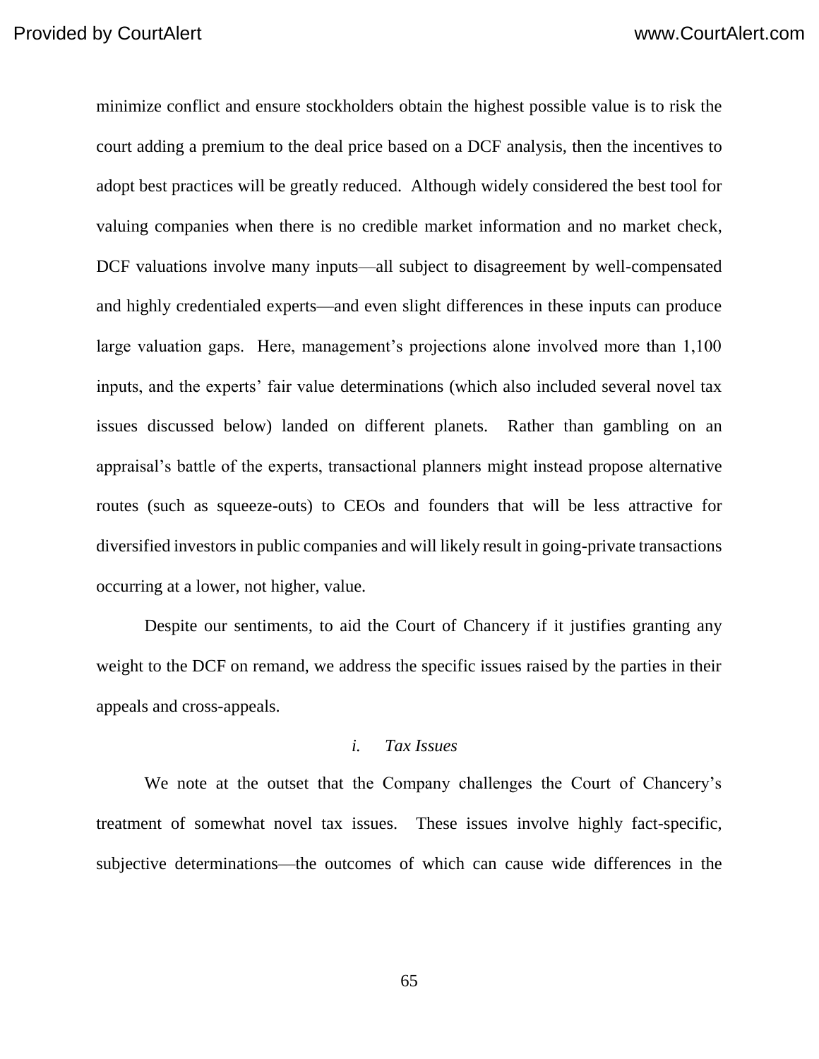minimize conflict and ensure stockholders obtain the highest possible value is to risk the court adding a premium to the deal price based on a DCF analysis, then the incentives to adopt best practices will be greatly reduced. Although widely considered the best tool for valuing companies when there is no credible market information and no market check, DCF valuations involve many inputs—all subject to disagreement by well-compensated and highly credentialed experts—and even slight differences in these inputs can produce large valuation gaps. Here, management's projections alone involved more than 1,100 inputs, and the experts' fair value determinations (which also included several novel tax issues discussed below) landed on different planets. Rather than gambling on an appraisal's battle of the experts, transactional planners might instead propose alternative routes (such as squeeze-outs) to CEOs and founders that will be less attractive for diversified investors in public companies and will likely result in going-private transactions occurring at a lower, not higher, value.

Despite our sentiments, to aid the Court of Chancery if it justifies granting any weight to the DCF on remand, we address the specific issues raised by the parties in their appeals and cross-appeals.

*i. Tax Issues*

We note at the outset that the Company challenges the Court of Chancery's treatment of somewhat novel tax issues. These issues involve highly fact-specific, subjective determinations—the outcomes of which can cause wide differences in the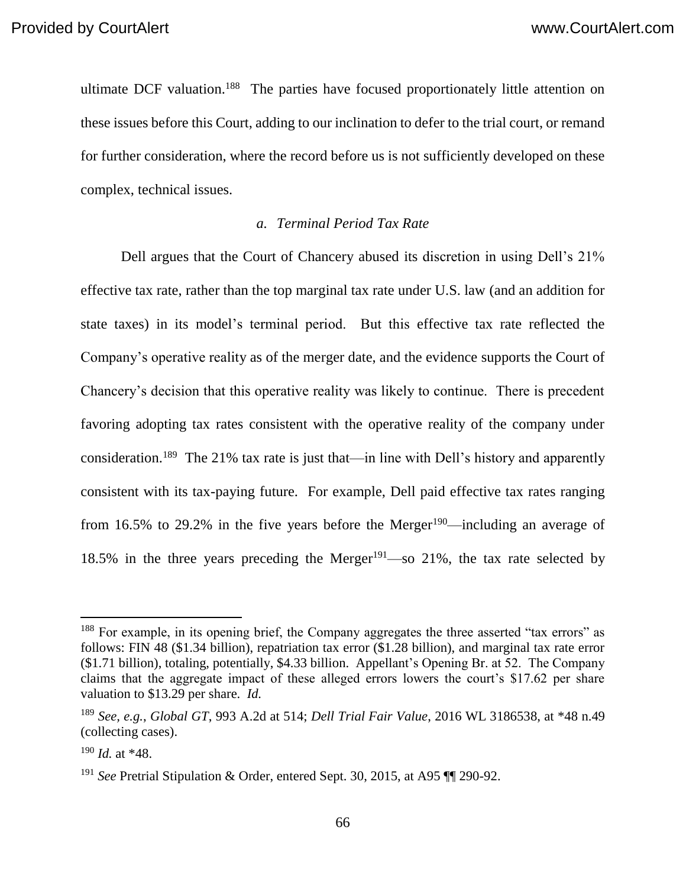ultimate DCF valuation.[188] The parties have focused proportionately little attention on these issues before this Court, adding to our inclination to defer to the trial court, or remand for further consideration, where the record before us is not sufficiently developed on these complex, technical issues.

### *a. Terminal Period Tax Rate*

Dell argues that the Court of Chancery abused its discretion in using Dell's 21% effective tax rate, rather than the top marginal tax rate under U.S. law (and an addition for state taxes) in its model's terminal period. But this effective tax rate reflected the Company's operative reality as of the merger date, and the evidence supports the Court of Chancery's decision that this operative reality was likely to continue. There is precedent favoring adopting tax rates consistent with the operative reality of the company under consideration.[189] The 21% tax rate is just that—in line with Dell's history and apparently consistent with its tax-paying future. For example, Dell paid effective tax rates ranging from 16.5% to 29.2% in the five years before the Merger[190]—including an average of 18.5% in the three years preceding the Merger[191]—so 21%, the tax rate selected by

---

[188] For example, in its opening brief, the Company aggregates the three asserted "tax errors" as follows: FIN 48 ($1.34 billion), repatriation tax error ($1.28 billion), and marginal tax rate error ($1.71 billion), totaling, potentially, $4.33 billion. Appellant's Opening Br. at 52. The Company claims that the aggregate impact of these alleged errors lowers the court's $17.62 per share valuation to $13.29 per share. *Id.*

[189] *See, e.g.*, *Global GT*, 993 A.2d at 514; *Dell Trial Fair Value*, 2016 WL 3186538, at *48 n.49 (collecting cases).

[190] *Id.* at *48.

[191] *See* Pretrial Stipulation & Order, entered Sept. 30, 2015, at A95 ¶¶ 290-92.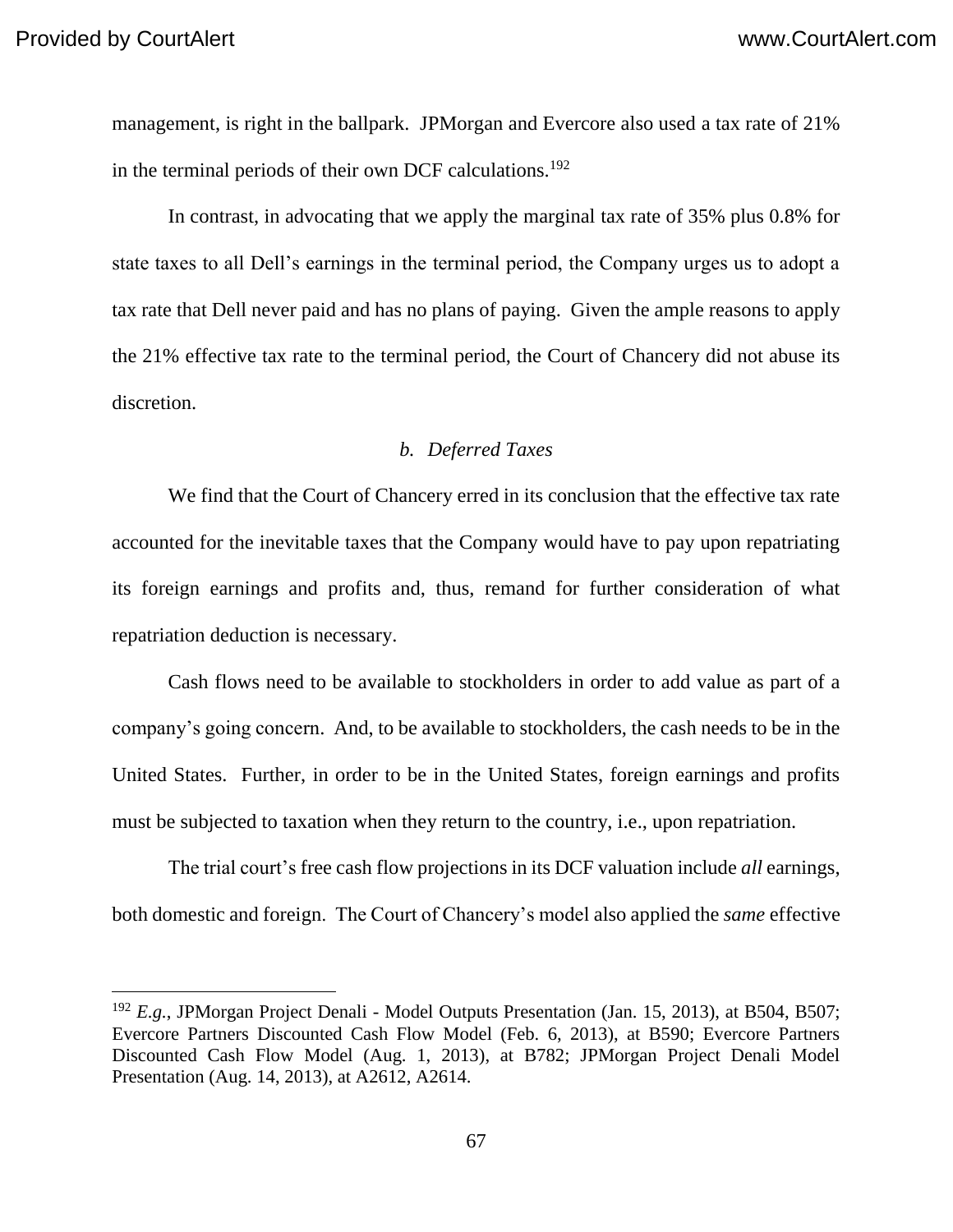management, is right in the ballpark. JPMorgan and Evercore also used a tax rate of 21% in the terminal periods of their own DCF calculations.[192]

In contrast, in advocating that we apply the marginal tax rate of 35% plus 0.8% for state taxes to all Dell's earnings in the terminal period, the Company urges us to adopt a tax rate that Dell never paid and has no plans of paying. Given the ample reasons to apply the 21% effective tax rate to the terminal period, the Court of Chancery did not abuse its discretion.

### *b. Deferred Taxes*

We find that the Court of Chancery erred in its conclusion that the effective tax rate accounted for the inevitable taxes that the Company would have to pay upon repatriating its foreign earnings and profits and, thus, remand for further consideration of what repatriation deduction is necessary.

Cash flows need to be available to stockholders in order to add value as part of a company's going concern. And, to be available to stockholders, the cash needs to be in the United States. Further, in order to be in the United States, foreign earnings and profits must be subjected to taxation when they return to the country, i.e., upon repatriation.

The trial court's free cash flow projections in its DCF valuation include *all* earnings, both domestic and foreign. The Court of Chancery's model also applied the *same* effective

---

[192] *E.g.*, JPMorgan Project Denali - Model Outputs Presentation (Jan. 15, 2013), at B504, B507; Evercore Partners Discounted Cash Flow Model (Feb. 6, 2013), at B590; Evercore Partners Discounted Cash Flow Model (Aug. 1, 2013), at B782; JPMorgan Project Denali Model Presentation (Aug. 14, 2013), at A2612, A2614.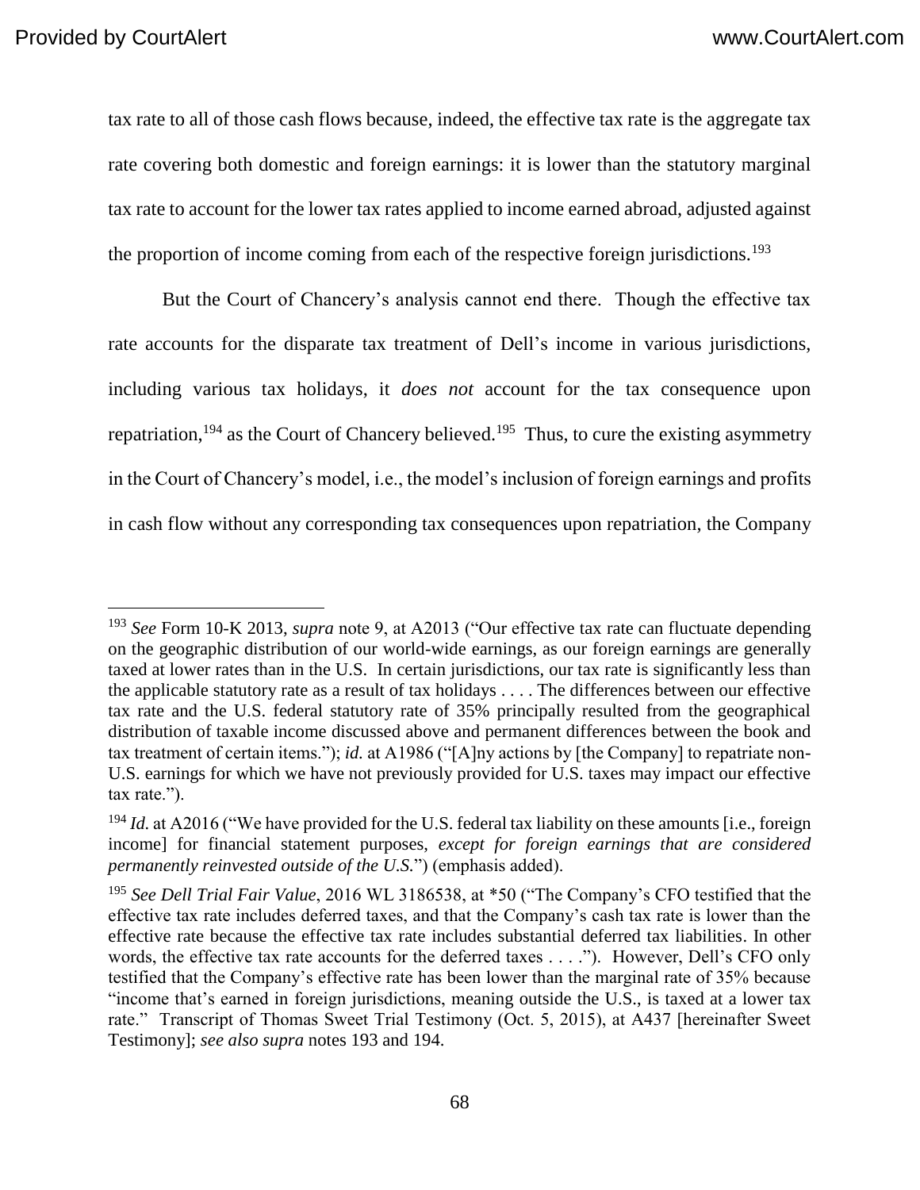tax rate to all of those cash flows because, indeed, the effective tax rate is the aggregate tax rate covering both domestic and foreign earnings: it is lower than the statutory marginal tax rate to account for the lower tax rates applied to income earned abroad, adjusted against the proportion of income coming from each of the respective foreign jurisdictions.[193]

But the Court of Chancery's analysis cannot end there. Though the effective tax rate accounts for the disparate tax treatment of Dell's income in various jurisdictions, including various tax holidays, it *does not* account for the tax consequence upon repatriation,[194] as the Court of Chancery believed.[195] Thus, to cure the existing asymmetry in the Court of Chancery's model, i.e., the model's inclusion of foreign earnings and profits in cash flow without any corresponding tax consequences upon repatriation, the Company

---

[193] *See* Form 10-K 2013, *supra* note 9, at A2013 ("Our effective tax rate can fluctuate depending on the geographic distribution of our world-wide earnings, as our foreign earnings are generally taxed at lower rates than in the U.S. In certain jurisdictions, our tax rate is significantly less than the applicable statutory rate as a result of tax holidays . . . . The differences between our effective tax rate and the U.S. federal statutory rate of 35% principally resulted from the geographical distribution of taxable income discussed above and permanent differences between the book and tax treatment of certain items."); *id.* at A1986 ("[A]ny actions by [the Company] to repatriate non-U.S. earnings for which we have not previously provided for U.S. taxes may impact our effective tax rate.").

[194] *Id.* at A2016 ("We have provided for the U.S. federal tax liability on these amounts [i.e., foreign income] for financial statement purposes, *except for foreign earnings that are considered permanently reinvested outside of the U.S.*") (emphasis added).

[195] *See Dell Trial Fair Value*, 2016 WL 3186538, at *50 ("The Company's CFO testified that the effective tax rate includes deferred taxes, and that the Company's cash tax rate is lower than the effective rate because the effective tax rate includes substantial deferred tax liabilities. In other words, the effective tax rate accounts for the deferred taxes . . . ."). However, Dell's CFO only testified that the Company's effective rate has been lower than the marginal rate of 35% because "income that's earned in foreign jurisdictions, meaning outside the U.S., is taxed at a lower tax rate." Transcript of Thomas Sweet Trial Testimony (Oct. 5, 2015), at A437 [hereinafter Sweet Testimony]; *see also supra* notes 193 and 194.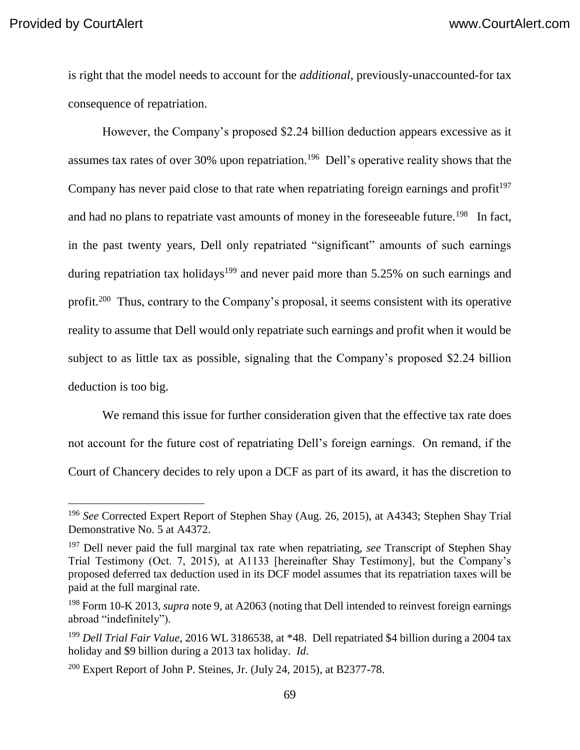is right that the model needs to account for the *additional*, previously-unaccounted-for tax consequence of repatriation.

However, the Company's proposed $2.24 billion deduction appears excessive as it assumes tax rates of over 30% upon repatriation.[196] Dell's operative reality shows that the Company has never paid close to that rate when repatriating foreign earnings and profit[197] and had no plans to repatriate vast amounts of money in the foreseeable future.[198] In fact, in the past twenty years, Dell only repatriated "significant" amounts of such earnings during repatriation tax holidays[199] and never paid more than 5.25% on such earnings and profit.[200] Thus, contrary to the Company's proposal, it seems consistent with its operative reality to assume that Dell would only repatriate such earnings and profit when it would be subject to as little tax as possible, signaling that the Company's proposed $2.24 billion deduction is too big.

We remand this issue for further consideration given that the effective tax rate does not account for the future cost of repatriating Dell's foreign earnings. On remand, if the Court of Chancery decides to rely upon a DCF as part of its award, it has the discretion to

---

[196] *See* Corrected Expert Report of Stephen Shay (Aug. 26, 2015), at A4343; Stephen Shay Trial Demonstrative No. 5 at A4372.

[197] Dell never paid the full marginal tax rate when repatriating, *see* Transcript of Stephen Shay Trial Testimony (Oct. 7, 2015), at A1133 [hereinafter Shay Testimony], but the Company's proposed deferred tax deduction used in its DCF model assumes that its repatriation taxes will be paid at the full marginal rate.

[198] Form 10-K 2013, *supra* note 9, at A2063 (noting that Dell intended to reinvest foreign earnings abroad "indefinitely").

[199] *Dell Trial Fair Value*, 2016 WL 3186538, at *48. Dell repatriated $4 billion during a 2004 tax holiday and $9 billion during a 2013 tax holiday. *Id*.

[200] Expert Report of John P. Steines, Jr. (July 24, 2015), at B2377-78.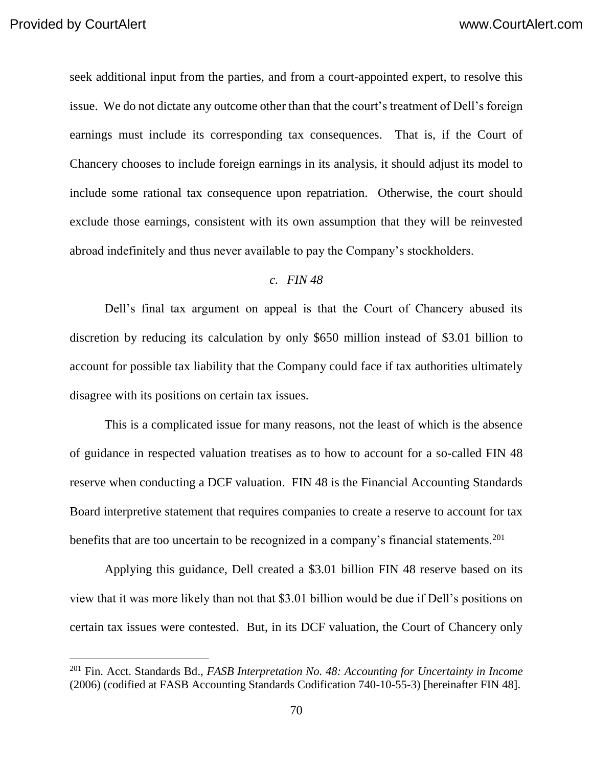seek additional input from the parties, and from a court-appointed expert, to resolve this issue. We do not dictate any outcome other than that the court's treatment of Dell's foreign earnings must include its corresponding tax consequences. That is, if the Court of Chancery chooses to include foreign earnings in its analysis, it should adjust its model to include some rational tax consequence upon repatriation. Otherwise, the court should exclude those earnings, consistent with its own assumption that they will be reinvested abroad indefinitely and thus never available to pay the Company's stockholders.

*c. FIN 48*

Dell's final tax argument on appeal is that the Court of Chancery abused its discretion by reducing its calculation by only $650 million instead of $3.01 billion to account for possible tax liability that the Company could face if tax authorities ultimately disagree with its positions on certain tax issues.

This is a complicated issue for many reasons, not the least of which is the absence of guidance in respected valuation treatises as to how to account for a so-called FIN 48 reserve when conducting a DCF valuation. FIN 48 is the Financial Accounting Standards Board interpretive statement that requires companies to create a reserve to account for tax benefits that are too uncertain to be recognized in a company's financial statements.[201]

Applying this guidance, Dell created a $3.01 billion FIN 48 reserve based on its view that it was more likely than not that $3.01 billion would be due if Dell's positions on certain tax issues were contested. But, in its DCF valuation, the Court of Chancery only

---

[201] Fin. Acct. Standards Bd., *FASB Interpretation No. 48: Accounting for Uncertainty in Income* (2006) (codified at FASB Accounting Standards Codification 740-10-55-3) [hereinafter FIN 48].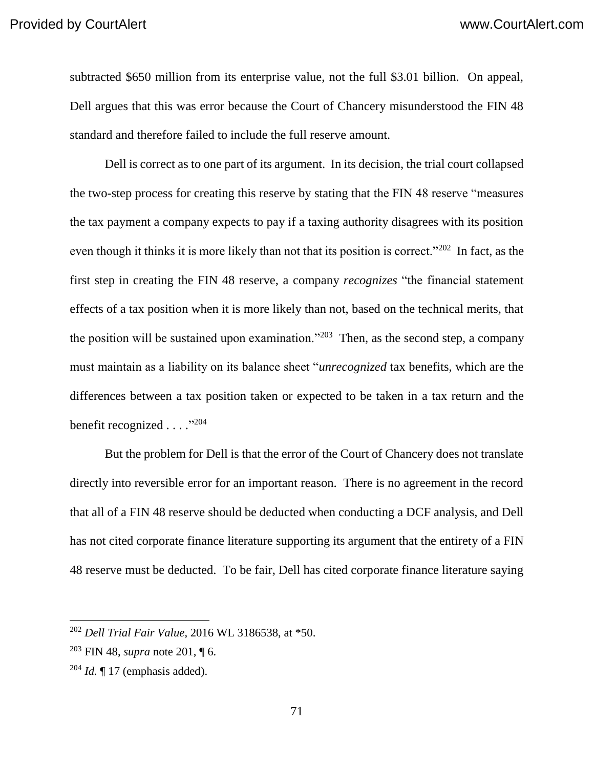subtracted $650 million from its enterprise value, not the full $3.01 billion. On appeal, Dell argues that this was error because the Court of Chancery misunderstood the FIN 48 standard and therefore failed to include the full reserve amount.

Dell is correct as to one part of its argument. In its decision, the trial court collapsed the two-step process for creating this reserve by stating that the FIN 48 reserve "measures the tax payment a company expects to pay if a taxing authority disagrees with its position even though it thinks it is more likely than not that its position is correct."[202] In fact, as the first step in creating the FIN 48 reserve, a company *recognizes* "the financial statement effects of a tax position when it is more likely than not, based on the technical merits, that the position will be sustained upon examination."[203] Then, as the second step, a company must maintain as a liability on its balance sheet "*unrecognized* tax benefits, which are the differences between a tax position taken or expected to be taken in a tax return and the benefit recognized . . . ."[204]

But the problem for Dell is that the error of the Court of Chancery does not translate directly into reversible error for an important reason. There is no agreement in the record that all of a FIN 48 reserve should be deducted when conducting a DCF analysis, and Dell has not cited corporate finance literature supporting its argument that the entirety of a FIN 48 reserve must be deducted. To be fair, Dell has cited corporate finance literature saying

---

[202] *Dell Trial Fair Value*, 2016 WL 3186538, at *50.

[203] FIN 48, *supra* note 201, ¶ 6.

[204] *Id.* ¶ 17 (emphasis added).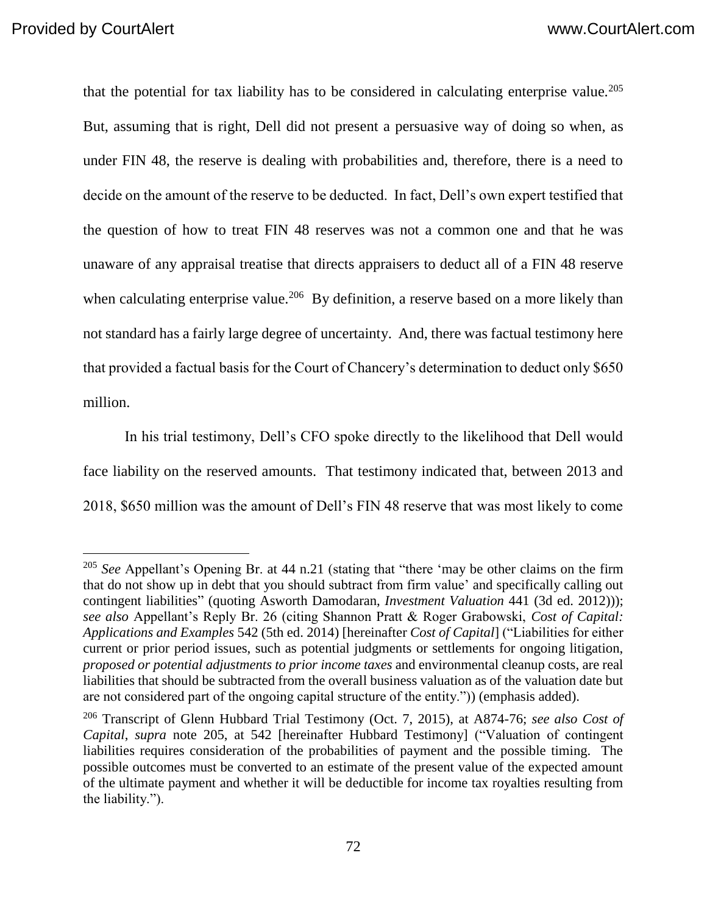that the potential for tax liability has to be considered in calculating enterprise value.[205] But, assuming that is right, Dell did not present a persuasive way of doing so when, as under FIN 48, the reserve is dealing with probabilities and, therefore, there is a need to decide on the amount of the reserve to be deducted. In fact, Dell's own expert testified that the question of how to treat FIN 48 reserves was not a common one and that he was unaware of any appraisal treatise that directs appraisers to deduct all of a FIN 48 reserve when calculating enterprise value.[206] By definition, a reserve based on a more likely than not standard has a fairly large degree of uncertainty. And, there was factual testimony here that provided a factual basis for the Court of Chancery's determination to deduct only $650 million.

In his trial testimony, Dell's CFO spoke directly to the likelihood that Dell would face liability on the reserved amounts. That testimony indicated that, between 2013 and 2018, $650 million was the amount of Dell's FIN 48 reserve that was most likely to come

---

[205] *See* Appellant's Opening Br. at 44 n.21 (stating that "there 'may be other claims on the firm that do not show up in debt that you should subtract from firm value' and specifically calling out contingent liabilities" (quoting Asworth Damodaran, *Investment Valuation* 441 (3d ed. 2012))); *see also* Appellant's Reply Br. 26 (citing Shannon Pratt & Roger Grabowski, *Cost of Capital: Applications and Examples* 542 (5th ed. 2014) [hereinafter *Cost of Capital*] ("Liabilities for either current or prior period issues, such as potential judgments or settlements for ongoing litigation, *proposed or potential adjustments to prior income taxes* and environmental cleanup costs, are real liabilities that should be subtracted from the overall business valuation as of the valuation date but are not considered part of the ongoing capital structure of the entity.")) (emphasis added).

[206] Transcript of Glenn Hubbard Trial Testimony (Oct. 7, 2015), at A874-76; *see also Cost of Capital*, *supra* note 205, at 542 [hereinafter Hubbard Testimony] ("Valuation of contingent liabilities requires consideration of the probabilities of payment and the possible timing. The possible outcomes must be converted to an estimate of the present value of the expected amount of the ultimate payment and whether it will be deductible for income tax royalties resulting from the liability.").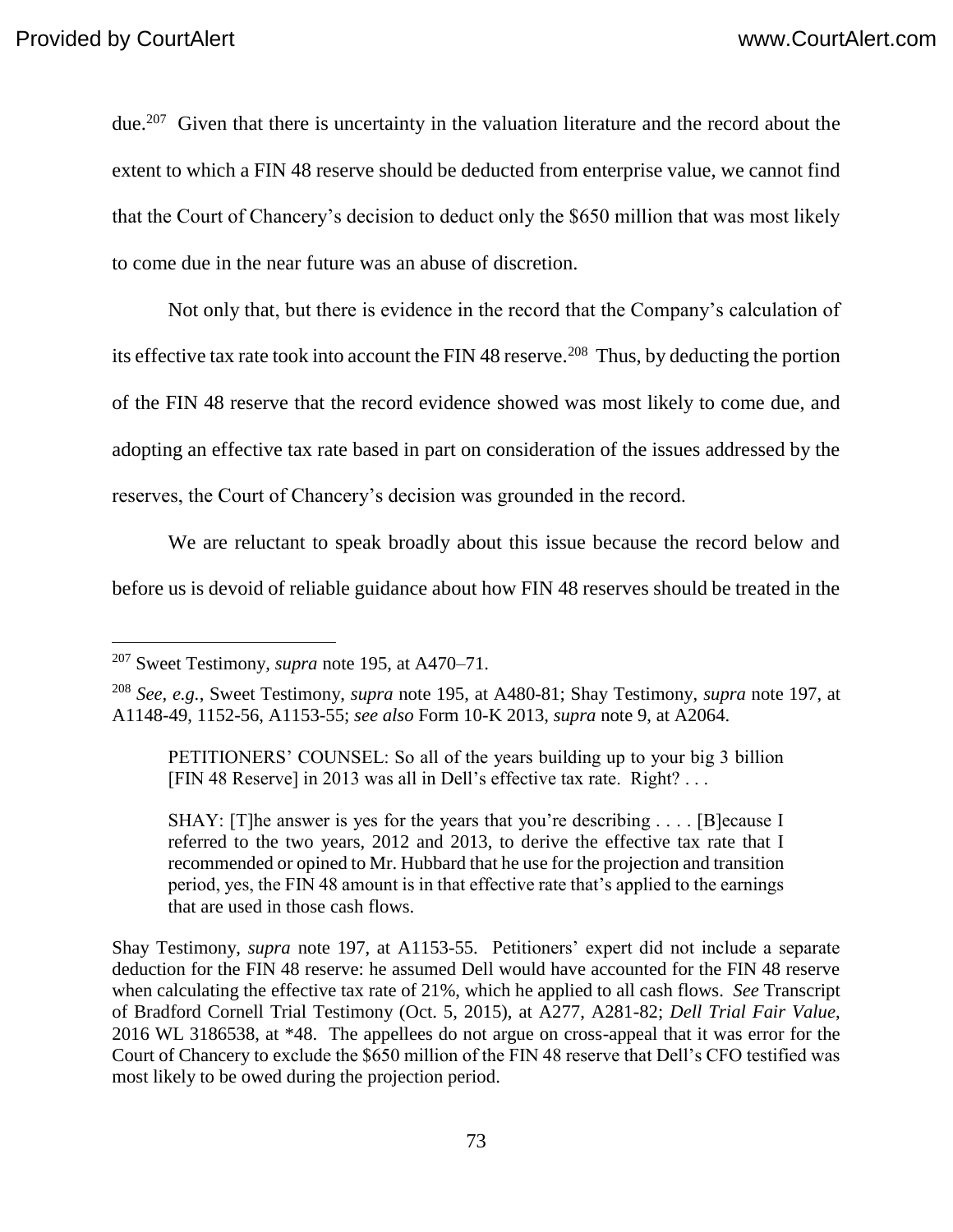due.[207] Given that there is uncertainty in the valuation literature and the record about the extent to which a FIN 48 reserve should be deducted from enterprise value, we cannot find that the Court of Chancery's decision to deduct only the $650 million that was most likely to come due in the near future was an abuse of discretion.

Not only that, but there is evidence in the record that the Company's calculation of its effective tax rate took into account the FIN 48 reserve.[208] Thus, by deducting the portion of the FIN 48 reserve that the record evidence showed was most likely to come due, and adopting an effective tax rate based in part on consideration of the issues addressed by the reserves, the Court of Chancery's decision was grounded in the record.

We are reluctant to speak broadly about this issue because the record below and before us is devoid of reliable guidance about how FIN 48 reserves should be treated in the

---

[207] Sweet Testimony, *supra* note 195, at A470–71.

[208] *See, e.g.*, Sweet Testimony, *supra* note 195, at A480-81; Shay Testimony, *supra* note 197, at A1148-49, 1152-56, A1153-55; *see also* Form 10-K 2013, *supra* note 9, at A2064.

> PETITIONERS' COUNSEL: So all of the years building up to your big 3 billion [FIN 48 Reserve] in 2013 was all in Dell's effective tax rate. Right? . . .
>
> SHAY: [T]he answer is yes for the years that you're describing . . . . [B]ecause I referred to the two years, 2012 and 2013, to derive the effective tax rate that I recommended or opined to Mr. Hubbard that he use for the projection and transition period, yes, the FIN 48 amount is in that effective rate that's applied to the earnings that are used in those cash flows.

Shay Testimony, *supra* note 197, at A1153-55. Petitioners' expert did not include a separate deduction for the FIN 48 reserve: he assumed Dell would have accounted for the FIN 48 reserve when calculating the effective tax rate of 21%, which he applied to all cash flows. *See* Transcript of Bradford Cornell Trial Testimony (Oct. 5, 2015), at A277, A281-82; *Dell Trial Fair Value*, 2016 WL 3186538, at *48. The appellees do not argue on cross-appeal that it was error for the Court of Chancery to exclude the $650 million of the FIN 48 reserve that Dell's CFO testified was most likely to be owed during the projection period.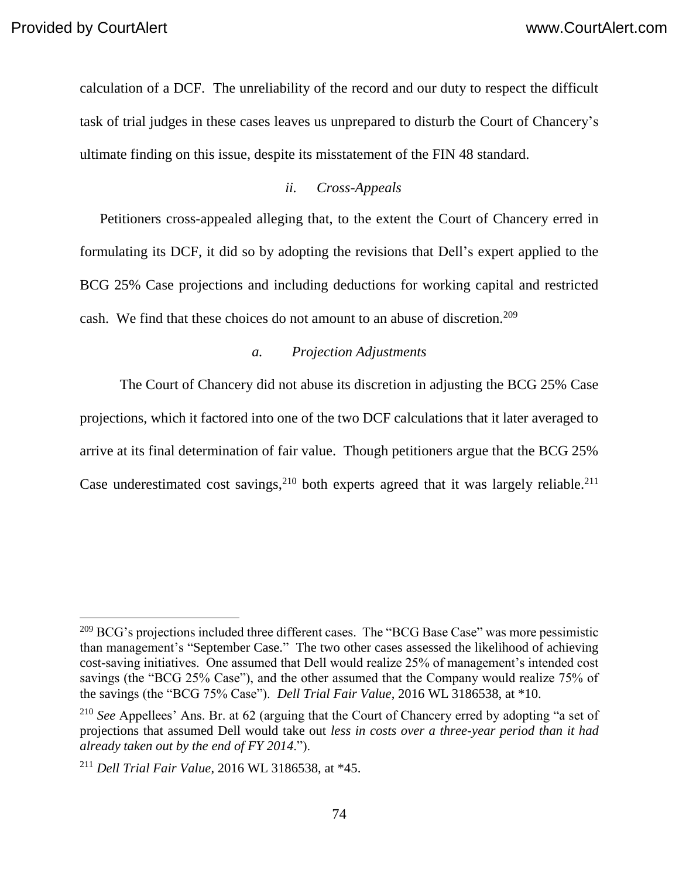calculation of a DCF. The unreliability of the record and our duty to respect the difficult task of trial judges in these cases leaves us unprepared to disturb the Court of Chancery's ultimate finding on this issue, despite its misstatement of the FIN 48 standard.

#### *ii. Cross-Appeals*

Petitioners cross-appealed alleging that, to the extent the Court of Chancery erred in formulating its DCF, it did so by adopting the revisions that Dell's expert applied to the BCG 25% Case projections and including deductions for working capital and restricted cash. We find that these choices do not amount to an abuse of discretion.[209]

##### *a. Projection Adjustments*

The Court of Chancery did not abuse its discretion in adjusting the BCG 25% Case projections, which it factored into one of the two DCF calculations that it later averaged to arrive at its final determination of fair value. Though petitioners argue that the BCG 25% Case underestimated cost savings,[210] both experts agreed that it was largely reliable.[211]

---

[209] BCG's projections included three different cases. The "BCG Base Case" was more pessimistic than management's "September Case." The two other cases assessed the likelihood of achieving cost-saving initiatives. One assumed that Dell would realize 25% of management's intended cost savings (the "BCG 25% Case"), and the other assumed that the Company would realize 75% of the savings (the "BCG 75% Case"). *Dell Trial Fair Value*, 2016 WL 3186538, at *10.

[210] *See* Appellees' Ans. Br. at 62 (arguing that the Court of Chancery erred by adopting "a set of projections that assumed Dell would take out *less in costs over a three-year period than it had already taken out by the end of FY 2014*.").

[211] *Dell Trial Fair Value*, 2016 WL 3186538, at *45.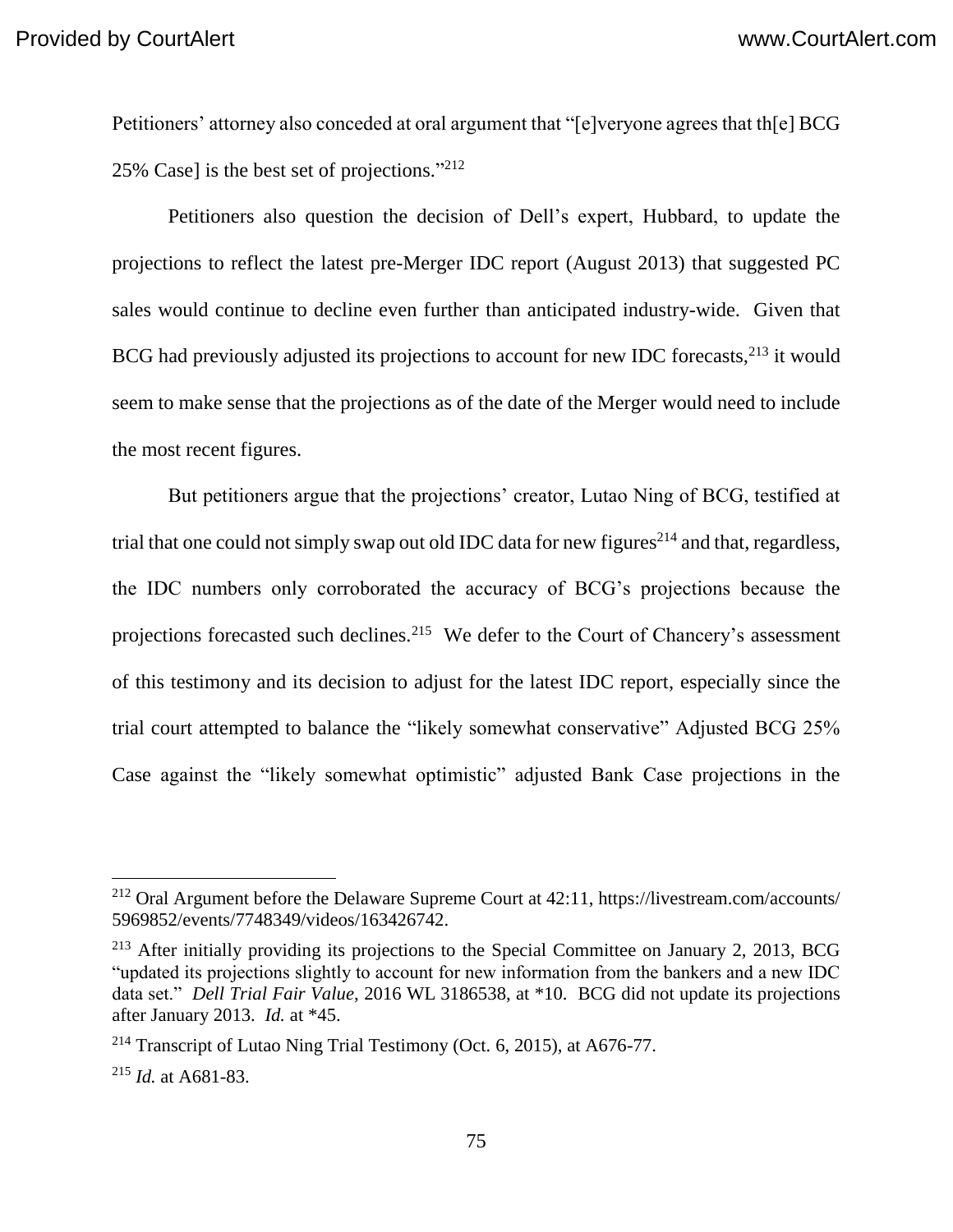Petitioners' attorney also conceded at oral argument that "[e]veryone agrees that th[e] BCG 25% Case] is the best set of projections."[212]

Petitioners also question the decision of Dell's expert, Hubbard, to update the projections to reflect the latest pre-Merger IDC report (August 2013) that suggested PC sales would continue to decline even further than anticipated industry-wide. Given that BCG had previously adjusted its projections to account for new IDC forecasts,[213] it would seem to make sense that the projections as of the date of the Merger would need to include the most recent figures.

But petitioners argue that the projections' creator, Lutao Ning of BCG, testified at trial that one could not simply swap out old IDC data for new figures[214] and that, regardless, the IDC numbers only corroborated the accuracy of BCG's projections because the projections forecasted such declines.[215] We defer to the Court of Chancery's assessment of this testimony and its decision to adjust for the latest IDC report, especially since the trial court attempted to balance the "likely somewhat conservative" Adjusted BCG 25% Case against the "likely somewhat optimistic" adjusted Bank Case projections in the

---

[212] Oral Argument before the Delaware Supreme Court at 42:11, https://livestream.com/accounts/5969852/events/7748349/videos/163426742.

[213] After initially providing its projections to the Special Committee on January 2, 2013, BCG "updated its projections slightly to account for new information from the bankers and a new IDC data set." *Dell Trial Fair Value*, 2016 WL 3186538, at *10. BCG did not update its projections after January 2013. *Id.* at *45.

[214] Transcript of Lutao Ning Trial Testimony (Oct. 6, 2015), at A676-77.

[215] *Id.* at A681-83.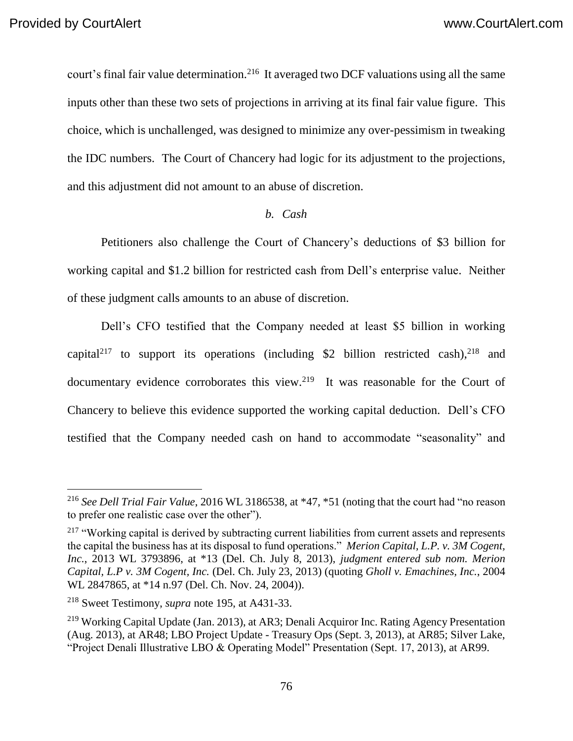court's final fair value determination.[216] It averaged two DCF valuations using all the same inputs other than these two sets of projections in arriving at its final fair value figure. This choice, which is unchallenged, was designed to minimize any over-pessimism in tweaking the IDC numbers. The Court of Chancery had logic for its adjustment to the projections, and this adjustment did not amount to an abuse of discretion.

*b. Cash*

Petitioners also challenge the Court of Chancery's deductions of $3 billion for working capital and $1.2 billion for restricted cash from Dell's enterprise value. Neither of these judgment calls amounts to an abuse of discretion.

Dell's CFO testified that the Company needed at least $5 billion in working capital[217] to support its operations (including $2 billion restricted cash),[218] and documentary evidence corroborates this view.[219] It was reasonable for the Court of Chancery to believe this evidence supported the working capital deduction. Dell's CFO testified that the Company needed cash on hand to accommodate "seasonality" and

---

[216] *See Dell Trial Fair Value*, 2016 WL 3186538, at *47, *51 (noting that the court had "no reason to prefer one realistic case over the other").

[217] "Working capital is derived by subtracting current liabilities from current assets and represents the capital the business has at its disposal to fund operations." *Merion Capital, L.P. v. 3M Cogent, Inc.*, 2013 WL 3793896, at *13 (Del. Ch. July 8, 2013), *judgment entered sub nom. Merion Capital, L.P v. 3M Cogent, Inc.* (Del. Ch. July 23, 2013) (quoting *Gholl v. Emachines, Inc.*, 2004 WL 2847865, at *14 n.97 (Del. Ch. Nov. 24, 2004)).

[218] Sweet Testimony, *supra* note 195, at A431-33.

[219] Working Capital Update (Jan. 2013), at AR3; Denali Acquiror Inc. Rating Agency Presentation (Aug. 2013), at AR48; LBO Project Update - Treasury Ops (Sept. 3, 2013), at AR85; Silver Lake, "Project Denali Illustrative LBO & Operating Model" Presentation (Sept. 17, 2013), at AR99.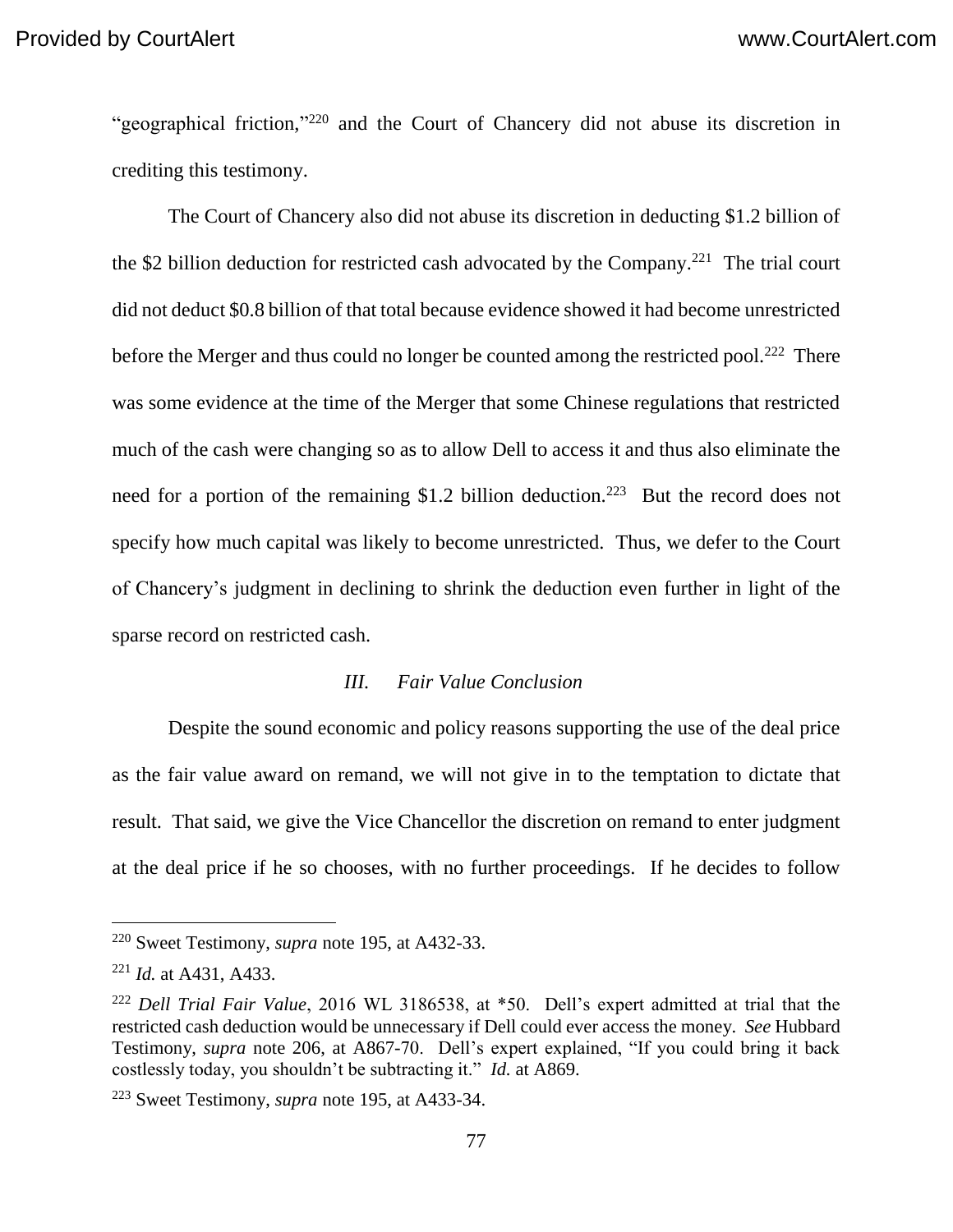"geographical friction,"[220] and the Court of Chancery did not abuse its discretion in crediting this testimony.

The Court of Chancery also did not abuse its discretion in deducting $1.2 billion of the $2 billion deduction for restricted cash advocated by the Company.[221] The trial court did not deduct $0.8 billion of that total because evidence showed it had become unrestricted before the Merger and thus could no longer be counted among the restricted pool.[222] There was some evidence at the time of the Merger that some Chinese regulations that restricted much of the cash were changing so as to allow Dell to access it and thus also eliminate the need for a portion of the remaining $1.2 billion deduction.[223] But the record does not specify how much capital was likely to become unrestricted. Thus, we defer to the Court of Chancery's judgment in declining to shrink the deduction even further in light of the sparse record on restricted cash.

### *III. Fair Value Conclusion*

Despite the sound economic and policy reasons supporting the use of the deal price as the fair value award on remand, we will not give in to the temptation to dictate that result. That said, we give the Vice Chancellor the discretion on remand to enter judgment at the deal price if he so chooses, with no further proceedings. If he decides to follow

---

[220] Sweet Testimony, *supra* note 195, at A432-33.

[221] *Id.* at A431, A433.

[222] *Dell Trial Fair Value*, 2016 WL 3186538, at *50. Dell's expert admitted at trial that the restricted cash deduction would be unnecessary if Dell could ever access the money. *See* Hubbard Testimony, *supra* note 206, at A867-70. Dell's expert explained, "If you could bring it back costlessly today, you shouldn't be subtracting it." *Id.* at A869.

[223] Sweet Testimony, *supra* note 195, at A433-34.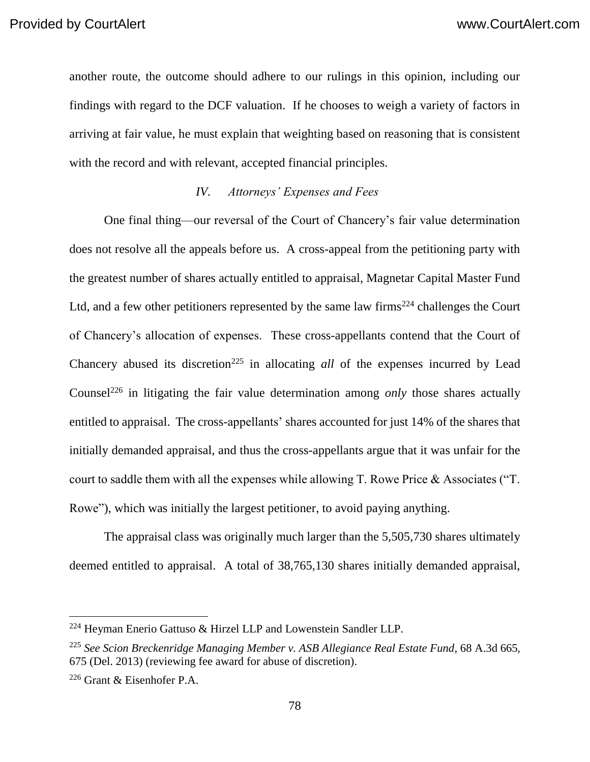another route, the outcome should adhere to our rulings in this opinion, including our findings with regard to the DCF valuation. If he chooses to weigh a variety of factors in arriving at fair value, he must explain that weighting based on reasoning that is consistent with the record and with relevant, accepted financial principles.

### *IV. Attorneys' Expenses and Fees*

One final thing—our reversal of the Court of Chancery's fair value determination does not resolve all the appeals before us. A cross-appeal from the petitioning party with the greatest number of shares actually entitled to appraisal, Magnetar Capital Master Fund Ltd, and a few other petitioners represented by the same law firms[224] challenges the Court of Chancery's allocation of expenses. These cross-appellants contend that the Court of Chancery abused its discretion[225] in allocating *all* of the expenses incurred by Lead Counsel[226] in litigating the fair value determination among *only* those shares actually entitled to appraisal. The cross-appellants' shares accounted for just 14% of the shares that initially demanded appraisal, and thus the cross-appellants argue that it was unfair for the court to saddle them with all the expenses while allowing T. Rowe Price & Associates ("T. Rowe"), which was initially the largest petitioner, to avoid paying anything.

The appraisal class was originally much larger than the 5,505,730 shares ultimately deemed entitled to appraisal. A total of 38,765,130 shares initially demanded appraisal,

---

[224] Heyman Enerio Gattuso & Hirzel LLP and Lowenstein Sandler LLP.

[225] *See Scion Breckenridge Managing Member v. ASB Allegiance Real Estate Fund*, 68 A.3d 665, 675 (Del. 2013) (reviewing fee award for abuse of discretion).

[226] Grant & Eisenhofer P.A.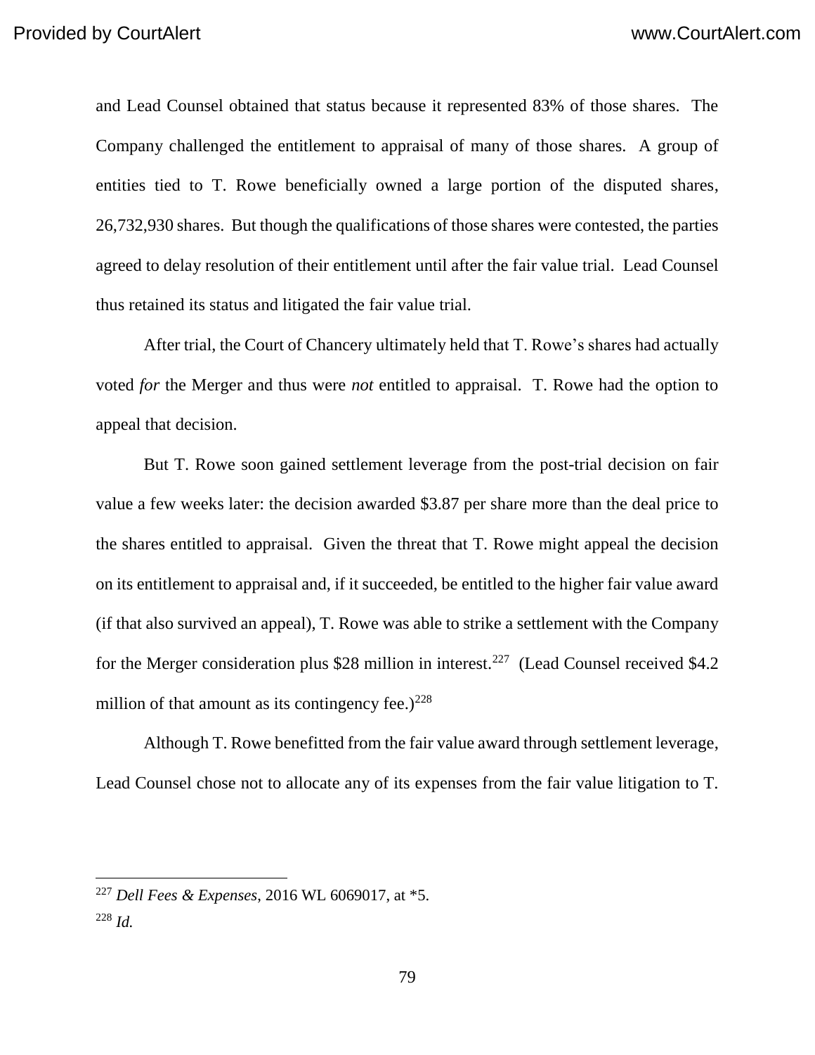and Lead Counsel obtained that status because it represented 83% of those shares. The Company challenged the entitlement to appraisal of many of those shares. A group of entities tied to T. Rowe beneficially owned a large portion of the disputed shares, 26,732,930 shares. But though the qualifications of those shares were contested, the parties agreed to delay resolution of their entitlement until after the fair value trial. Lead Counsel thus retained its status and litigated the fair value trial.

After trial, the Court of Chancery ultimately held that T. Rowe's shares had actually voted *for* the Merger and thus were *not* entitled to appraisal. T. Rowe had the option to appeal that decision.

But T. Rowe soon gained settlement leverage from the post-trial decision on fair value a few weeks later: the decision awarded $3.87 per share more than the deal price to the shares entitled to appraisal. Given the threat that T. Rowe might appeal the decision on its entitlement to appraisal and, if it succeeded, be entitled to the higher fair value award (if that also survived an appeal), T. Rowe was able to strike a settlement with the Company for the Merger consideration plus $28 million in interest.[227] (Lead Counsel received $4.2 million of that amount as its contingency fee.)[228]

Although T. Rowe benefitted from the fair value award through settlement leverage, Lead Counsel chose not to allocate any of its expenses from the fair value litigation to T.

---

[227] *Dell Fees & Expenses*, 2016 WL 6069017, at *5.

[228] *Id.*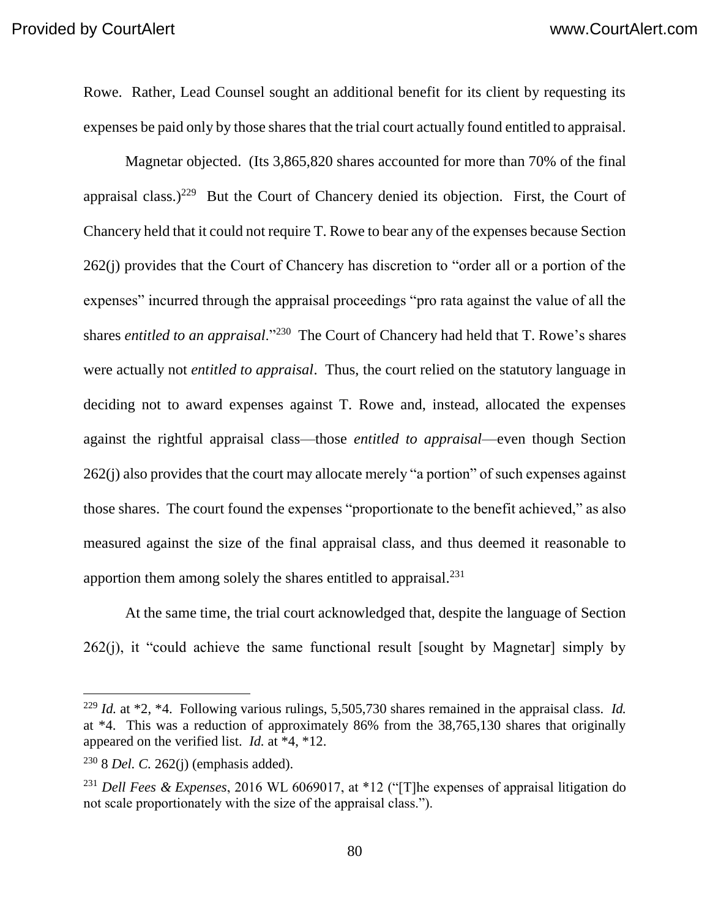Rowe. Rather, Lead Counsel sought an additional benefit for its client by requesting its expenses be paid only by those shares that the trial court actually found entitled to appraisal.

Magnetar objected. (Its 3,865,820 shares accounted for more than 70% of the final appraisal class.)[229] But the Court of Chancery denied its objection. First, the Court of Chancery held that it could not require T. Rowe to bear any of the expenses because Section 262(j) provides that the Court of Chancery has discretion to "order all or a portion of the expenses" incurred through the appraisal proceedings "pro rata against the value of all the shares *entitled to an appraisal*."[230] The Court of Chancery had held that T. Rowe's shares were actually not *entitled to appraisal*. Thus, the court relied on the statutory language in deciding not to award expenses against T. Rowe and, instead, allocated the expenses against the rightful appraisal class—those *entitled to appraisal*—even though Section 262(j) also provides that the court may allocate merely "a portion" of such expenses against those shares. The court found the expenses "proportionate to the benefit achieved," as also measured against the size of the final appraisal class, and thus deemed it reasonable to apportion them among solely the shares entitled to appraisal.[231]

At the same time, the trial court acknowledged that, despite the language of Section 262(j), it "could achieve the same functional result [sought by Magnetar] simply by

---

[229] *Id.* at *2, *4. Following various rulings, 5,505,730 shares remained in the appraisal class. *Id.* at *4. This was a reduction of approximately 86% from the 38,765,130 shares that originally appeared on the verified list. *Id.* at *4, *12.

[230] 8 *Del. C.* 262(j) (emphasis added).

[231] *Dell Fees & Expenses*, 2016 WL 6069017, at *12 ("[T]he expenses of appraisal litigation do not scale proportionately with the size of the appraisal class.").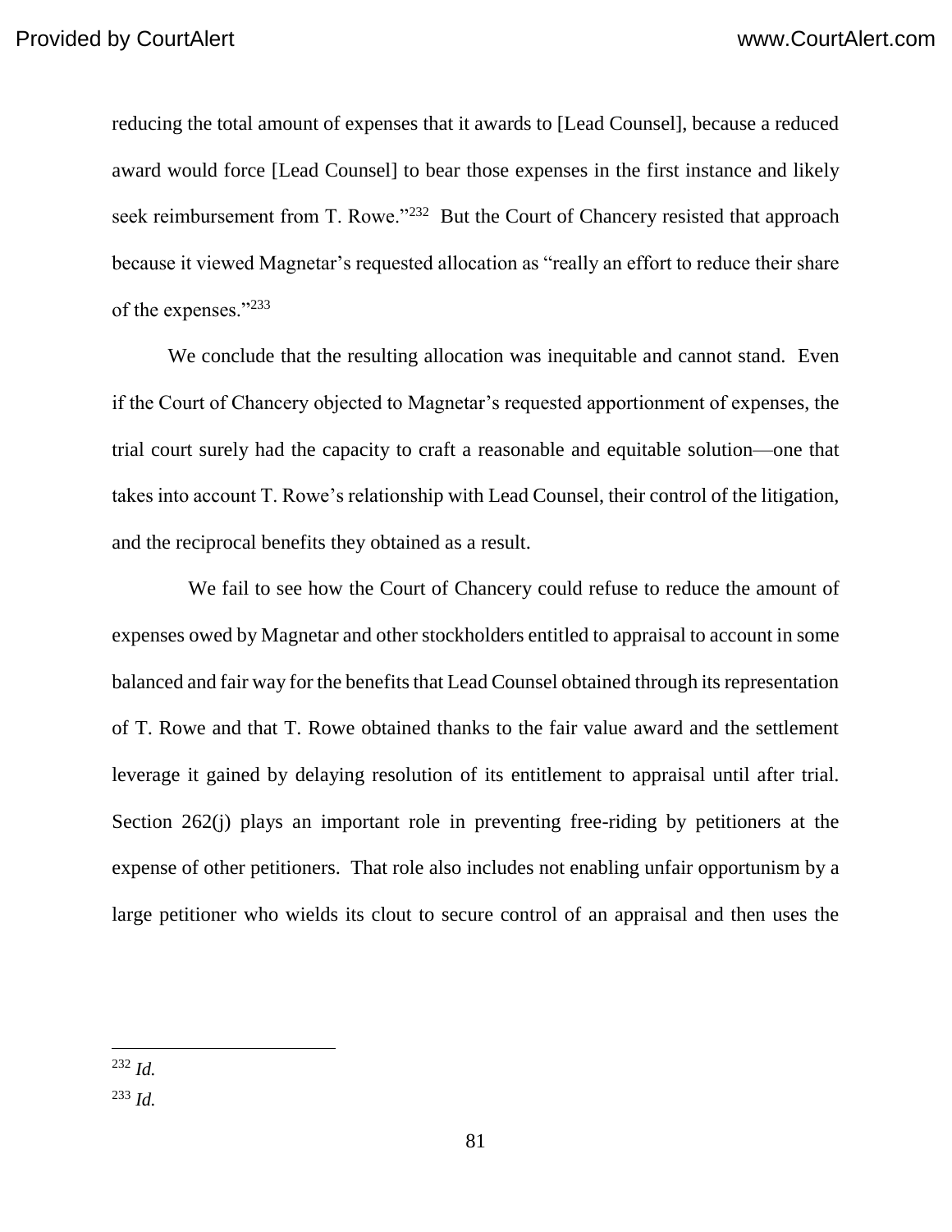reducing the total amount of expenses that it awards to [Lead Counsel], because a reduced award would force [Lead Counsel] to bear those expenses in the first instance and likely seek reimbursement from T. Rowe."[232] But the Court of Chancery resisted that approach because it viewed Magnetar's requested allocation as "really an effort to reduce their share of the expenses."[233]

We conclude that the resulting allocation was inequitable and cannot stand. Even if the Court of Chancery objected to Magnetar's requested apportionment of expenses, the trial court surely had the capacity to craft a reasonable and equitable solution—one that takes into account T. Rowe's relationship with Lead Counsel, their control of the litigation, and the reciprocal benefits they obtained as a result.

We fail to see how the Court of Chancery could refuse to reduce the amount of expenses owed by Magnetar and other stockholders entitled to appraisal to account in some balanced and fair way for the benefits that Lead Counsel obtained through its representation of T. Rowe and that T. Rowe obtained thanks to the fair value award and the settlement leverage it gained by delaying resolution of its entitlement to appraisal until after trial. Section 262(j) plays an important role in preventing free-riding by petitioners at the expense of other petitioners. That role also includes not enabling unfair opportunism by a large petitioner who wields its clout to secure control of an appraisal and then uses the

---

[232] *Id.*

[233] *Id.*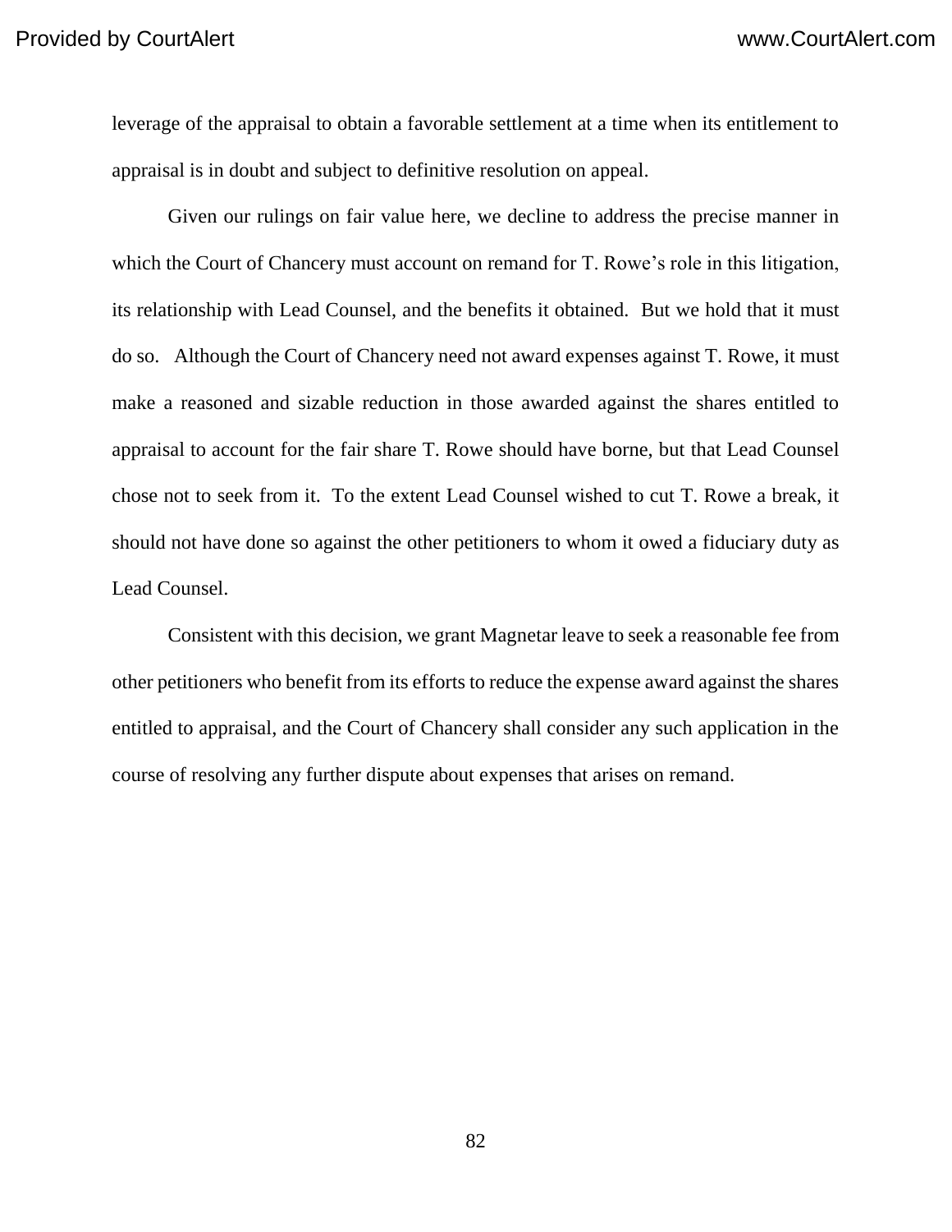leverage of the appraisal to obtain a favorable settlement at a time when its entitlement to appraisal is in doubt and subject to definitive resolution on appeal.

Given our rulings on fair value here, we decline to address the precise manner in which the Court of Chancery must account on remand for T. Rowe's role in this litigation, its relationship with Lead Counsel, and the benefits it obtained. But we hold that it must do so. Although the Court of Chancery need not award expenses against T. Rowe, it must make a reasoned and sizable reduction in those awarded against the shares entitled to appraisal to account for the fair share T. Rowe should have borne, but that Lead Counsel chose not to seek from it. To the extent Lead Counsel wished to cut T. Rowe a break, it should not have done so against the other petitioners to whom it owed a fiduciary duty as Lead Counsel.

Consistent with this decision, we grant Magnetar leave to seek a reasonable fee from other petitioners who benefit from its efforts to reduce the expense award against the shares entitled to appraisal, and the Court of Chancery shall consider any such application in the course of resolving any further dispute about expenses that arises on remand.